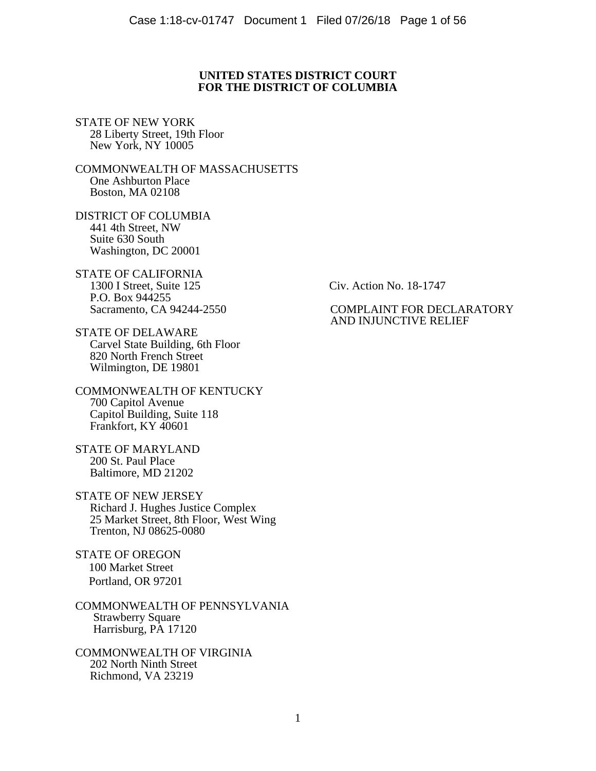**UNITED STATES DISTRICT COURT**
**FOR THE DISTRICT OF COLUMBIA**

STATE OF NEW YORK
28 Liberty Street, 19th Floor
New York, NY 10005

COMMONWEALTH OF MASSACHUSETTS
One Ashburton Place
Boston, MA 02108

DISTRICT OF COLUMBIA
441 4th Street, NW
Suite 630 South
Washington, DC 20001

STATE OF CALIFORNIA
1300 I Street, Suite 125
P.O. Box 944255
Sacramento, CA 94244-2550

Civ. Action No. 18-1747

COMPLAINT FOR DECLARATORY AND INJUNCTIVE RELIEF

STATE OF DELAWARE
Carvel State Building, 6th Floor
820 North French Street
Wilmington, DE 19801

COMMONWEALTH OF KENTUCKY
700 Capitol Avenue
Capitol Building, Suite 118
Frankfort, KY 40601

STATE OF MARYLAND
200 St. Paul Place
Baltimore, MD 21202

STATE OF NEW JERSEY
Richard J. Hughes Justice Complex
25 Market Street, 8th Floor, West Wing
Trenton, NJ 08625-0080

STATE OF OREGON
100 Market Street
Portland, OR 97201

COMMONWEALTH OF PENNSYLVANIA
Strawberry Square
Harrisburg, PA 17120

COMMONWEALTH OF VIRGINIA
202 North Ninth Street
Richmond, VA 23219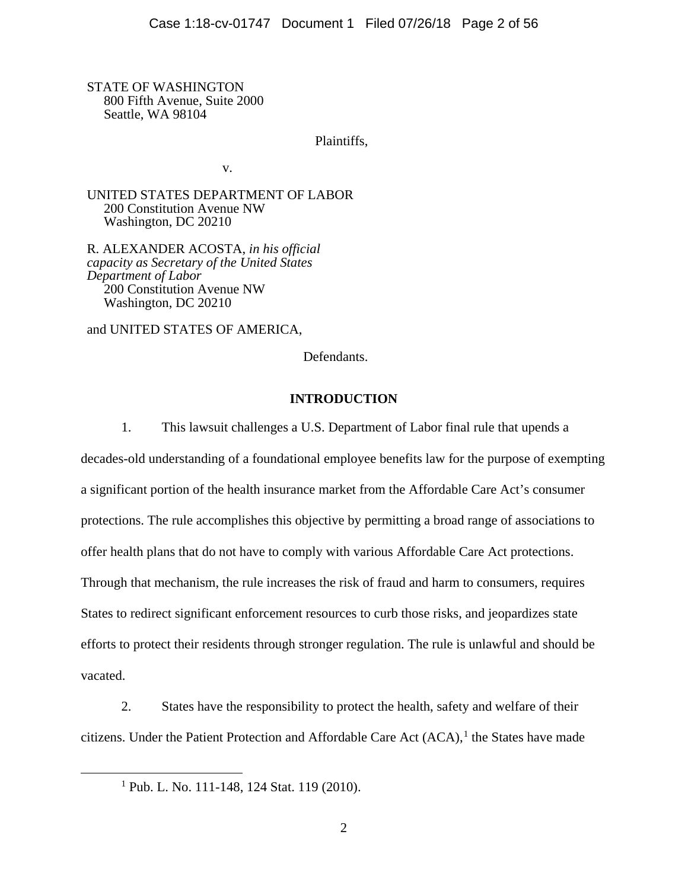STATE OF WASHINGTON
800 Fifth Avenue, Suite 2000
Seattle, WA 98104

Plaintiffs,

v.

UNITED STATES DEPARTMENT OF LABOR
200 Constitution Avenue NW
Washington, DC 20210

R. ALEXANDER ACOSTA, *in his official capacity as Secretary of the United States Department of Labor*
200 Constitution Avenue NW
Washington, DC 20210

and UNITED STATES OF AMERICA,

Defendants.

## INTRODUCTION

1. This lawsuit challenges a U.S. Department of Labor final rule that upends a decades-old understanding of a foundational employee benefits law for the purpose of exempting a significant portion of the health insurance market from the Affordable Care Act's consumer protections. The rule accomplishes this objective by permitting a broad range of associations to offer health plans that do not have to comply with various Affordable Care Act protections. Through that mechanism, the rule increases the risk of fraud and harm to consumers, requires States to redirect significant enforcement resources to curb those risks, and jeopardizes state efforts to protect their residents through stronger regulation. The rule is unlawful and should be vacated.

2. States have the responsibility to protect the health, safety and welfare of their citizens. Under the Patient Protection and Affordable Care Act (ACA),[1] the States have made

[1] Pub. L. No. 111-148, 124 Stat. 119 (2010).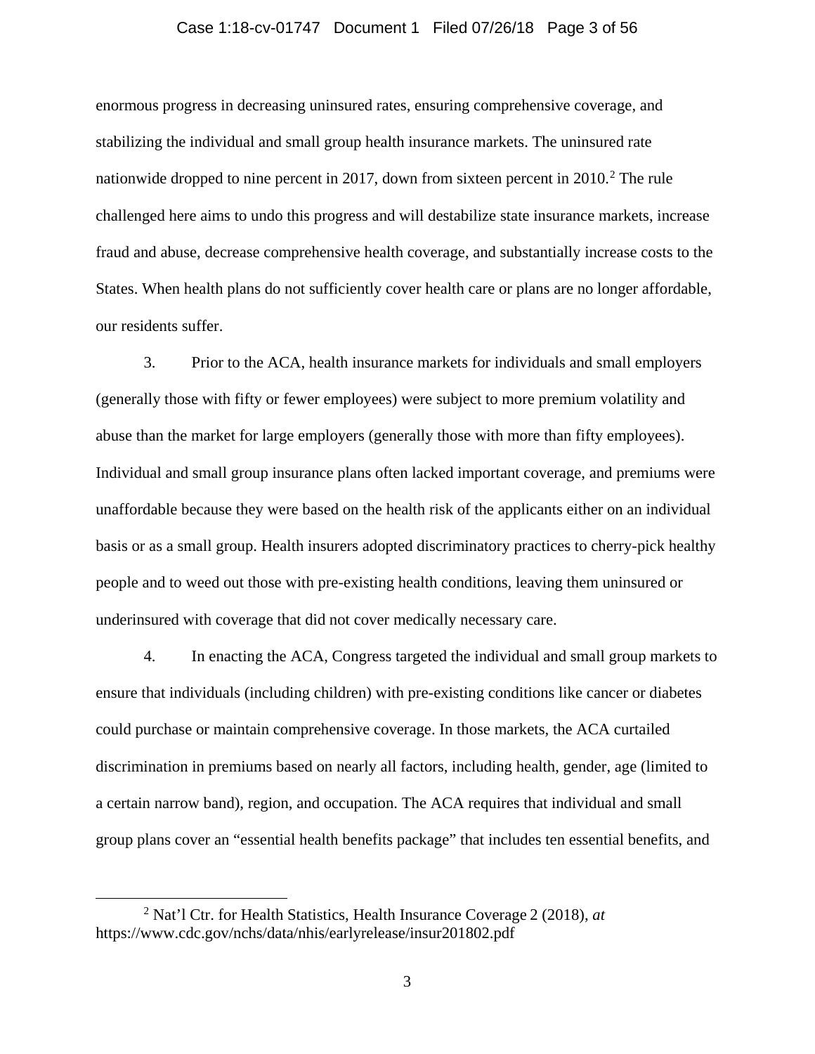enormous progress in decreasing uninsured rates, ensuring comprehensive coverage, and stabilizing the individual and small group health insurance markets. The uninsured rate nationwide dropped to nine percent in 2017, down from sixteen percent in 2010.[2] The rule challenged here aims to undo this progress and will destabilize state insurance markets, increase fraud and abuse, decrease comprehensive health coverage, and substantially increase costs to the States. When health plans do not sufficiently cover health care or plans are no longer affordable, our residents suffer.

3. Prior to the ACA, health insurance markets for individuals and small employers (generally those with fifty or fewer employees) were subject to more premium volatility and abuse than the market for large employers (generally those with more than fifty employees). Individual and small group insurance plans often lacked important coverage, and premiums were unaffordable because they were based on the health risk of the applicants either on an individual basis or as a small group. Health insurers adopted discriminatory practices to cherry-pick healthy people and to weed out those with pre-existing health conditions, leaving them uninsured or underinsured with coverage that did not cover medically necessary care.

4. In enacting the ACA, Congress targeted the individual and small group markets to ensure that individuals (including children) with pre-existing conditions like cancer or diabetes could purchase or maintain comprehensive coverage. In those markets, the ACA curtailed discrimination in premiums based on nearly all factors, including health, gender, age (limited to a certain narrow band), region, and occupation. The ACA requires that individual and small group plans cover an "essential health benefits package" that includes ten essential benefits, and

---

[2] Nat'l Ctr. for Health Statistics, Health Insurance Coverage 2 (2018), *at* https://www.cdc.gov/nchs/data/nhis/earlyrelease/insur201802.pdf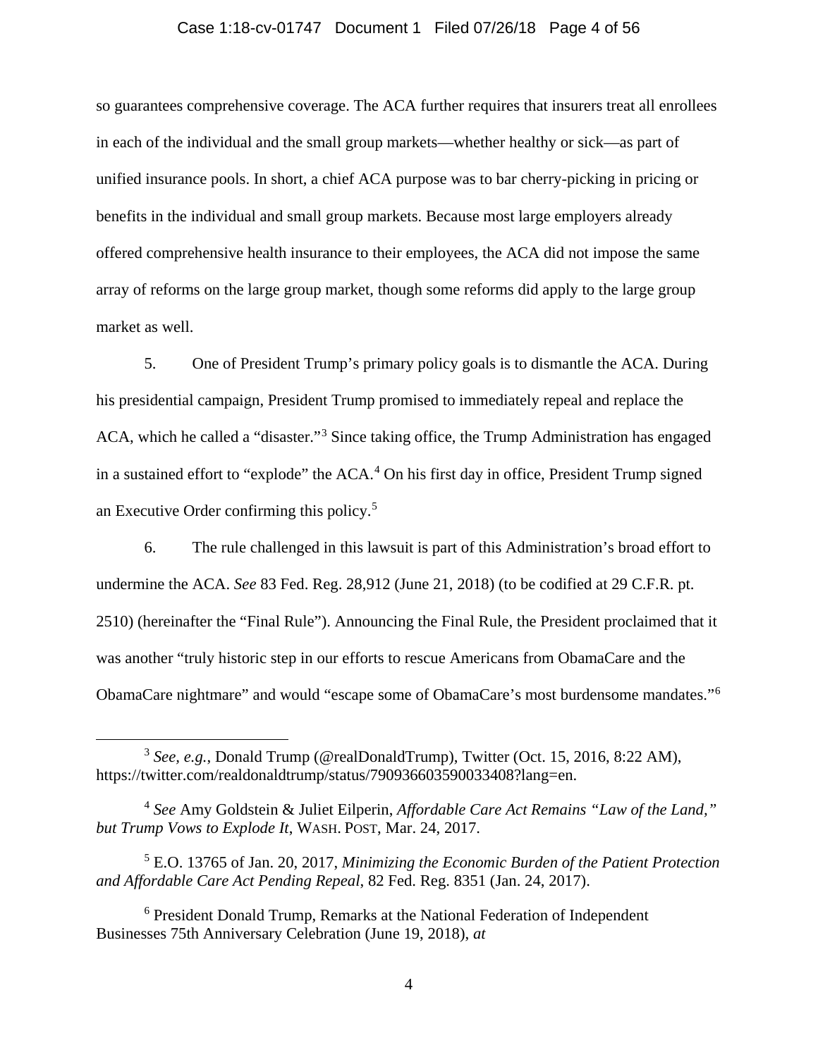so guarantees comprehensive coverage. The ACA further requires that insurers treat all enrollees in each of the individual and the small group markets—whether healthy or sick—as part of unified insurance pools. In short, a chief ACA purpose was to bar cherry-picking in pricing or benefits in the individual and small group markets. Because most large employers already offered comprehensive health insurance to their employees, the ACA did not impose the same array of reforms on the large group market, though some reforms did apply to the large group market as well.

5. One of President Trump's primary policy goals is to dismantle the ACA. During his presidential campaign, President Trump promised to immediately repeal and replace the ACA, which he called a "disaster."[3] Since taking office, the Trump Administration has engaged in a sustained effort to "explode" the ACA.[4] On his first day in office, President Trump signed an Executive Order confirming this policy.[5]

6. The rule challenged in this lawsuit is part of this Administration's broad effort to undermine the ACA. *See* 83 Fed. Reg. 28,912 (June 21, 2018) (to be codified at 29 C.F.R. pt. 2510) (hereinafter the "Final Rule"). Announcing the Final Rule, the President proclaimed that it was another "truly historic step in our efforts to rescue Americans from ObamaCare and the ObamaCare nightmare" and would "escape some of ObamaCare's most burdensome mandates."[6]

---

[3] *See, e.g.*, Donald Trump (@realDonaldTrump), Twitter (Oct. 15, 2016, 8:22 AM), https://twitter.com/realdonaldtrump/status/790936603590033408?lang=en.

[4] *See* Amy Goldstein & Juliet Eilperin, *Affordable Care Act Remains "Law of the Land," but Trump Vows to Explode It*, WASH. POST, Mar. 24, 2017.

[5] E.O. 13765 of Jan. 20, 2017, *Minimizing the Economic Burden of the Patient Protection and Affordable Care Act Pending Repeal*, 82 Fed. Reg. 8351 (Jan. 24, 2017).

[6] President Donald Trump, Remarks at the National Federation of Independent Businesses 75th Anniversary Celebration (June 19, 2018), *at*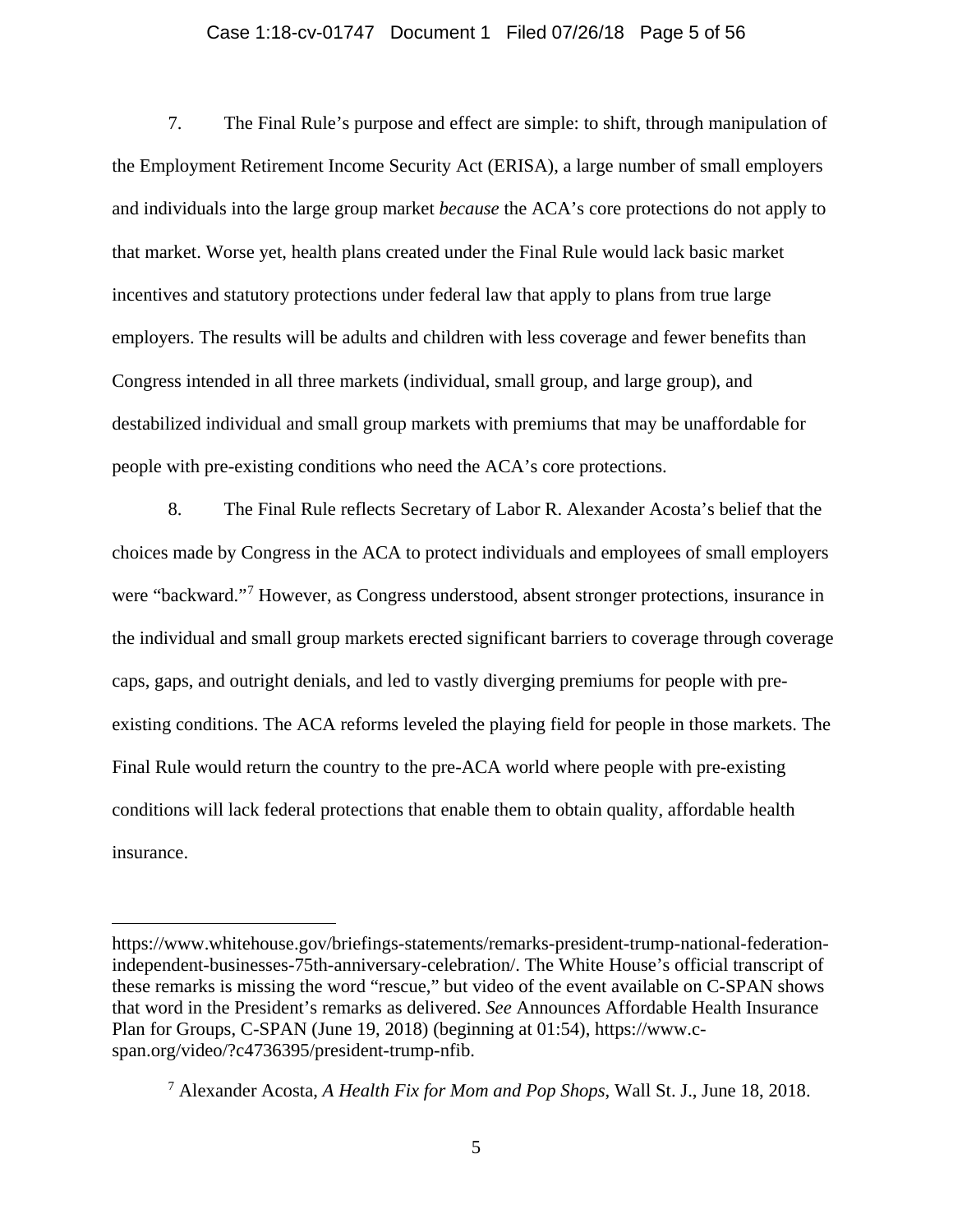7. The Final Rule's purpose and effect are simple: to shift, through manipulation of the Employment Retirement Income Security Act (ERISA), a large number of small employers and individuals into the large group market *because* the ACA's core protections do not apply to that market. Worse yet, health plans created under the Final Rule would lack basic market incentives and statutory protections under federal law that apply to plans from true large employers. The results will be adults and children with less coverage and fewer benefits than Congress intended in all three markets (individual, small group, and large group), and destabilized individual and small group markets with premiums that may be unaffordable for people with pre-existing conditions who need the ACA's core protections.

8. The Final Rule reflects Secretary of Labor R. Alexander Acosta's belief that the choices made by Congress in the ACA to protect individuals and employees of small employers were "backward."[7] However, as Congress understood, absent stronger protections, insurance in the individual and small group markets erected significant barriers to coverage through coverage caps, gaps, and outright denials, and led to vastly diverging premiums for people with pre-existing conditions. The ACA reforms leveled the playing field for people in those markets. The Final Rule would return the country to the pre-ACA world where people with pre-existing conditions will lack federal protections that enable them to obtain quality, affordable health insurance.

---

https://www.whitehouse.gov/briefings-statements/remarks-president-trump-national-federation-independent-businesses-75th-anniversary-celebration/. The White House's official transcript of these remarks is missing the word "rescue," but video of the event available on C-SPAN shows that word in the President's remarks as delivered. *See* Announces Affordable Health Insurance Plan for Groups, C-SPAN (June 19, 2018) (beginning at 01:54), https://www.c-span.org/video/?c4736395/president-trump-nfib.

[7] Alexander Acosta, *A Health Fix for Mom and Pop Shops*, Wall St. J., June 18, 2018.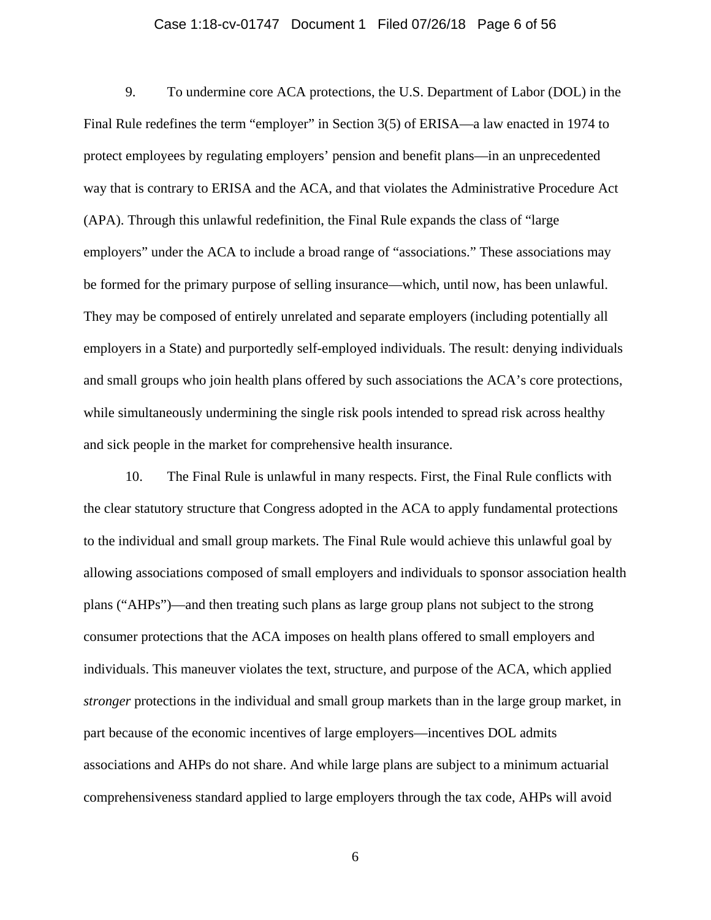9. To undermine core ACA protections, the U.S. Department of Labor (DOL) in the Final Rule redefines the term "employer" in Section 3(5) of ERISA—a law enacted in 1974 to protect employees by regulating employers' pension and benefit plans—in an unprecedented way that is contrary to ERISA and the ACA, and that violates the Administrative Procedure Act (APA). Through this unlawful redefinition, the Final Rule expands the class of "large employers" under the ACA to include a broad range of "associations." These associations may be formed for the primary purpose of selling insurance—which, until now, has been unlawful. They may be composed of entirely unrelated and separate employers (including potentially all employers in a State) and purportedly self-employed individuals. The result: denying individuals and small groups who join health plans offered by such associations the ACA's core protections, while simultaneously undermining the single risk pools intended to spread risk across healthy and sick people in the market for comprehensive health insurance.

10. The Final Rule is unlawful in many respects. First, the Final Rule conflicts with the clear statutory structure that Congress adopted in the ACA to apply fundamental protections to the individual and small group markets. The Final Rule would achieve this unlawful goal by allowing associations composed of small employers and individuals to sponsor association health plans ("AHPs")—and then treating such plans as large group plans not subject to the strong consumer protections that the ACA imposes on health plans offered to small employers and individuals. This maneuver violates the text, structure, and purpose of the ACA, which applied *stronger* protections in the individual and small group markets than in the large group market, in part because of the economic incentives of large employers—incentives DOL admits associations and AHPs do not share. And while large plans are subject to a minimum actuarial comprehensiveness standard applied to large employers through the tax code, AHPs will avoid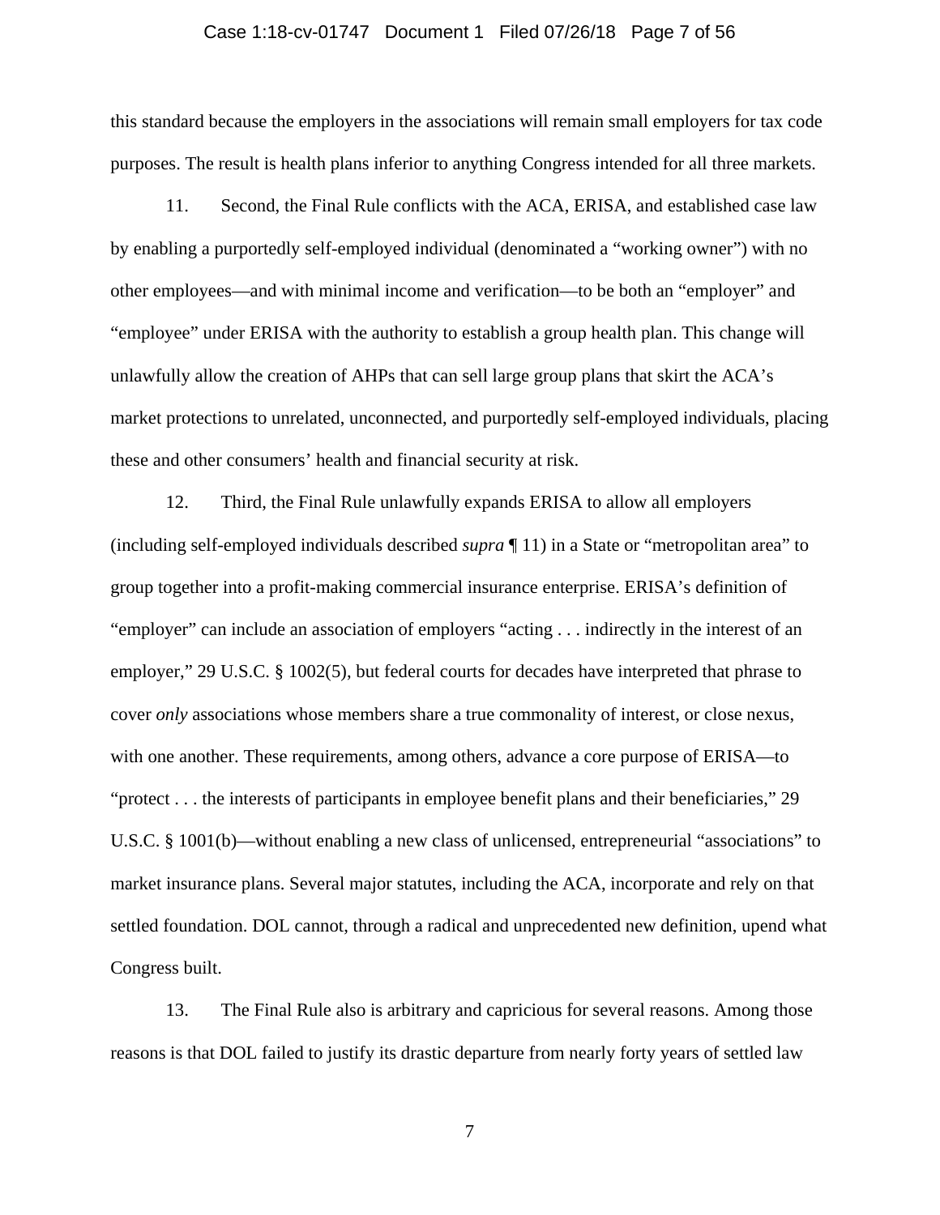this standard because the employers in the associations will remain small employers for tax code purposes. The result is health plans inferior to anything Congress intended for all three markets.

11. Second, the Final Rule conflicts with the ACA, ERISA, and established case law by enabling a purportedly self-employed individual (denominated a "working owner") with no other employees—and with minimal income and verification—to be both an "employer" and "employee" under ERISA with the authority to establish a group health plan. This change will unlawfully allow the creation of AHPs that can sell large group plans that skirt the ACA's market protections to unrelated, unconnected, and purportedly self-employed individuals, placing these and other consumers' health and financial security at risk.

12. Third, the Final Rule unlawfully expands ERISA to allow all employers (including self-employed individuals described *supra* ¶ 11) in a State or "metropolitan area" to group together into a profit-making commercial insurance enterprise. ERISA's definition of "employer" can include an association of employers "acting . . . indirectly in the interest of an employer," 29 U.S.C. § 1002(5), but federal courts for decades have interpreted that phrase to cover *only* associations whose members share a true commonality of interest, or close nexus, with one another. These requirements, among others, advance a core purpose of ERISA—to "protect . . . the interests of participants in employee benefit plans and their beneficiaries," 29 U.S.C. § 1001(b)—without enabling a new class of unlicensed, entrepreneurial "associations" to market insurance plans. Several major statutes, including the ACA, incorporate and rely on that settled foundation. DOL cannot, through a radical and unprecedented new definition, upend what Congress built.

13. The Final Rule also is arbitrary and capricious for several reasons. Among those reasons is that DOL failed to justify its drastic departure from nearly forty years of settled law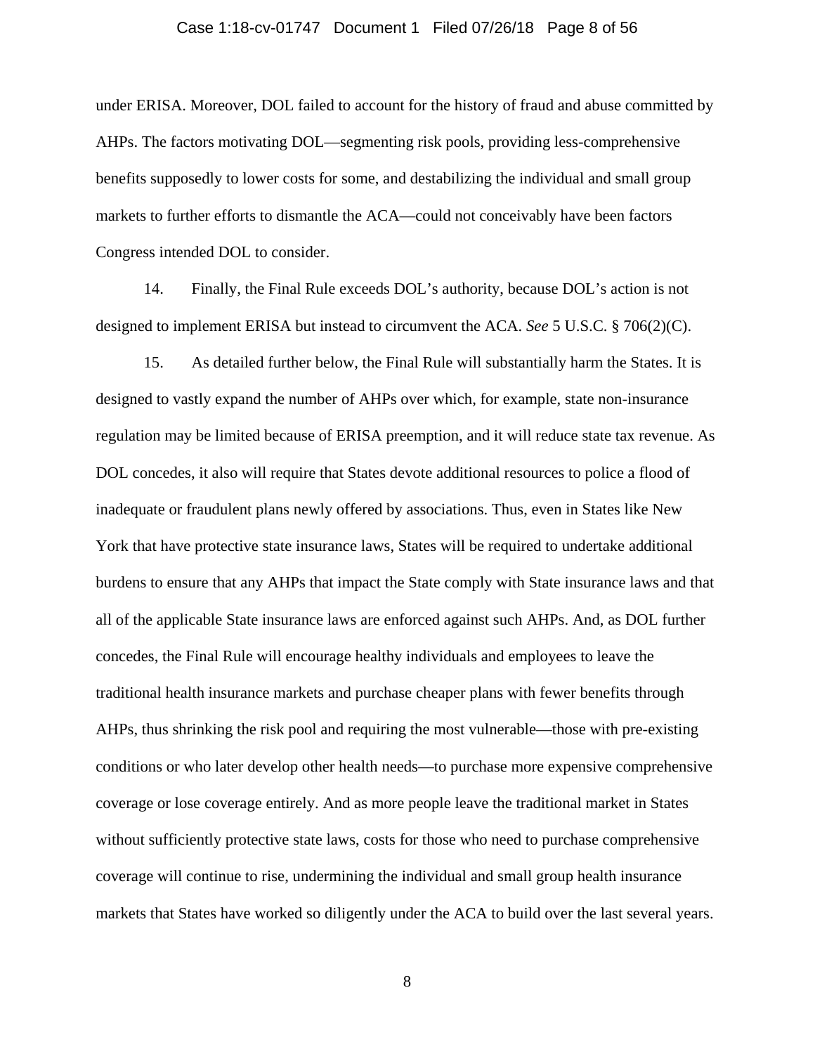under ERISA. Moreover, DOL failed to account for the history of fraud and abuse committed by AHPs. The factors motivating DOL—segmenting risk pools, providing less-comprehensive benefits supposedly to lower costs for some, and destabilizing the individual and small group markets to further efforts to dismantle the ACA—could not conceivably have been factors Congress intended DOL to consider.

14. Finally, the Final Rule exceeds DOL's authority, because DOL's action is not designed to implement ERISA but instead to circumvent the ACA. *See* 5 U.S.C. § 706(2)(C).

15. As detailed further below, the Final Rule will substantially harm the States. It is designed to vastly expand the number of AHPs over which, for example, state non-insurance regulation may be limited because of ERISA preemption, and it will reduce state tax revenue. As DOL concedes, it also will require that States devote additional resources to police a flood of inadequate or fraudulent plans newly offered by associations. Thus, even in States like New York that have protective state insurance laws, States will be required to undertake additional burdens to ensure that any AHPs that impact the State comply with State insurance laws and that all of the applicable State insurance laws are enforced against such AHPs. And, as DOL further concedes, the Final Rule will encourage healthy individuals and employees to leave the traditional health insurance markets and purchase cheaper plans with fewer benefits through AHPs, thus shrinking the risk pool and requiring the most vulnerable—those with pre-existing conditions or who later develop other health needs—to purchase more expensive comprehensive coverage or lose coverage entirely. And as more people leave the traditional market in States without sufficiently protective state laws, costs for those who need to purchase comprehensive coverage will continue to rise, undermining the individual and small group health insurance markets that States have worked so diligently under the ACA to build over the last several years.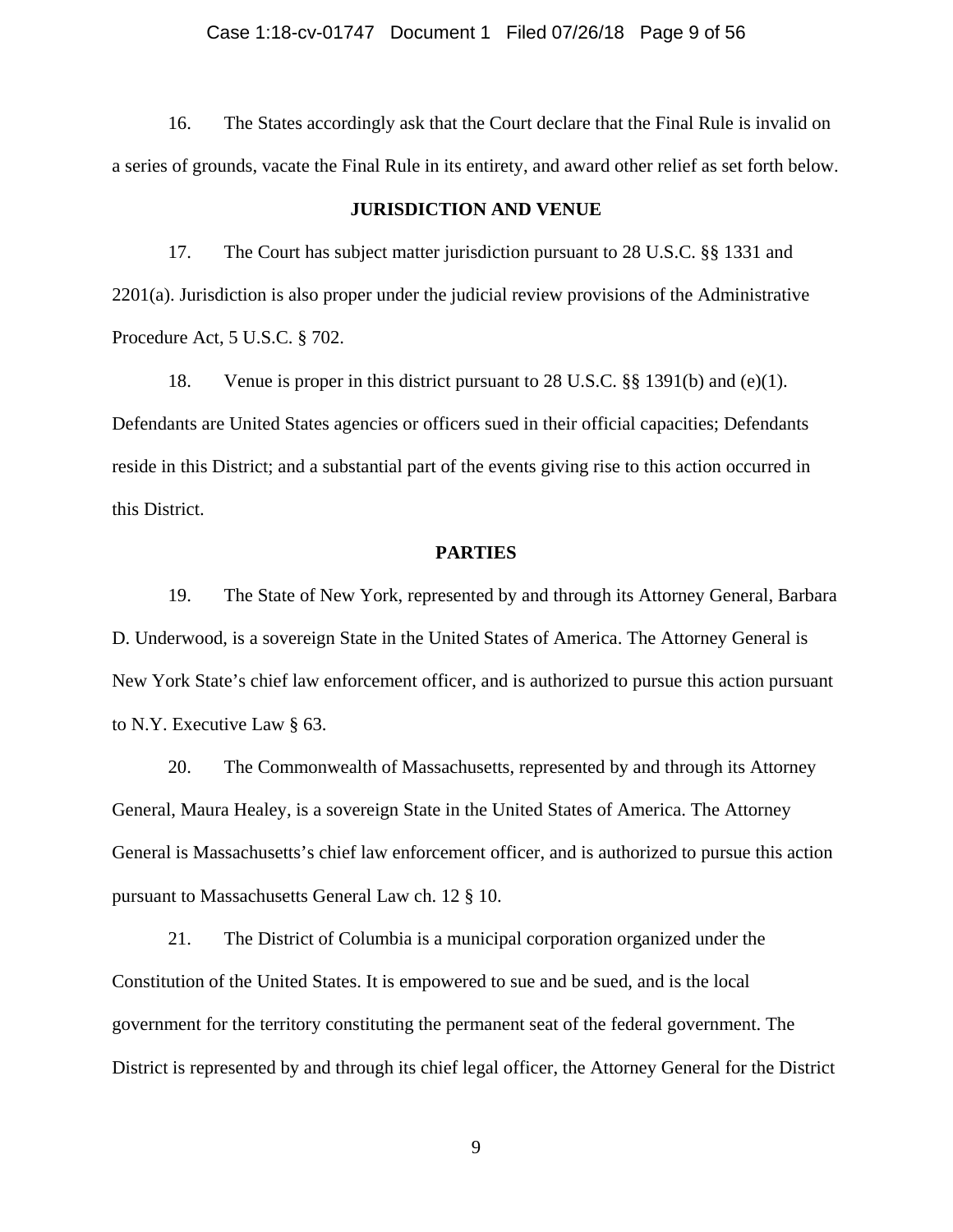16. The States accordingly ask that the Court declare that the Final Rule is invalid on a series of grounds, vacate the Final Rule in its entirety, and award other relief as set forth below.

## JURISDICTION AND VENUE

17. The Court has subject matter jurisdiction pursuant to 28 U.S.C. §§ 1331 and 2201(a). Jurisdiction is also proper under the judicial review provisions of the Administrative Procedure Act, 5 U.S.C. § 702.

18. Venue is proper in this district pursuant to 28 U.S.C. §§ 1391(b) and (e)(1). Defendants are United States agencies or officers sued in their official capacities; Defendants reside in this District; and a substantial part of the events giving rise to this action occurred in this District.

## PARTIES

19. The State of New York, represented by and through its Attorney General, Barbara D. Underwood, is a sovereign State in the United States of America. The Attorney General is New York State's chief law enforcement officer, and is authorized to pursue this action pursuant to N.Y. Executive Law § 63.

20. The Commonwealth of Massachusetts, represented by and through its Attorney General, Maura Healey, is a sovereign State in the United States of America. The Attorney General is Massachusetts's chief law enforcement officer, and is authorized to pursue this action pursuant to Massachusetts General Law ch. 12 § 10.

21. The District of Columbia is a municipal corporation organized under the Constitution of the United States. It is empowered to sue and be sued, and is the local government for the territory constituting the permanent seat of the federal government. The District is represented by and through its chief legal officer, the Attorney General for the District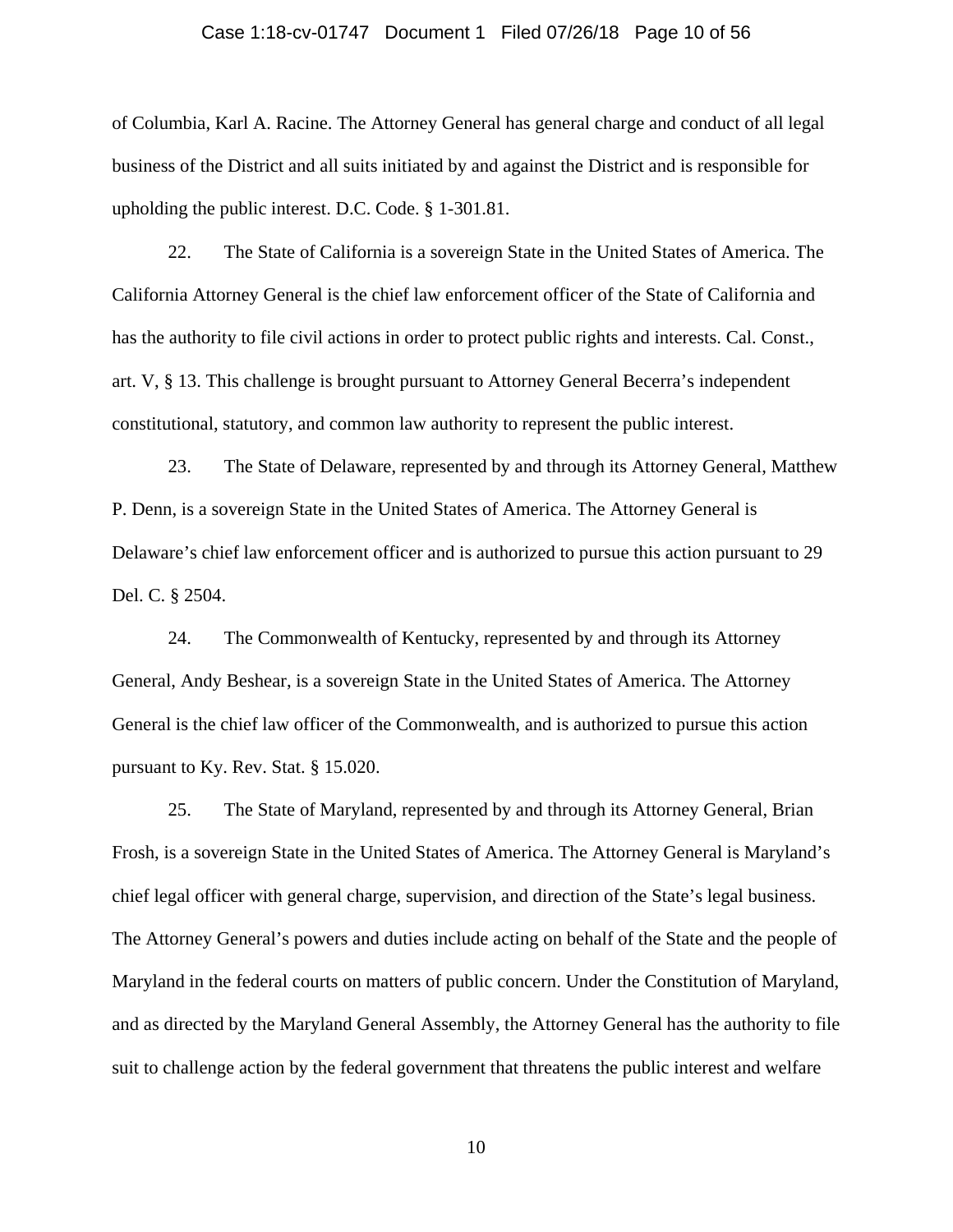of Columbia, Karl A. Racine. The Attorney General has general charge and conduct of all legal business of the District and all suits initiated by and against the District and is responsible for upholding the public interest. D.C. Code. § 1-301.81.

22. The State of California is a sovereign State in the United States of America. The California Attorney General is the chief law enforcement officer of the State of California and has the authority to file civil actions in order to protect public rights and interests. Cal. Const., art. V, § 13. This challenge is brought pursuant to Attorney General Becerra's independent constitutional, statutory, and common law authority to represent the public interest.

23. The State of Delaware, represented by and through its Attorney General, Matthew P. Denn, is a sovereign State in the United States of America. The Attorney General is Delaware's chief law enforcement officer and is authorized to pursue this action pursuant to 29 Del. C. § 2504.

24. The Commonwealth of Kentucky, represented by and through its Attorney General, Andy Beshear, is a sovereign State in the United States of America. The Attorney General is the chief law officer of the Commonwealth, and is authorized to pursue this action pursuant to Ky. Rev. Stat. § 15.020.

25. The State of Maryland, represented by and through its Attorney General, Brian Frosh, is a sovereign State in the United States of America. The Attorney General is Maryland's chief legal officer with general charge, supervision, and direction of the State's legal business. The Attorney General's powers and duties include acting on behalf of the State and the people of Maryland in the federal courts on matters of public concern. Under the Constitution of Maryland, and as directed by the Maryland General Assembly, the Attorney General has the authority to file suit to challenge action by the federal government that threatens the public interest and welfare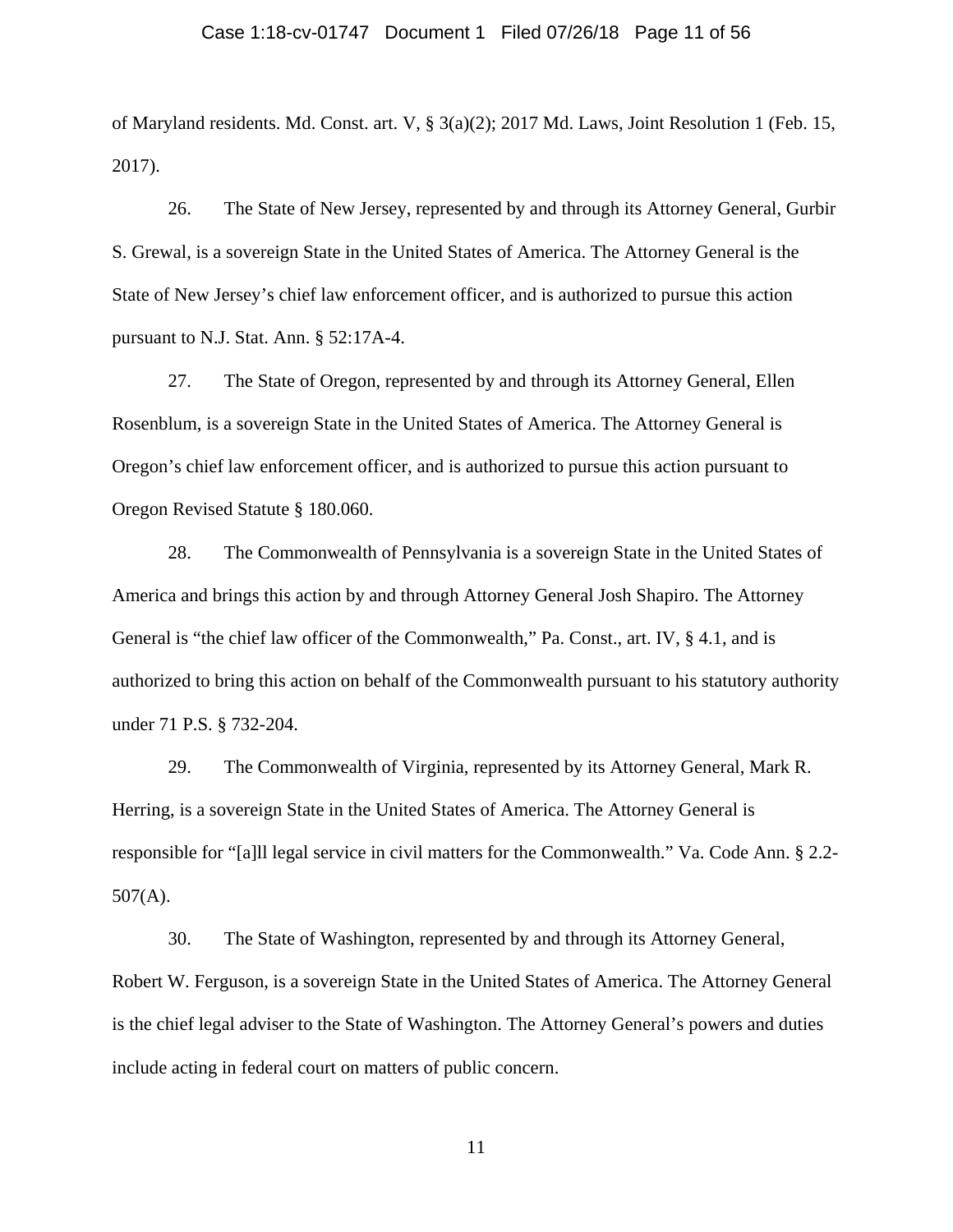of Maryland residents. Md. Const. art. V, § 3(a)(2); 2017 Md. Laws, Joint Resolution 1 (Feb. 15, 2017).

26. The State of New Jersey, represented by and through its Attorney General, Gurbir S. Grewal, is a sovereign State in the United States of America. The Attorney General is the State of New Jersey's chief law enforcement officer, and is authorized to pursue this action pursuant to N.J. Stat. Ann. § 52:17A-4.

27. The State of Oregon, represented by and through its Attorney General, Ellen Rosenblum, is a sovereign State in the United States of America. The Attorney General is Oregon's chief law enforcement officer, and is authorized to pursue this action pursuant to Oregon Revised Statute § 180.060.

28. The Commonwealth of Pennsylvania is a sovereign State in the United States of America and brings this action by and through Attorney General Josh Shapiro. The Attorney General is "the chief law officer of the Commonwealth," Pa. Const., art. IV, § 4.1, and is authorized to bring this action on behalf of the Commonwealth pursuant to his statutory authority under 71 P.S. § 732-204.

29. The Commonwealth of Virginia, represented by its Attorney General, Mark R. Herring, is a sovereign State in the United States of America. The Attorney General is responsible for "[a]ll legal service in civil matters for the Commonwealth." Va. Code Ann. § 2.2-507(A).

30. The State of Washington, represented by and through its Attorney General, Robert W. Ferguson, is a sovereign State in the United States of America. The Attorney General is the chief legal adviser to the State of Washington. The Attorney General's powers and duties include acting in federal court on matters of public concern.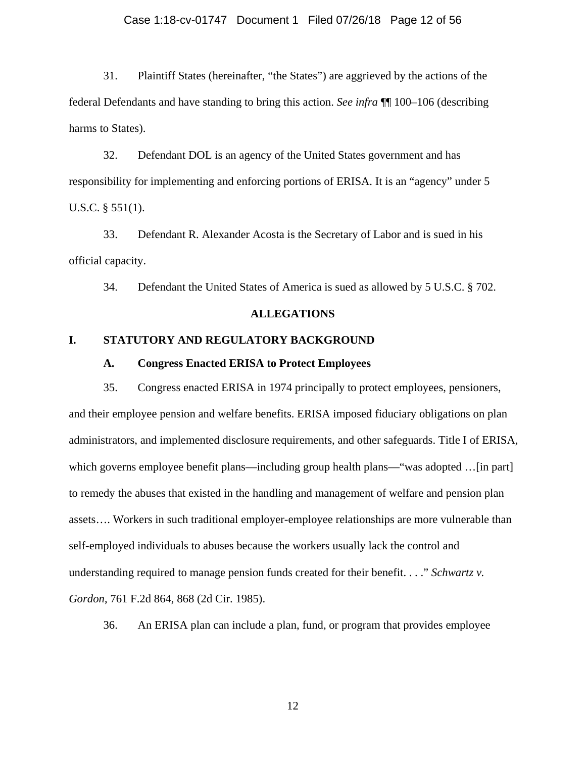31. Plaintiff States (hereinafter, "the States") are aggrieved by the actions of the federal Defendants and have standing to bring this action. *See infra* ¶¶ 100–106 (describing harms to States).

32. Defendant DOL is an agency of the United States government and has responsibility for implementing and enforcing portions of ERISA. It is an "agency" under 5 U.S.C. § 551(1).

33. Defendant R. Alexander Acosta is the Secretary of Labor and is sued in his official capacity.

34. Defendant the United States of America is sued as allowed by 5 U.S.C. § 702.

## ALLEGATIONS

## I. STATUTORY AND REGULATORY BACKGROUND

### A. Congress Enacted ERISA to Protect Employees

35. Congress enacted ERISA in 1974 principally to protect employees, pensioners, and their employee pension and welfare benefits. ERISA imposed fiduciary obligations on plan administrators, and implemented disclosure requirements, and other safeguards. Title I of ERISA, which governs employee benefit plans—including group health plans—"was adopted …[in part] to remedy the abuses that existed in the handling and management of welfare and pension plan assets…. Workers in such traditional employer-employee relationships are more vulnerable than self-employed individuals to abuses because the workers usually lack the control and understanding required to manage pension funds created for their benefit. . . ." *Schwartz v. Gordon*, 761 F.2d 864, 868 (2d Cir. 1985).

36. An ERISA plan can include a plan, fund, or program that provides employee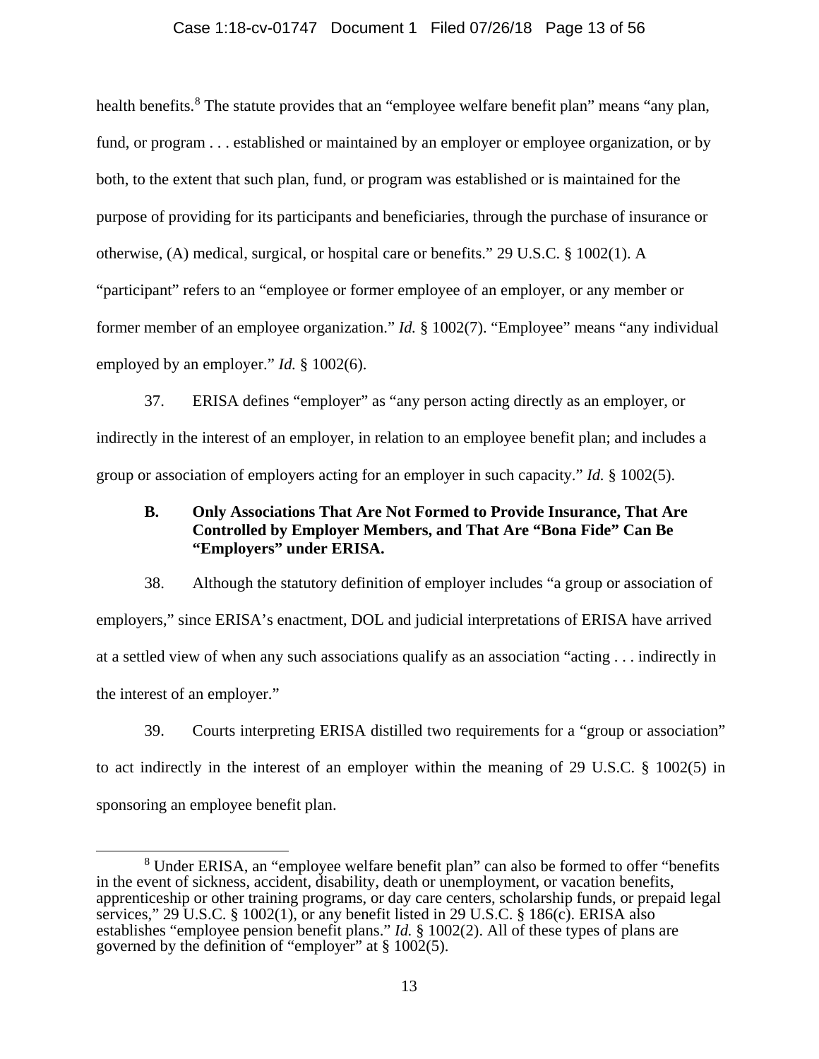health benefits.[8] The statute provides that an "employee welfare benefit plan" means "any plan, fund, or program . . . established or maintained by an employer or employee organization, or by both, to the extent that such plan, fund, or program was established or is maintained for the purpose of providing for its participants and beneficiaries, through the purchase of insurance or otherwise, (A) medical, surgical, or hospital care or benefits." 29 U.S.C. § 1002(1). A "participant" refers to an "employee or former employee of an employer, or any member or former member of an employee organization." *Id.* § 1002(7). "Employee" means "any individual employed by an employer." *Id.* § 1002(6).

37. ERISA defines "employer" as "any person acting directly as an employer, or indirectly in the interest of an employer, in relation to an employee benefit plan; and includes a group or association of employers acting for an employer in such capacity." *Id.* § 1002(5).

### B. Only Associations That Are Not Formed to Provide Insurance, That Are Controlled by Employer Members, and That Are "Bona Fide" Can Be "Employers" under ERISA.

38. Although the statutory definition of employer includes "a group or association of employers," since ERISA's enactment, DOL and judicial interpretations of ERISA have arrived at a settled view of when any such associations qualify as an association "acting . . . indirectly in the interest of an employer."

39. Courts interpreting ERISA distilled two requirements for a "group or association" to act indirectly in the interest of an employer within the meaning of 29 U.S.C. § 1002(5) in sponsoring an employee benefit plan.

[8] Under ERISA, an "employee welfare benefit plan" can also be formed to offer "benefits in the event of sickness, accident, disability, death or unemployment, or vacation benefits, apprenticeship or other training programs, or day care centers, scholarship funds, or prepaid legal services," 29 U.S.C. § 1002(1), or any benefit listed in 29 U.S.C. § 186(c). ERISA also establishes "employee pension benefit plans." *Id.* § 1002(2). All of these types of plans are governed by the definition of "employer" at § 1002(5).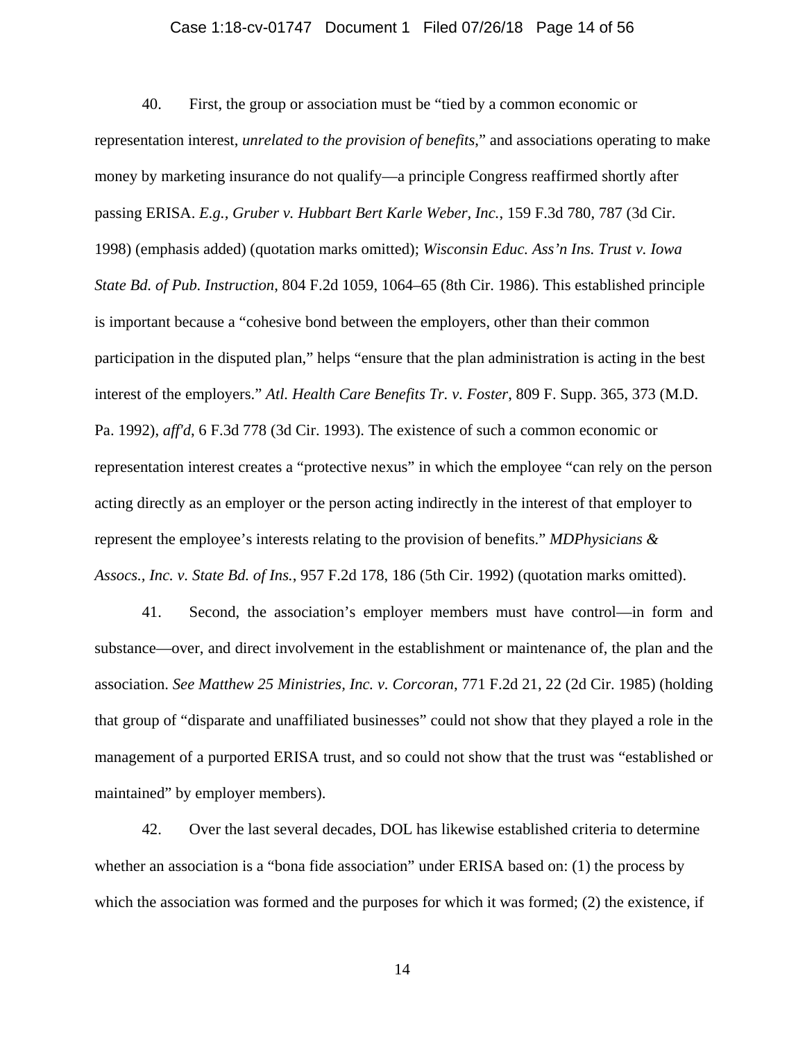40. First, the group or association must be "tied by a common economic or representation interest, *unrelated to the provision of benefits*," and associations operating to make money by marketing insurance do not qualify—a principle Congress reaffirmed shortly after passing ERISA. *E.g., Gruber v. Hubbart Bert Karle Weber, Inc.*, 159 F.3d 780, 787 (3d Cir. 1998) (emphasis added) (quotation marks omitted); *Wisconsin Educ. Ass'n Ins. Trust v. Iowa State Bd. of Pub. Instruction*, 804 F.2d 1059, 1064–65 (8th Cir. 1986). This established principle is important because a "cohesive bond between the employers, other than their common participation in the disputed plan," helps "ensure that the plan administration is acting in the best interest of the employers." *Atl. Health Care Benefits Tr. v. Foster*, 809 F. Supp. 365, 373 (M.D. Pa. 1992), *aff'd*, 6 F.3d 778 (3d Cir. 1993). The existence of such a common economic or representation interest creates a "protective nexus" in which the employee "can rely on the person acting directly as an employer or the person acting indirectly in the interest of that employer to represent the employee's interests relating to the provision of benefits." *MDPhysicians & Assocs., Inc. v. State Bd. of Ins.*, 957 F.2d 178, 186 (5th Cir. 1992) (quotation marks omitted).

41. Second, the association's employer members must have control—in form and substance—over, and direct involvement in the establishment or maintenance of, the plan and the association. *See Matthew 25 Ministries, Inc. v. Corcoran*, 771 F.2d 21, 22 (2d Cir. 1985) (holding that group of "disparate and unaffiliated businesses" could not show that they played a role in the management of a purported ERISA trust, and so could not show that the trust was "established or maintained" by employer members).

42. Over the last several decades, DOL has likewise established criteria to determine whether an association is a "bona fide association" under ERISA based on: (1) the process by which the association was formed and the purposes for which it was formed; (2) the existence, if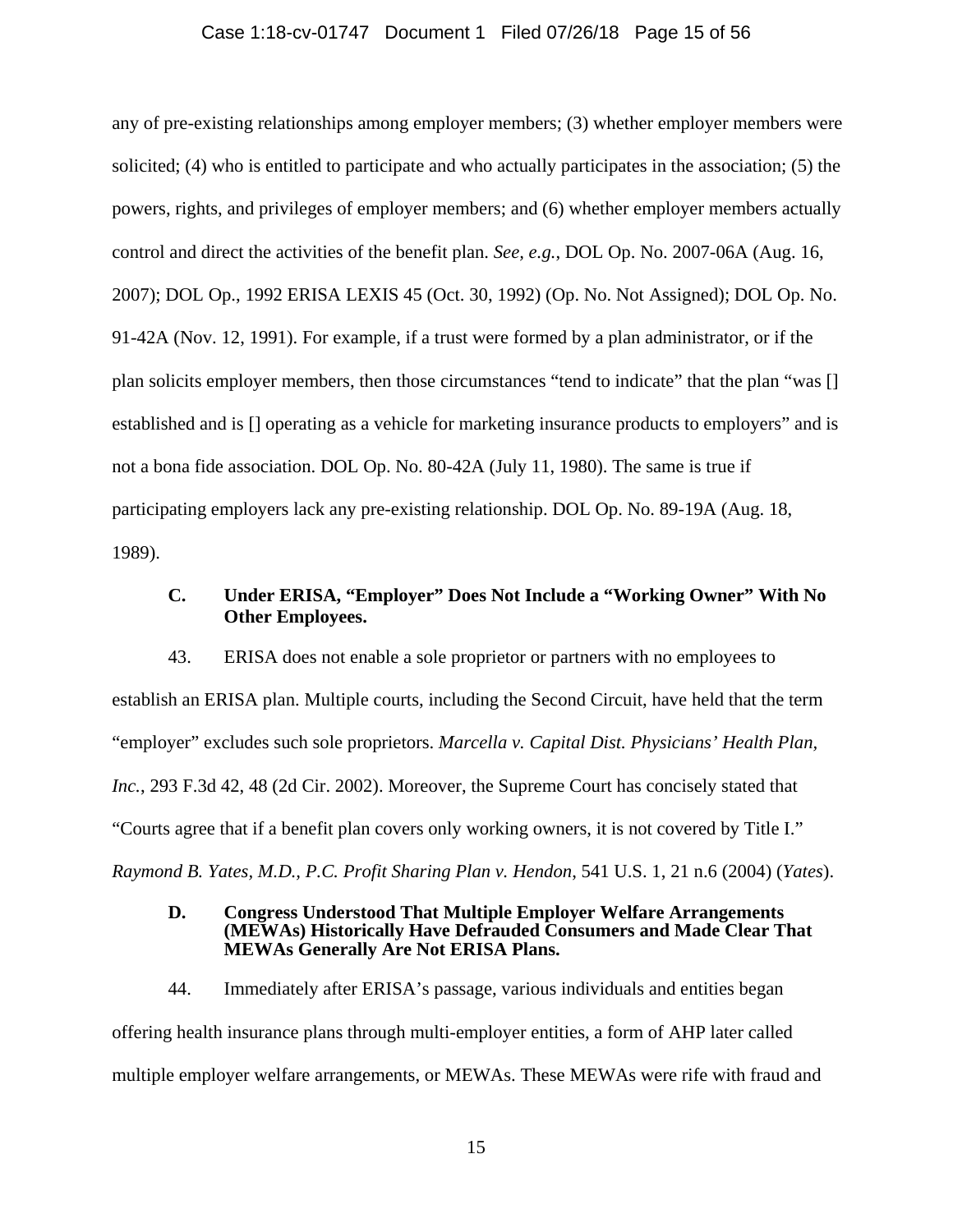any of pre-existing relationships among employer members; (3) whether employer members were solicited; (4) who is entitled to participate and who actually participates in the association; (5) the powers, rights, and privileges of employer members; and (6) whether employer members actually control and direct the activities of the benefit plan. *See, e.g.*, DOL Op. No. 2007-06A (Aug. 16, 2007); DOL Op., 1992 ERISA LEXIS 45 (Oct. 30, 1992) (Op. No. Not Assigned); DOL Op. No. 91-42A (Nov. 12, 1991). For example, if a trust were formed by a plan administrator, or if the plan solicits employer members, then those circumstances "tend to indicate" that the plan "was [] established and is [] operating as a vehicle for marketing insurance products to employers" and is not a bona fide association. DOL Op. No. 80-42A (July 11, 1980). The same is true if participating employers lack any pre-existing relationship. DOL Op. No. 89-19A (Aug. 18, 1989).

### C. Under ERISA, "Employer" Does Not Include a "Working Owner" With No Other Employees.

43. ERISA does not enable a sole proprietor or partners with no employees to establish an ERISA plan. Multiple courts, including the Second Circuit, have held that the term "employer" excludes such sole proprietors. *Marcella v. Capital Dist. Physicians' Health Plan, Inc.*, 293 F.3d 42, 48 (2d Cir. 2002). Moreover, the Supreme Court has concisely stated that "Courts agree that if a benefit plan covers only working owners, it is not covered by Title I." *Raymond B. Yates, M.D., P.C. Profit Sharing Plan v. Hendon*, 541 U.S. 1, 21 n.6 (2004) (*Yates*).

### D. Congress Understood That Multiple Employer Welfare Arrangements (MEWAs) Historically Have Defrauded Consumers and Made Clear That MEWAs Generally Are Not ERISA Plans.

44. Immediately after ERISA's passage, various individuals and entities began offering health insurance plans through multi-employer entities, a form of AHP later called multiple employer welfare arrangements, or MEWAs. These MEWAs were rife with fraud and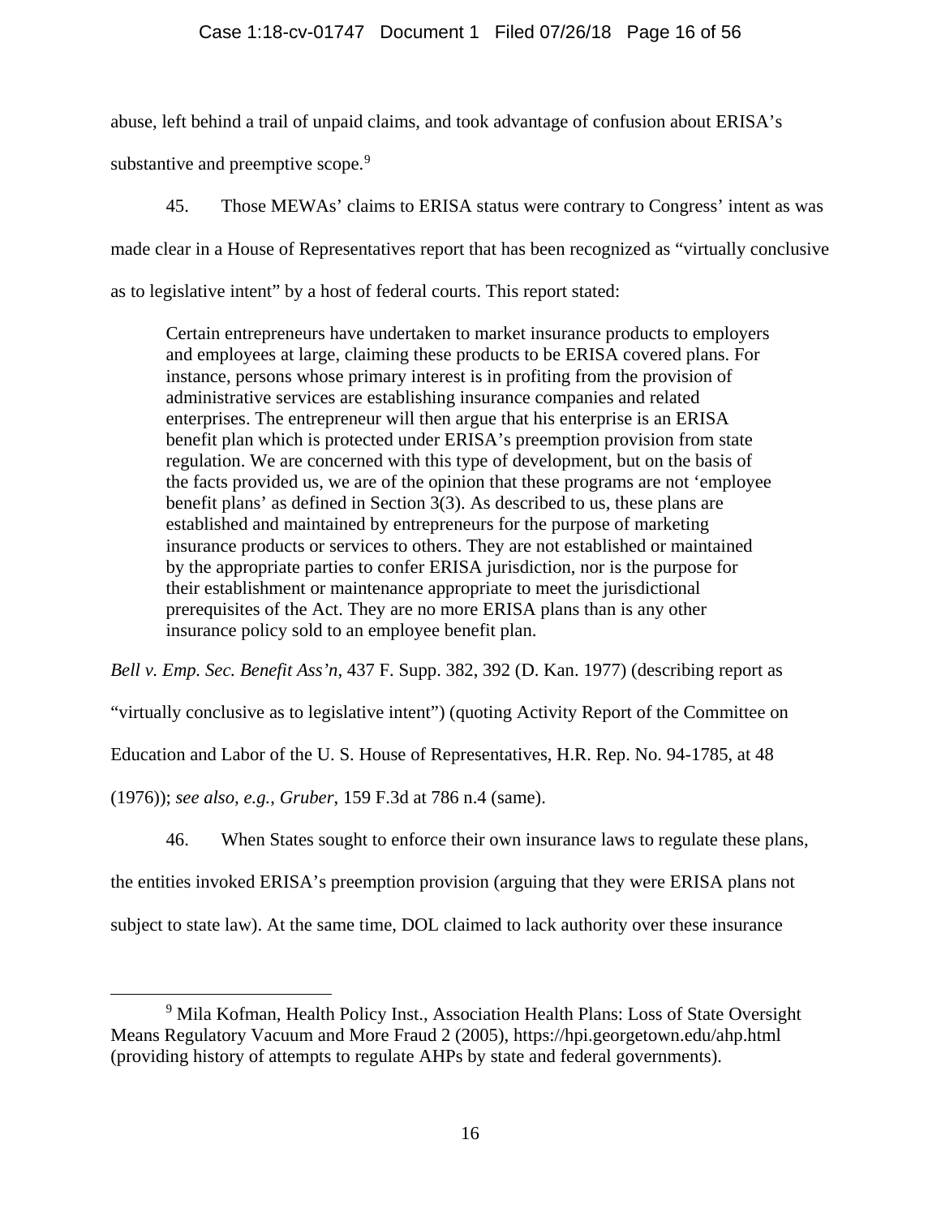abuse, left behind a trail of unpaid claims, and took advantage of confusion about ERISA's substantive and preemptive scope.[9]

45. Those MEWAs' claims to ERISA status were contrary to Congress' intent as was made clear in a House of Representatives report that has been recognized as "virtually conclusive as to legislative intent" by a host of federal courts. This report stated:

> Certain entrepreneurs have undertaken to market insurance products to employers and employees at large, claiming these products to be ERISA covered plans. For instance, persons whose primary interest is in profiting from the provision of administrative services are establishing insurance companies and related enterprises. The entrepreneur will then argue that his enterprise is an ERISA benefit plan which is protected under ERISA's preemption provision from state regulation. We are concerned with this type of development, but on the basis of the facts provided us, we are of the opinion that these programs are not 'employee benefit plans' as defined in Section 3(3). As described to us, these plans are established and maintained by entrepreneurs for the purpose of marketing insurance products or services to others. They are not established or maintained by the appropriate parties to confer ERISA jurisdiction, nor is the purpose for their establishment or maintenance appropriate to meet the jurisdictional prerequisites of the Act. They are no more ERISA plans than is any other insurance policy sold to an employee benefit plan.

*Bell v. Emp. Sec. Benefit Ass'n*, 437 F. Supp. 382, 392 (D. Kan. 1977) (describing report as "virtually conclusive as to legislative intent") (quoting Activity Report of the Committee on Education and Labor of the U. S. House of Representatives, H.R. Rep. No. 94-1785, at 48 (1976)); *see also, e.g.*, *Gruber*, 159 F.3d at 786 n.4 (same).

46. When States sought to enforce their own insurance laws to regulate these plans, the entities invoked ERISA's preemption provision (arguing that they were ERISA plans not subject to state law). At the same time, DOL claimed to lack authority over these insurance

---

[9] Mila Kofman, Health Policy Inst., Association Health Plans: Loss of State Oversight Means Regulatory Vacuum and More Fraud 2 (2005), https://hpi.georgetown.edu/ahp.html (providing history of attempts to regulate AHPs by state and federal governments).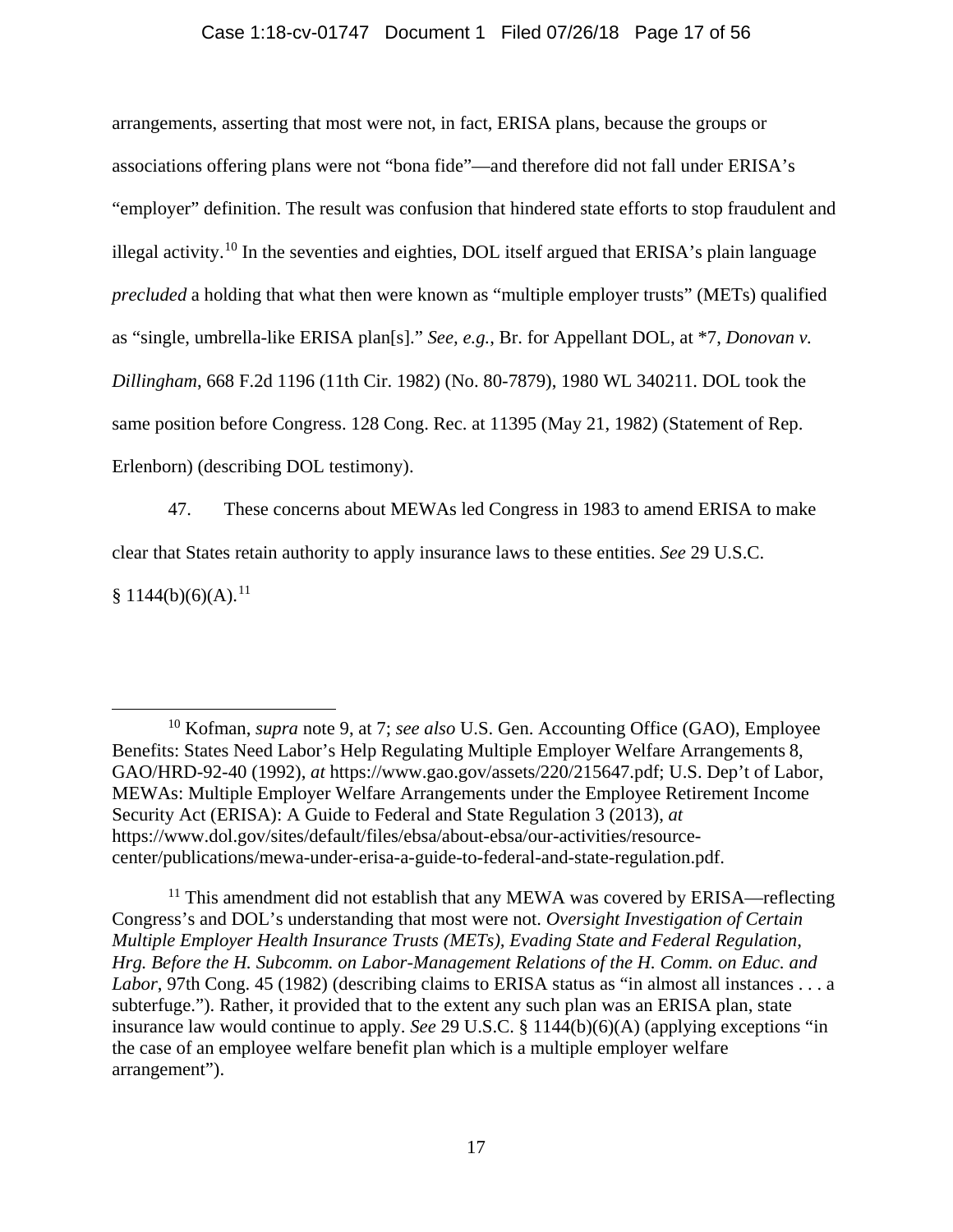arrangements, asserting that most were not, in fact, ERISA plans, because the groups or associations offering plans were not "bona fide"—and therefore did not fall under ERISA's "employer" definition. The result was confusion that hindered state efforts to stop fraudulent and illegal activity.[10] In the seventies and eighties, DOL itself argued that ERISA's plain language *precluded* a holding that what then were known as "multiple employer trusts" (METs) qualified as "single, umbrella-like ERISA plan[s]." *See, e.g.*, Br. for Appellant DOL, at *7, *Donovan v. Dillingham*, 668 F.2d 1196 (11th Cir. 1982) (No. 80-7879), 1980 WL 340211. DOL took the same position before Congress. 128 Cong. Rec. at 11395 (May 21, 1982) (Statement of Rep. Erlenborn) (describing DOL testimony).

47. These concerns about MEWAs led Congress in 1983 to amend ERISA to make clear that States retain authority to apply insurance laws to these entities. *See* 29 U.S.C. § 1144(b)(6)(A).[11]

---

[10] Kofman, *supra* note 9, at 7; *see also* U.S. Gen. Accounting Office (GAO), Employee Benefits: States Need Labor's Help Regulating Multiple Employer Welfare Arrangements 8, GAO/HRD-92-40 (1992), *at* https://www.gao.gov/assets/220/215647.pdf; U.S. Dep't of Labor, MEWAs: Multiple Employer Welfare Arrangements under the Employee Retirement Income Security Act (ERISA): A Guide to Federal and State Regulation 3 (2013), *at* https://www.dol.gov/sites/default/files/ebsa/about-ebsa/our-activities/resource-center/publications/mewa-under-erisa-a-guide-to-federal-and-state-regulation.pdf.

[11] This amendment did not establish that any MEWA was covered by ERISA—reflecting Congress's and DOL's understanding that most were not. *Oversight Investigation of Certain Multiple Employer Health Insurance Trusts (METs), Evading State and Federal Regulation, Hrg. Before the H. Subcomm. on Labor-Management Relations of the H. Comm. on Educ. and Labor*, 97th Cong. 45 (1982) (describing claims to ERISA status as "in almost all instances . . . a subterfuge."). Rather, it provided that to the extent any such plan was an ERISA plan, state insurance law would continue to apply. *See* 29 U.S.C. § 1144(b)(6)(A) (applying exceptions "in the case of an employee welfare benefit plan which is a multiple employer welfare arrangement").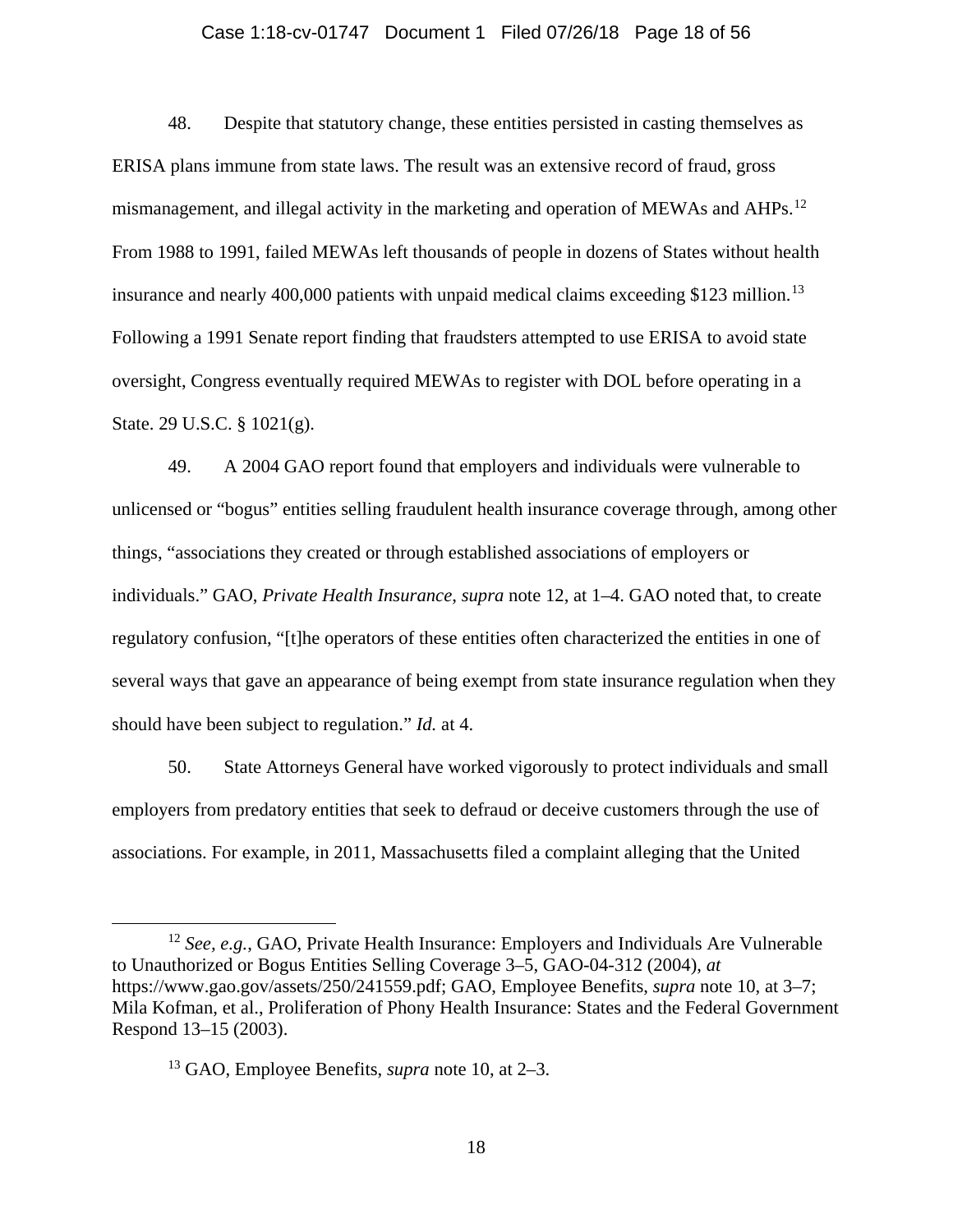48. Despite that statutory change, these entities persisted in casting themselves as ERISA plans immune from state laws. The result was an extensive record of fraud, gross mismanagement, and illegal activity in the marketing and operation of MEWAs and AHPs.[12] From 1988 to 1991, failed MEWAs left thousands of people in dozens of States without health insurance and nearly 400,000 patients with unpaid medical claims exceeding $123 million.[13] Following a 1991 Senate report finding that fraudsters attempted to use ERISA to avoid state oversight, Congress eventually required MEWAs to register with DOL before operating in a State. 29 U.S.C. § 1021(g).

49. A 2004 GAO report found that employers and individuals were vulnerable to unlicensed or "bogus" entities selling fraudulent health insurance coverage through, among other things, "associations they created or through established associations of employers or individuals." GAO, *Private Health Insurance*, *supra* note 12, at 1–4. GAO noted that, to create regulatory confusion, "[t]he operators of these entities often characterized the entities in one of several ways that gave an appearance of being exempt from state insurance regulation when they should have been subject to regulation." *Id.* at 4.

50. State Attorneys General have worked vigorously to protect individuals and small employers from predatory entities that seek to defraud or deceive customers through the use of associations. For example, in 2011, Massachusetts filed a complaint alleging that the United

---

[12] *See, e.g.*, GAO, Private Health Insurance: Employers and Individuals Are Vulnerable to Unauthorized or Bogus Entities Selling Coverage 3–5, GAO-04-312 (2004), *at* https://www.gao.gov/assets/250/241559.pdf; GAO, Employee Benefits, *supra* note 10, at 3–7; Mila Kofman, et al., Proliferation of Phony Health Insurance: States and the Federal Government Respond 13–15 (2003).

[13] GAO, Employee Benefits, *supra* note 10, at 2–3.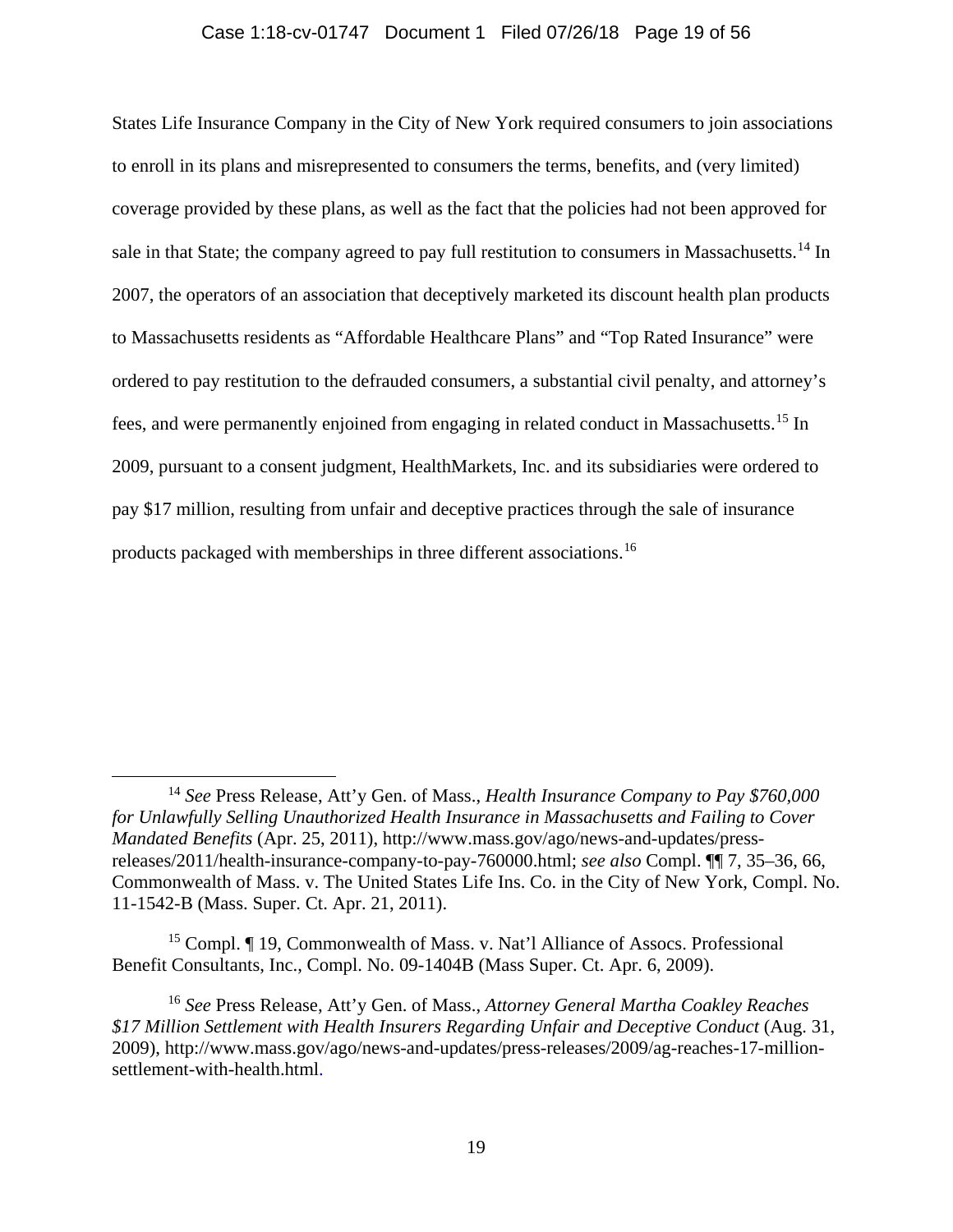States Life Insurance Company in the City of New York required consumers to join associations to enroll in its plans and misrepresented to consumers the terms, benefits, and (very limited) coverage provided by these plans, as well as the fact that the policies had not been approved for sale in that State; the company agreed to pay full restitution to consumers in Massachusetts.[14] In 2007, the operators of an association that deceptively marketed its discount health plan products to Massachusetts residents as "Affordable Healthcare Plans" and "Top Rated Insurance" were ordered to pay restitution to the defrauded consumers, a substantial civil penalty, and attorney's fees, and were permanently enjoined from engaging in related conduct in Massachusetts.[15] In 2009, pursuant to a consent judgment, HealthMarkets, Inc. and its subsidiaries were ordered to pay $17 million, resulting from unfair and deceptive practices through the sale of insurance products packaged with memberships in three different associations.[16]

---

[14] *See* Press Release, Att'y Gen. of Mass., *Health Insurance Company to Pay $760,000 for Unlawfully Selling Unauthorized Health Insurance in Massachusetts and Failing to Cover Mandated Benefits* (Apr. 25, 2011), http://www.mass.gov/ago/news-and-updates/press-releases/2011/health-insurance-company-to-pay-760000.html; *see also* Compl. ¶¶ 7, 35–36, 66, Commonwealth of Mass. v. The United States Life Ins. Co. in the City of New York, Compl. No. 11-1542-B (Mass. Super. Ct. Apr. 21, 2011).

[15] Compl. ¶ 19, Commonwealth of Mass. v. Nat'l Alliance of Assocs. Professional Benefit Consultants, Inc., Compl. No. 09-1404B (Mass Super. Ct. Apr. 6, 2009).

[16] *See* Press Release, Att'y Gen. of Mass., *Attorney General Martha Coakley Reaches $17 Million Settlement with Health Insurers Regarding Unfair and Deceptive Conduct* (Aug. 31, 2009), http://www.mass.gov/ago/news-and-updates/press-releases/2009/ag-reaches-17-million-settlement-with-health.html.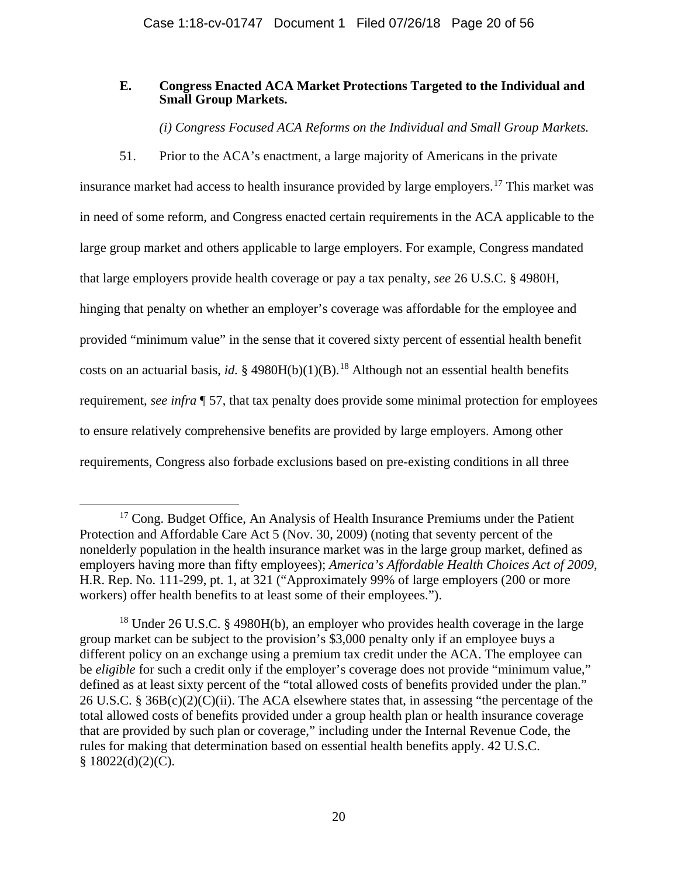### E. Congress Enacted ACA Market Protections Targeted to the Individual and Small Group Markets.

*(i) Congress Focused ACA Reforms on the Individual and Small Group Markets.*

51. Prior to the ACA's enactment, a large majority of Americans in the private insurance market had access to health insurance provided by large employers.[17] This market was in need of some reform, and Congress enacted certain requirements in the ACA applicable to the large group market and others applicable to large employers. For example, Congress mandated that large employers provide health coverage or pay a tax penalty, *see* 26 U.S.C. § 4980H, hinging that penalty on whether an employer's coverage was affordable for the employee and provided "minimum value" in the sense that it covered sixty percent of essential health benefit costs on an actuarial basis, *id.* § 4980H(b)(1)(B).[18] Although not an essential health benefits requirement, *see infra* ¶ 57, that tax penalty does provide some minimal protection for employees to ensure relatively comprehensive benefits are provided by large employers. Among other requirements, Congress also forbade exclusions based on pre-existing conditions in all three

---

[17] Cong. Budget Office, An Analysis of Health Insurance Premiums under the Patient Protection and Affordable Care Act 5 (Nov. 30, 2009) (noting that seventy percent of the nonelderly population in the health insurance market was in the large group market, defined as employers having more than fifty employees); *America's Affordable Health Choices Act of 2009*, H.R. Rep. No. 111-299, pt. 1, at 321 ("Approximately 99% of large employers (200 or more workers) offer health benefits to at least some of their employees.").

[18] Under 26 U.S.C. § 4980H(b), an employer who provides health coverage in the large group market can be subject to the provision's $3,000 penalty only if an employee buys a different policy on an exchange using a premium tax credit under the ACA. The employee can be *eligible* for such a credit only if the employer's coverage does not provide "minimum value," defined as at least sixty percent of the "total allowed costs of benefits provided under the plan." 26 U.S.C. § 36B(c)(2)(C)(ii). The ACA elsewhere states that, in assessing "the percentage of the total allowed costs of benefits provided under a group health plan or health insurance coverage that are provided by such plan or coverage," including under the Internal Revenue Code, the rules for making that determination based on essential health benefits apply. 42 U.S.C. § 18022(d)(2)(C).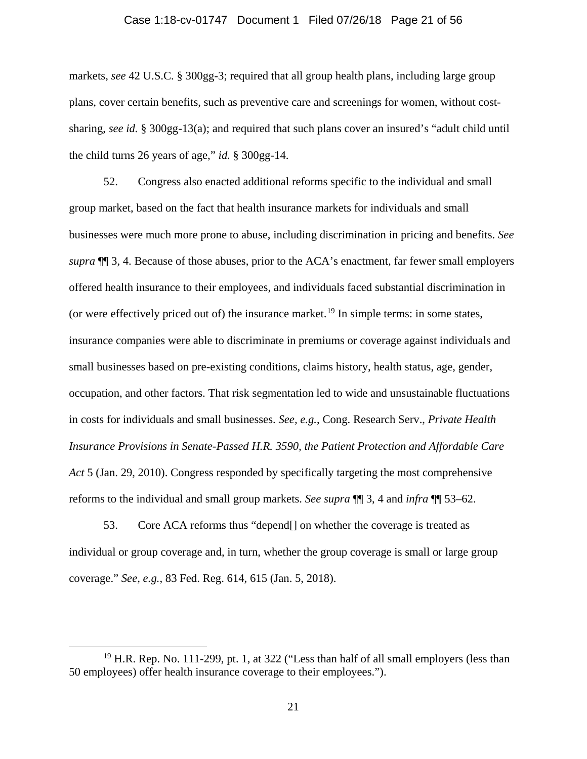markets, *see* 42 U.S.C. § 300gg-3; required that all group health plans, including large group plans, cover certain benefits, such as preventive care and screenings for women, without cost-sharing, *see id.* § 300gg-13(a); and required that such plans cover an insured's "adult child until the child turns 26 years of age," *id.* § 300gg-14.

52. Congress also enacted additional reforms specific to the individual and small group market, based on the fact that health insurance markets for individuals and small businesses were much more prone to abuse, including discrimination in pricing and benefits. *See supra* ¶¶ 3, 4. Because of those abuses, prior to the ACA's enactment, far fewer small employers offered health insurance to their employees, and individuals faced substantial discrimination in (or were effectively priced out of) the insurance market.[19] In simple terms: in some states, insurance companies were able to discriminate in premiums or coverage against individuals and small businesses based on pre-existing conditions, claims history, health status, age, gender, occupation, and other factors. That risk segmentation led to wide and unsustainable fluctuations in costs for individuals and small businesses. *See, e.g.*, Cong. Research Serv., *Private Health Insurance Provisions in Senate-Passed H.R. 3590, the Patient Protection and Affordable Care Act* 5 (Jan. 29, 2010). Congress responded by specifically targeting the most comprehensive reforms to the individual and small group markets. *See supra* ¶¶ 3, 4 and *infra* ¶¶ 53–62.

53. Core ACA reforms thus "depend[] on whether the coverage is treated as individual or group coverage and, in turn, whether the group coverage is small or large group coverage." *See, e.g.*, 83 Fed. Reg. 614, 615 (Jan. 5, 2018).

---

[19] H.R. Rep. No. 111-299, pt. 1, at 322 ("Less than half of all small employers (less than 50 employees) offer health insurance coverage to their employees.").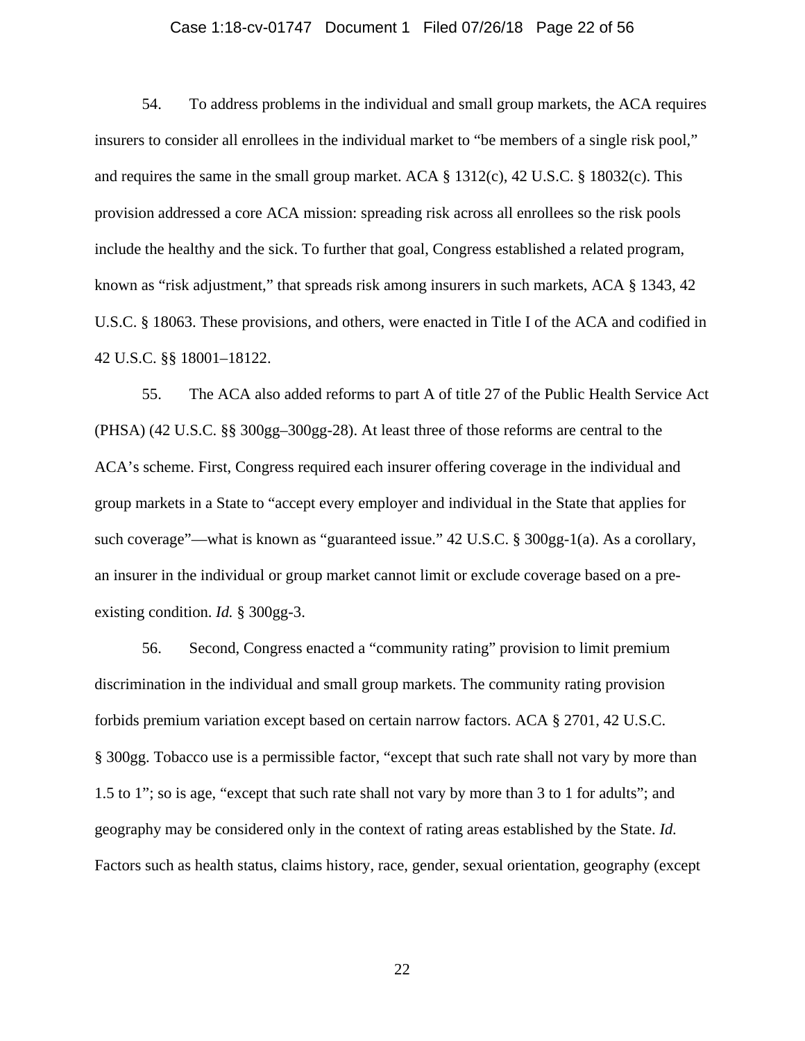54. To address problems in the individual and small group markets, the ACA requires insurers to consider all enrollees in the individual market to "be members of a single risk pool," and requires the same in the small group market. ACA § 1312(c), 42 U.S.C. § 18032(c). This provision addressed a core ACA mission: spreading risk across all enrollees so the risk pools include the healthy and the sick. To further that goal, Congress established a related program, known as "risk adjustment," that spreads risk among insurers in such markets, ACA § 1343, 42 U.S.C. § 18063. These provisions, and others, were enacted in Title I of the ACA and codified in 42 U.S.C. §§ 18001–18122.

55. The ACA also added reforms to part A of title 27 of the Public Health Service Act (PHSA) (42 U.S.C. §§ 300gg–300gg-28). At least three of those reforms are central to the ACA's scheme. First, Congress required each insurer offering coverage in the individual and group markets in a State to "accept every employer and individual in the State that applies for such coverage"—what is known as "guaranteed issue." 42 U.S.C. § 300gg-1(a). As a corollary, an insurer in the individual or group market cannot limit or exclude coverage based on a pre-existing condition. *Id.* § 300gg-3.

56. Second, Congress enacted a "community rating" provision to limit premium discrimination in the individual and small group markets. The community rating provision forbids premium variation except based on certain narrow factors. ACA § 2701, 42 U.S.C. § 300gg. Tobacco use is a permissible factor, "except that such rate shall not vary by more than 1.5 to 1"; so is age, "except that such rate shall not vary by more than 3 to 1 for adults"; and geography may be considered only in the context of rating areas established by the State. *Id.* Factors such as health status, claims history, race, gender, sexual orientation, geography (except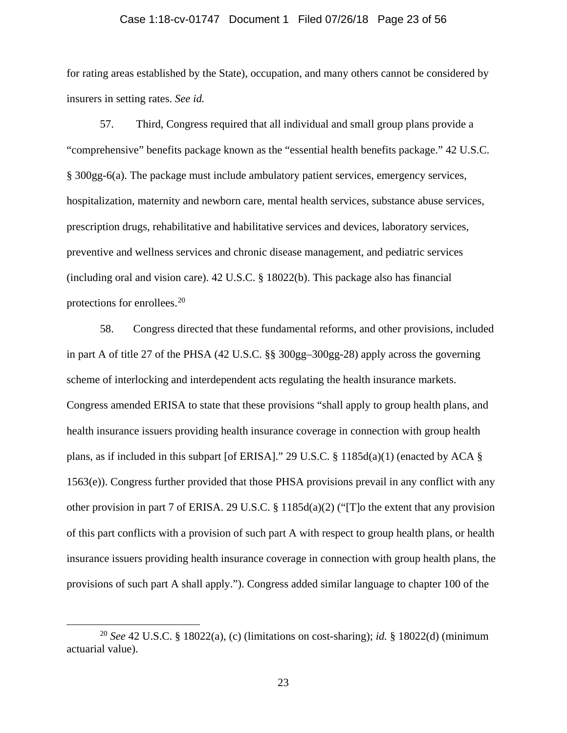for rating areas established by the State), occupation, and many others cannot be considered by insurers in setting rates. *See id.*

57. Third, Congress required that all individual and small group plans provide a "comprehensive" benefits package known as the "essential health benefits package." 42 U.S.C. § 300gg-6(a). The package must include ambulatory patient services, emergency services, hospitalization, maternity and newborn care, mental health services, substance abuse services, prescription drugs, rehabilitative and habilitative services and devices, laboratory services, preventive and wellness services and chronic disease management, and pediatric services (including oral and vision care). 42 U.S.C. § 18022(b). This package also has financial protections for enrollees.[20]

58. Congress directed that these fundamental reforms, and other provisions, included in part A of title 27 of the PHSA (42 U.S.C. §§ 300gg–300gg-28) apply across the governing scheme of interlocking and interdependent acts regulating the health insurance markets. Congress amended ERISA to state that these provisions "shall apply to group health plans, and health insurance issuers providing health insurance coverage in connection with group health plans, as if included in this subpart [of ERISA]." 29 U.S.C. § 1185d(a)(1) (enacted by ACA § 1563(e)). Congress further provided that those PHSA provisions prevail in any conflict with any other provision in part 7 of ERISA. 29 U.S.C. § 1185d(a)(2) ("[T]o the extent that any provision of this part conflicts with a provision of such part A with respect to group health plans, or health insurance issuers providing health insurance coverage in connection with group health plans, the provisions of such part A shall apply."). Congress added similar language to chapter 100 of the

[20] *See* 42 U.S.C. § 18022(a), (c) (limitations on cost-sharing); *id.* § 18022(d) (minimum actuarial value).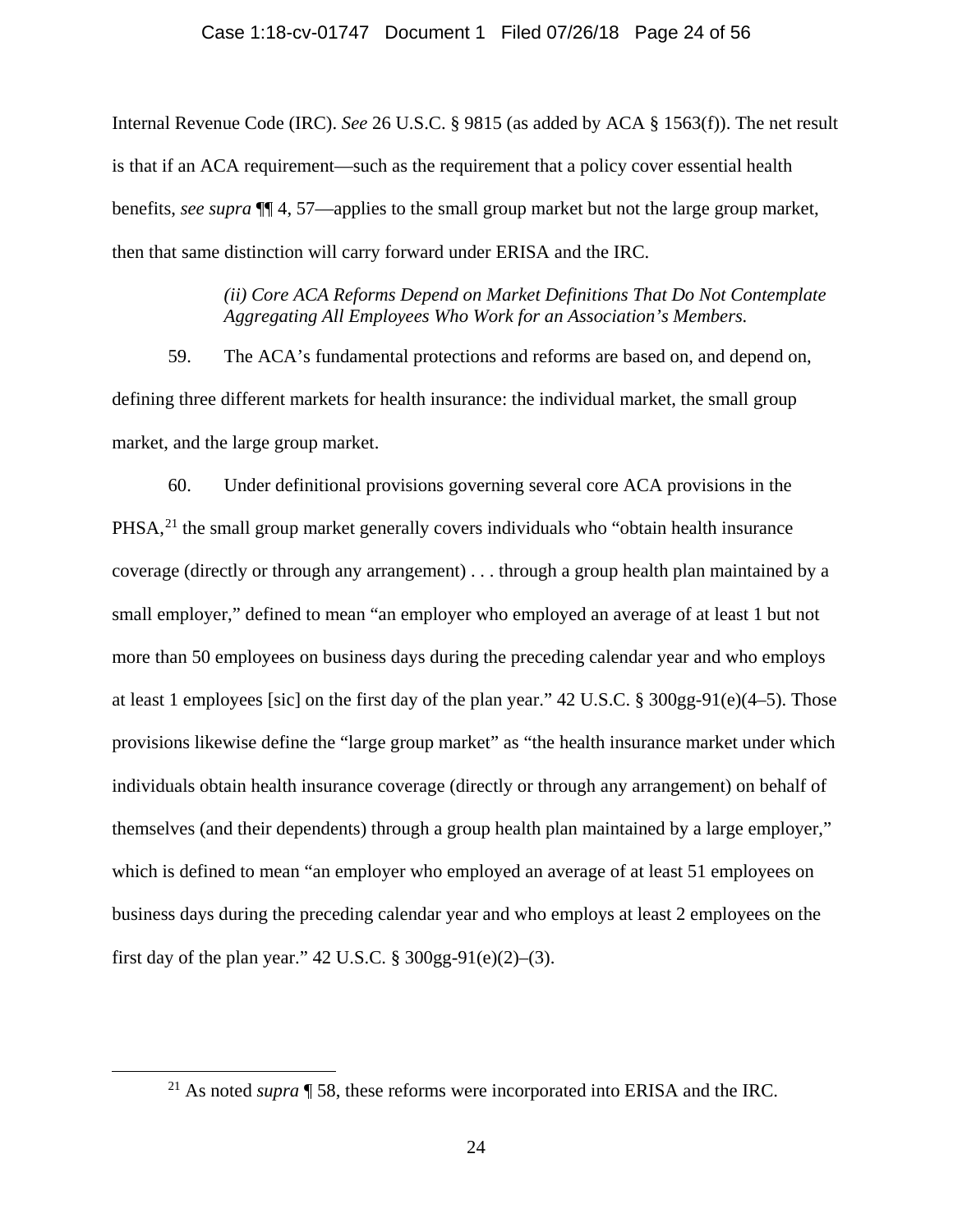Internal Revenue Code (IRC). *See* 26 U.S.C. § 9815 (as added by ACA § 1563(f)). The net result is that if an ACA requirement—such as the requirement that a policy cover essential health benefits, *see supra* ¶¶ 4, 57—applies to the small group market but not the large group market, then that same distinction will carry forward under ERISA and the IRC.

*(ii) Core ACA Reforms Depend on Market Definitions That Do Not Contemplate Aggregating All Employees Who Work for an Association's Members.*

59. The ACA's fundamental protections and reforms are based on, and depend on, defining three different markets for health insurance: the individual market, the small group market, and the large group market.

60. Under definitional provisions governing several core ACA provisions in the PHSA,[21] the small group market generally covers individuals who "obtain health insurance coverage (directly or through any arrangement) . . . through a group health plan maintained by a small employer," defined to mean "an employer who employed an average of at least 1 but not more than 50 employees on business days during the preceding calendar year and who employs at least 1 employees [sic] on the first day of the plan year." 42 U.S.C. § 300gg-91(e)(4–5). Those provisions likewise define the "large group market" as "the health insurance market under which individuals obtain health insurance coverage (directly or through any arrangement) on behalf of themselves (and their dependents) through a group health plan maintained by a large employer," which is defined to mean "an employer who employed an average of at least 51 employees on business days during the preceding calendar year and who employs at least 2 employees on the first day of the plan year." 42 U.S.C. § 300gg-91(e)(2)–(3).

[21] As noted *supra* ¶ 58, these reforms were incorporated into ERISA and the IRC.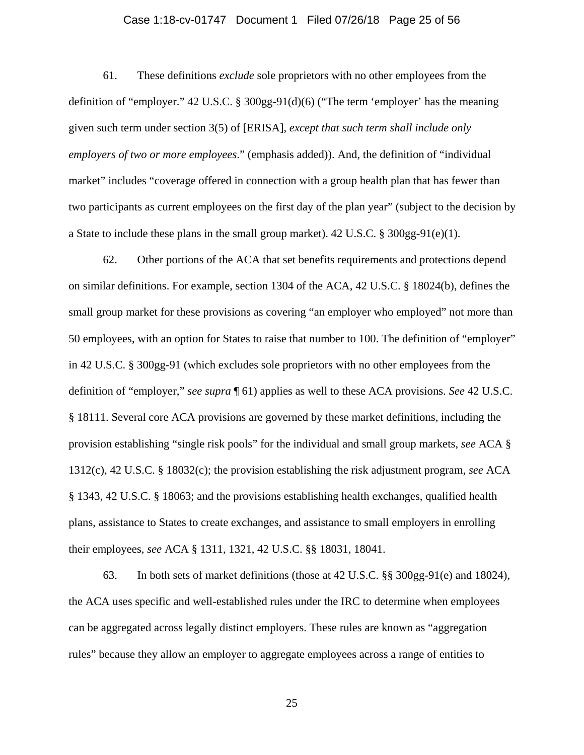61. These definitions *exclude* sole proprietors with no other employees from the definition of "employer." 42 U.S.C. § 300gg-91(d)(6) ("The term 'employer' has the meaning given such term under section 3(5) of [ERISA], *except that such term shall include only employers of two or more employees*." (emphasis added)). And, the definition of "individual market" includes "coverage offered in connection with a group health plan that has fewer than two participants as current employees on the first day of the plan year" (subject to the decision by a State to include these plans in the small group market). 42 U.S.C. § 300gg-91(e)(1).

62. Other portions of the ACA that set benefits requirements and protections depend on similar definitions. For example, section 1304 of the ACA, 42 U.S.C. § 18024(b), defines the small group market for these provisions as covering "an employer who employed" not more than 50 employees, with an option for States to raise that number to 100. The definition of "employer" in 42 U.S.C. § 300gg-91 (which excludes sole proprietors with no other employees from the definition of "employer," *see supra* ¶ 61) applies as well to these ACA provisions. *See* 42 U.S.C. § 18111. Several core ACA provisions are governed by these market definitions, including the provision establishing "single risk pools" for the individual and small group markets, *see* ACA § 1312(c), 42 U.S.C. § 18032(c); the provision establishing the risk adjustment program, *see* ACA § 1343, 42 U.S.C. § 18063; and the provisions establishing health exchanges, qualified health plans, assistance to States to create exchanges, and assistance to small employers in enrolling their employees, *see* ACA § 1311, 1321, 42 U.S.C. §§ 18031, 18041.

63. In both sets of market definitions (those at 42 U.S.C. §§ 300gg-91(e) and 18024), the ACA uses specific and well-established rules under the IRC to determine when employees can be aggregated across legally distinct employers. These rules are known as "aggregation rules" because they allow an employer to aggregate employees across a range of entities to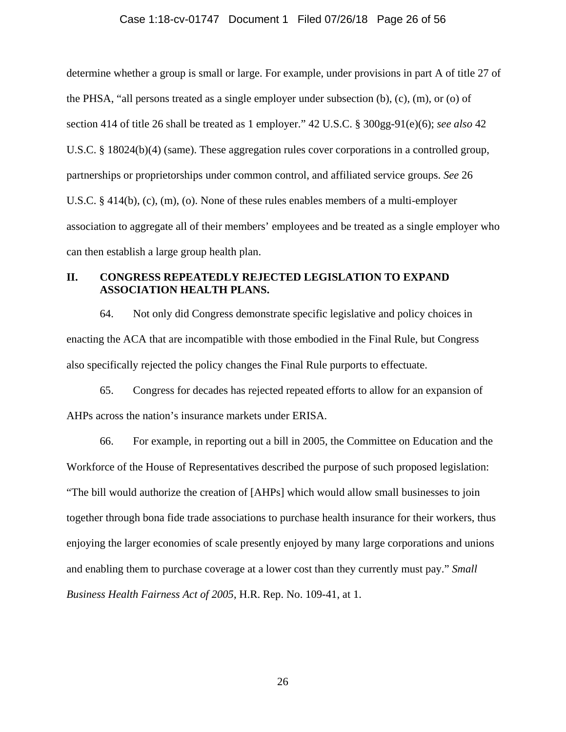determine whether a group is small or large. For example, under provisions in part A of title 27 of the PHSA, "all persons treated as a single employer under subsection (b), (c), (m), or (o) of section 414 of title 26 shall be treated as 1 employer." 42 U.S.C. § 300gg-91(e)(6); *see also* 42 U.S.C. § 18024(b)(4) (same). These aggregation rules cover corporations in a controlled group, partnerships or proprietorships under common control, and affiliated service groups. *See* 26 U.S.C. § 414(b), (c), (m), (o). None of these rules enables members of a multi-employer association to aggregate all of their members' employees and be treated as a single employer who can then establish a large group health plan.

## II. CONGRESS REPEATEDLY REJECTED LEGISLATION TO EXPAND ASSOCIATION HEALTH PLANS.

64. Not only did Congress demonstrate specific legislative and policy choices in enacting the ACA that are incompatible with those embodied in the Final Rule, but Congress also specifically rejected the policy changes the Final Rule purports to effectuate.

65. Congress for decades has rejected repeated efforts to allow for an expansion of AHPs across the nation's insurance markets under ERISA.

66. For example, in reporting out a bill in 2005, the Committee on Education and the Workforce of the House of Representatives described the purpose of such proposed legislation: "The bill would authorize the creation of [AHPs] which would allow small businesses to join together through bona fide trade associations to purchase health insurance for their workers, thus enjoying the larger economies of scale presently enjoyed by many large corporations and unions and enabling them to purchase coverage at a lower cost than they currently must pay." *Small Business Health Fairness Act of 2005*, H.R. Rep. No. 109-41, at 1.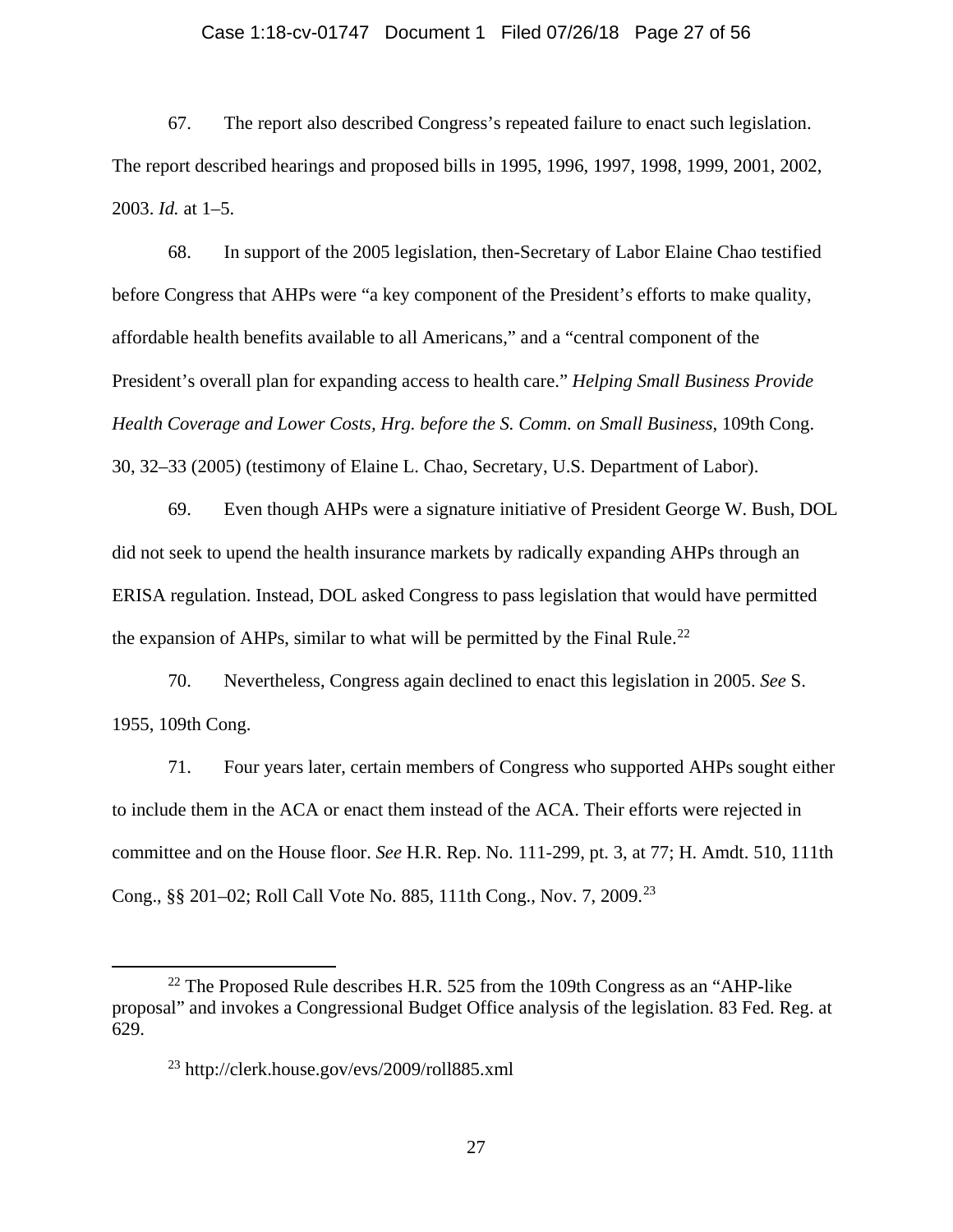67. The report also described Congress's repeated failure to enact such legislation. The report described hearings and proposed bills in 1995, 1996, 1997, 1998, 1999, 2001, 2002, 2003. *Id.* at 1–5.

68. In support of the 2005 legislation, then-Secretary of Labor Elaine Chao testified before Congress that AHPs were "a key component of the President's efforts to make quality, affordable health benefits available to all Americans," and a "central component of the President's overall plan for expanding access to health care." *Helping Small Business Provide Health Coverage and Lower Costs, Hrg. before the S. Comm. on Small Business*, 109th Cong. 30, 32–33 (2005) (testimony of Elaine L. Chao, Secretary, U.S. Department of Labor).

69. Even though AHPs were a signature initiative of President George W. Bush, DOL did not seek to upend the health insurance markets by radically expanding AHPs through an ERISA regulation. Instead, DOL asked Congress to pass legislation that would have permitted the expansion of AHPs, similar to what will be permitted by the Final Rule.[22]

70. Nevertheless, Congress again declined to enact this legislation in 2005. *See* S. 1955, 109th Cong.

71. Four years later, certain members of Congress who supported AHPs sought either to include them in the ACA or enact them instead of the ACA. Their efforts were rejected in committee and on the House floor. *See* H.R. Rep. No. 111-299, pt. 3, at 77; H. Amdt. 510, 111th Cong., §§ 201–02; Roll Call Vote No. 885, 111th Cong., Nov. 7, 2009.[23]

---

[22] The Proposed Rule describes H.R. 525 from the 109th Congress as an "AHP-like proposal" and invokes a Congressional Budget Office analysis of the legislation. 83 Fed. Reg. at 629.

[23] http://clerk.house.gov/evs/2009/roll885.xml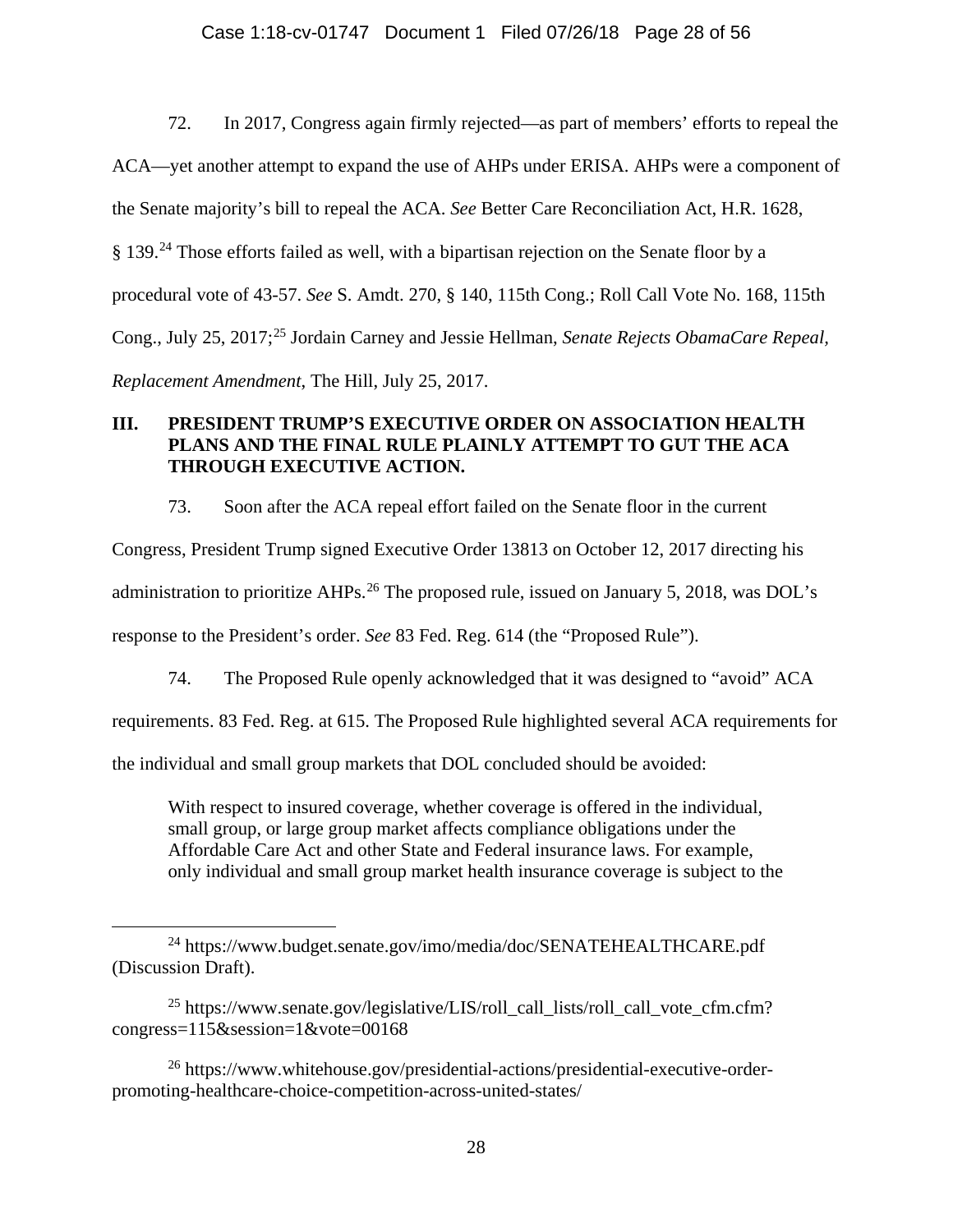72. In 2017, Congress again firmly rejected—as part of members' efforts to repeal the ACA—yet another attempt to expand the use of AHPs under ERISA. AHPs were a component of the Senate majority's bill to repeal the ACA. *See* Better Care Reconciliation Act, H.R. 1628, § 139.[24] Those efforts failed as well, with a bipartisan rejection on the Senate floor by a procedural vote of 43-57. *See* S. Amdt. 270, § 140, 115th Cong.; Roll Call Vote No. 168, 115th Cong., July 25, 2017;[25] Jordain Carney and Jessie Hellman, *Senate Rejects ObamaCare Repeal, Replacement Amendment*, The Hill, July 25, 2017.

## III. PRESIDENT TRUMP'S EXECUTIVE ORDER ON ASSOCIATION HEALTH PLANS AND THE FINAL RULE PLAINLY ATTEMPT TO GUT THE ACA THROUGH EXECUTIVE ACTION.

73. Soon after the ACA repeal effort failed on the Senate floor in the current Congress, President Trump signed Executive Order 13813 on October 12, 2017 directing his administration to prioritize AHPs.[26] The proposed rule, issued on January 5, 2018, was DOL's response to the President's order. *See* 83 Fed. Reg. 614 (the "Proposed Rule").

74. The Proposed Rule openly acknowledged that it was designed to "avoid" ACA requirements. 83 Fed. Reg. at 615. The Proposed Rule highlighted several ACA requirements for the individual and small group markets that DOL concluded should be avoided:

> With respect to insured coverage, whether coverage is offered in the individual, small group, or large group market affects compliance obligations under the Affordable Care Act and other State and Federal insurance laws. For example, only individual and small group market health insurance coverage is subject to the

---

[24] https://www.budget.senate.gov/imo/media/doc/SENATEHEALTHCARE.pdf (Discussion Draft).

[25] https://www.senate.gov/legislative/LIS/roll_call_lists/roll_call_vote_cfm.cfm?congress=115&session=1&vote=00168

[26] https://www.whitehouse.gov/presidential-actions/presidential-executive-order-promoting-healthcare-choice-competition-across-united-states/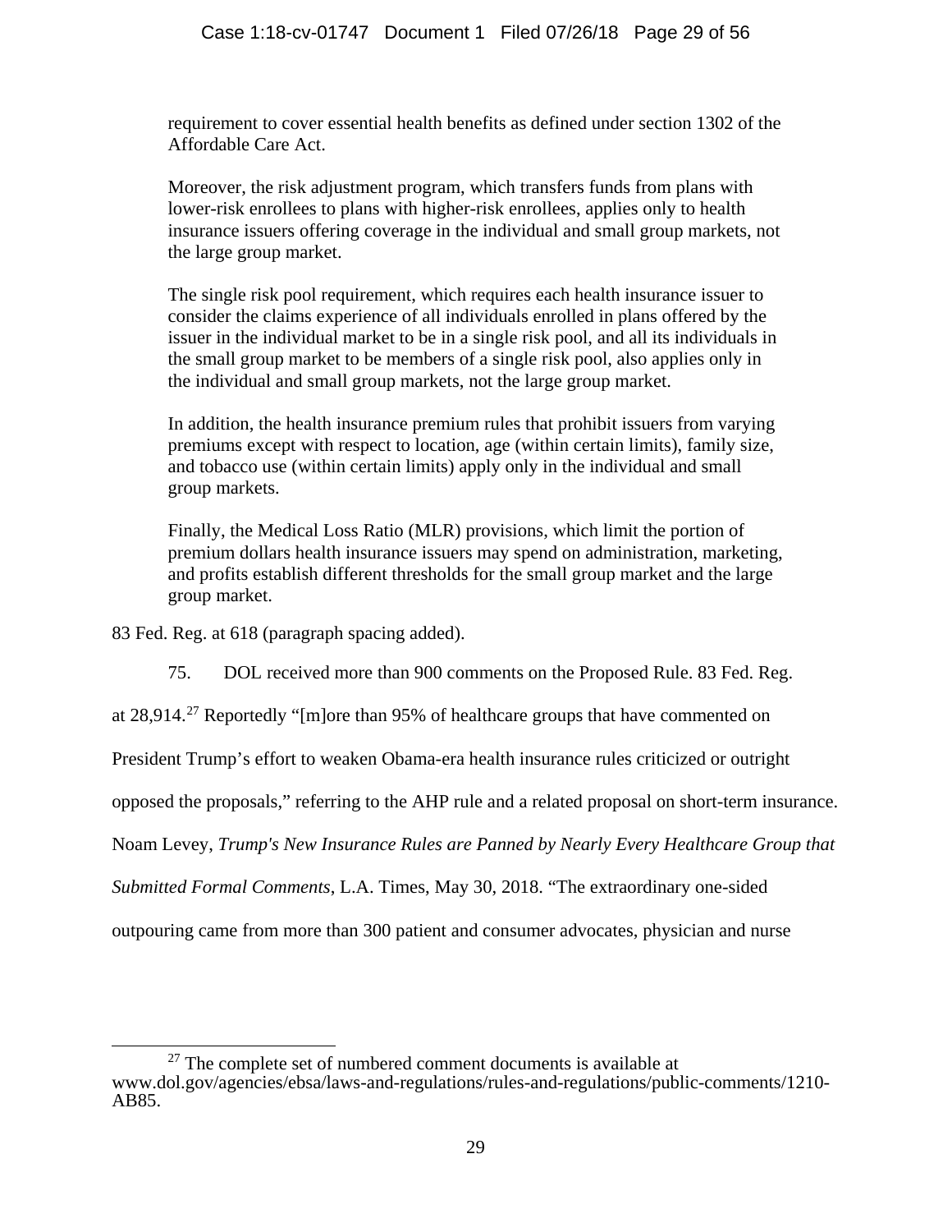> requirement to cover essential health benefits as defined under section 1302 of the Affordable Care Act.
>
> Moreover, the risk adjustment program, which transfers funds from plans with lower-risk enrollees to plans with higher-risk enrollees, applies only to health insurance issuers offering coverage in the individual and small group markets, not the large group market.
>
> The single risk pool requirement, which requires each health insurance issuer to consider the claims experience of all individuals enrolled in plans offered by the issuer in the individual market to be in a single risk pool, and all its individuals in the small group market to be members of a single risk pool, also applies only in the individual and small group markets, not the large group market.
>
> In addition, the health insurance premium rules that prohibit issuers from varying premiums except with respect to location, age (within certain limits), family size, and tobacco use (within certain limits) apply only in the individual and small group markets.
>
> Finally, the Medical Loss Ratio (MLR) provisions, which limit the portion of premium dollars health insurance issuers may spend on administration, marketing, and profits establish different thresholds for the small group market and the large group market.

83 Fed. Reg. at 618 (paragraph spacing added).

75. DOL received more than 900 comments on the Proposed Rule. 83 Fed. Reg. at 28,914.[27] Reportedly "[m]ore than 95% of healthcare groups that have commented on President Trump's effort to weaken Obama-era health insurance rules criticized or outright opposed the proposals," referring to the AHP rule and a related proposal on short-term insurance. Noam Levey, *Trump's New Insurance Rules are Panned by Nearly Every Healthcare Group that Submitted Formal Comments*, L.A. Times, May 30, 2018. "The extraordinary one-sided outpouring came from more than 300 patient and consumer advocates, physician and nurse

---

[27] The complete set of numbered comment documents is available at www.dol.gov/agencies/ebsa/laws-and-regulations/rules-and-regulations/public-comments/1210-AB85.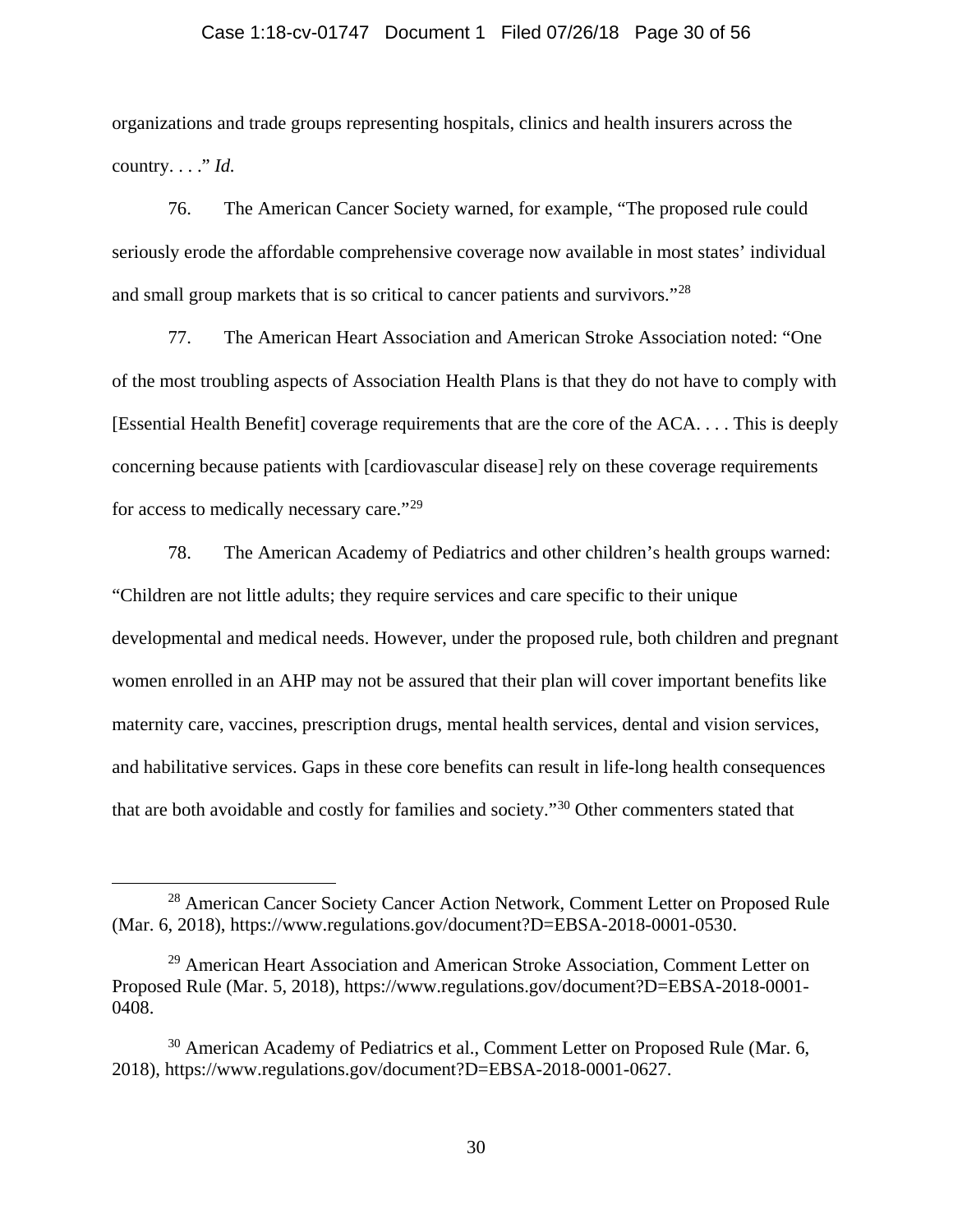organizations and trade groups representing hospitals, clinics and health insurers across the country. . . ." *Id.*

76. The American Cancer Society warned, for example, "The proposed rule could seriously erode the affordable comprehensive coverage now available in most states' individual and small group markets that is so critical to cancer patients and survivors."[28]

77. The American Heart Association and American Stroke Association noted: "One of the most troubling aspects of Association Health Plans is that they do not have to comply with [Essential Health Benefit] coverage requirements that are the core of the ACA. . . . This is deeply concerning because patients with [cardiovascular disease] rely on these coverage requirements for access to medically necessary care."[29]

78. The American Academy of Pediatrics and other children's health groups warned: "Children are not little adults; they require services and care specific to their unique developmental and medical needs. However, under the proposed rule, both children and pregnant women enrolled in an AHP may not be assured that their plan will cover important benefits like maternity care, vaccines, prescription drugs, mental health services, dental and vision services, and habilitative services. Gaps in these core benefits can result in life-long health consequences that are both avoidable and costly for families and society."[30] Other commenters stated that

---

[28] American Cancer Society Cancer Action Network, Comment Letter on Proposed Rule (Mar. 6, 2018), https://www.regulations.gov/document?D=EBSA-2018-0001-0530.

[29] American Heart Association and American Stroke Association, Comment Letter on Proposed Rule (Mar. 5, 2018), https://www.regulations.gov/document?D=EBSA-2018-0001-0408.

[30] American Academy of Pediatrics et al., Comment Letter on Proposed Rule (Mar. 6, 2018), https://www.regulations.gov/document?D=EBSA-2018-0001-0627.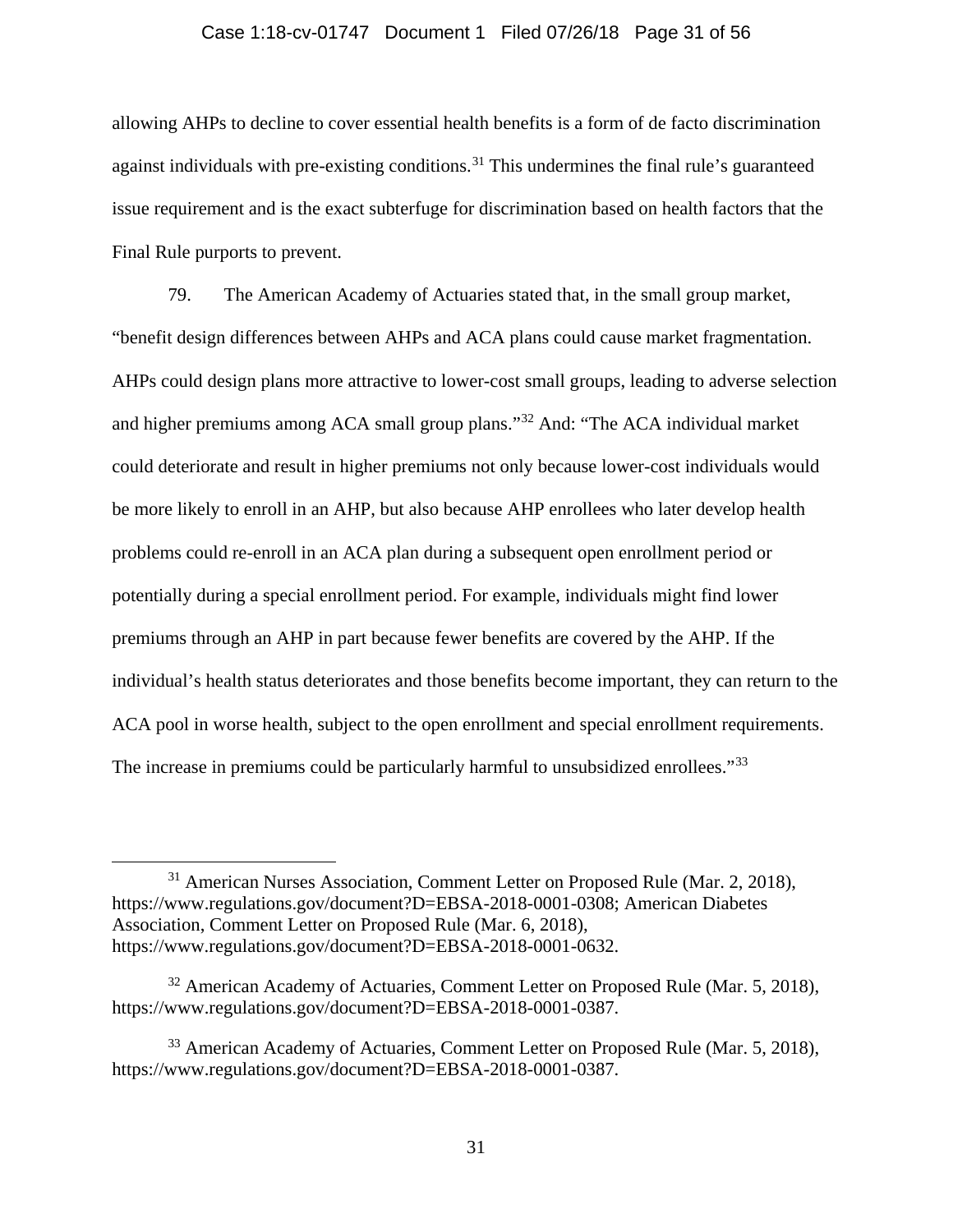allowing AHPs to decline to cover essential health benefits is a form of de facto discrimination against individuals with pre-existing conditions.[31] This undermines the final rule's guaranteed issue requirement and is the exact subterfuge for discrimination based on health factors that the Final Rule purports to prevent.

79. The American Academy of Actuaries stated that, in the small group market, "benefit design differences between AHPs and ACA plans could cause market fragmentation. AHPs could design plans more attractive to lower-cost small groups, leading to adverse selection and higher premiums among ACA small group plans."[32] And: "The ACA individual market could deteriorate and result in higher premiums not only because lower-cost individuals would be more likely to enroll in an AHP, but also because AHP enrollees who later develop health problems could re-enroll in an ACA plan during a subsequent open enrollment period or potentially during a special enrollment period. For example, individuals might find lower premiums through an AHP in part because fewer benefits are covered by the AHP. If the individual's health status deteriorates and those benefits become important, they can return to the ACA pool in worse health, subject to the open enrollment and special enrollment requirements. The increase in premiums could be particularly harmful to unsubsidized enrollees."[33]

---

[31] American Nurses Association, Comment Letter on Proposed Rule (Mar. 2, 2018), https://www.regulations.gov/document?D=EBSA-2018-0001-0308; American Diabetes Association, Comment Letter on Proposed Rule (Mar. 6, 2018), https://www.regulations.gov/document?D=EBSA-2018-0001-0632.

[32] American Academy of Actuaries, Comment Letter on Proposed Rule (Mar. 5, 2018), https://www.regulations.gov/document?D=EBSA-2018-0001-0387.

[33] American Academy of Actuaries, Comment Letter on Proposed Rule (Mar. 5, 2018), https://www.regulations.gov/document?D=EBSA-2018-0001-0387.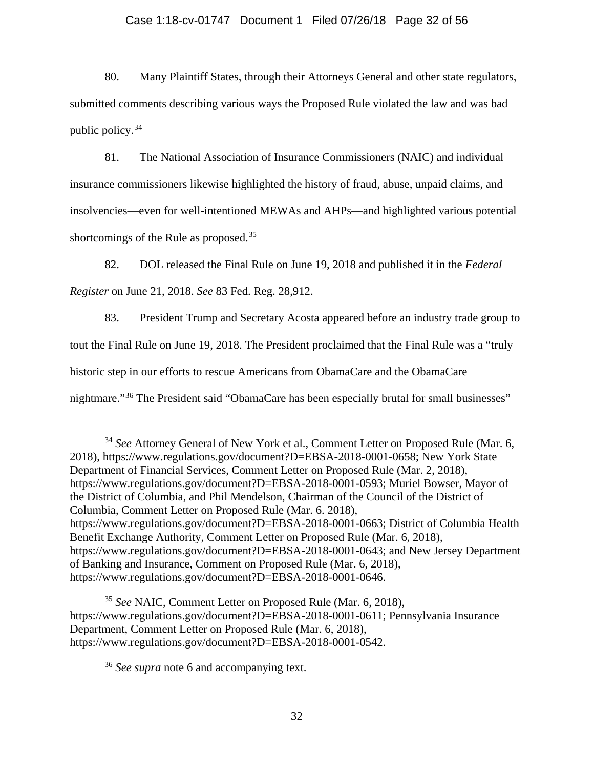80. Many Plaintiff States, through their Attorneys General and other state regulators, submitted comments describing various ways the Proposed Rule violated the law and was bad public policy.[34]

81. The National Association of Insurance Commissioners (NAIC) and individual insurance commissioners likewise highlighted the history of fraud, abuse, unpaid claims, and insolvencies—even for well-intentioned MEWAs and AHPs—and highlighted various potential shortcomings of the Rule as proposed.[35]

82. DOL released the Final Rule on June 19, 2018 and published it in the *Federal Register* on June 21, 2018. *See* 83 Fed. Reg. 28,912.

83. President Trump and Secretary Acosta appeared before an industry trade group to tout the Final Rule on June 19, 2018. The President proclaimed that the Final Rule was a "truly historic step in our efforts to rescue Americans from ObamaCare and the ObamaCare nightmare."[36] The President said "ObamaCare has been especially brutal for small businesses"

---

[34] *See* Attorney General of New York et al., Comment Letter on Proposed Rule (Mar. 6, 2018), https://www.regulations.gov/document?D=EBSA-2018-0001-0658; New York State Department of Financial Services, Comment Letter on Proposed Rule (Mar. 2, 2018), https://www.regulations.gov/document?D=EBSA-2018-0001-0593; Muriel Bowser, Mayor of the District of Columbia, and Phil Mendelson, Chairman of the Council of the District of Columbia, Comment Letter on Proposed Rule (Mar. 6. 2018), https://www.regulations.gov/document?D=EBSA-2018-0001-0663; District of Columbia Health Benefit Exchange Authority, Comment Letter on Proposed Rule (Mar. 6, 2018), https://www.regulations.gov/document?D=EBSA-2018-0001-0643; and New Jersey Department of Banking and Insurance, Comment on Proposed Rule (Mar. 6, 2018), https://www.regulations.gov/document?D=EBSA-2018-0001-0646.

[35] *See* NAIC, Comment Letter on Proposed Rule (Mar. 6, 2018), https://www.regulations.gov/document?D=EBSA-2018-0001-0611; Pennsylvania Insurance Department, Comment Letter on Proposed Rule (Mar. 6, 2018), https://www.regulations.gov/document?D=EBSA-2018-0001-0542.

[36] *See supra* note 6 and accompanying text.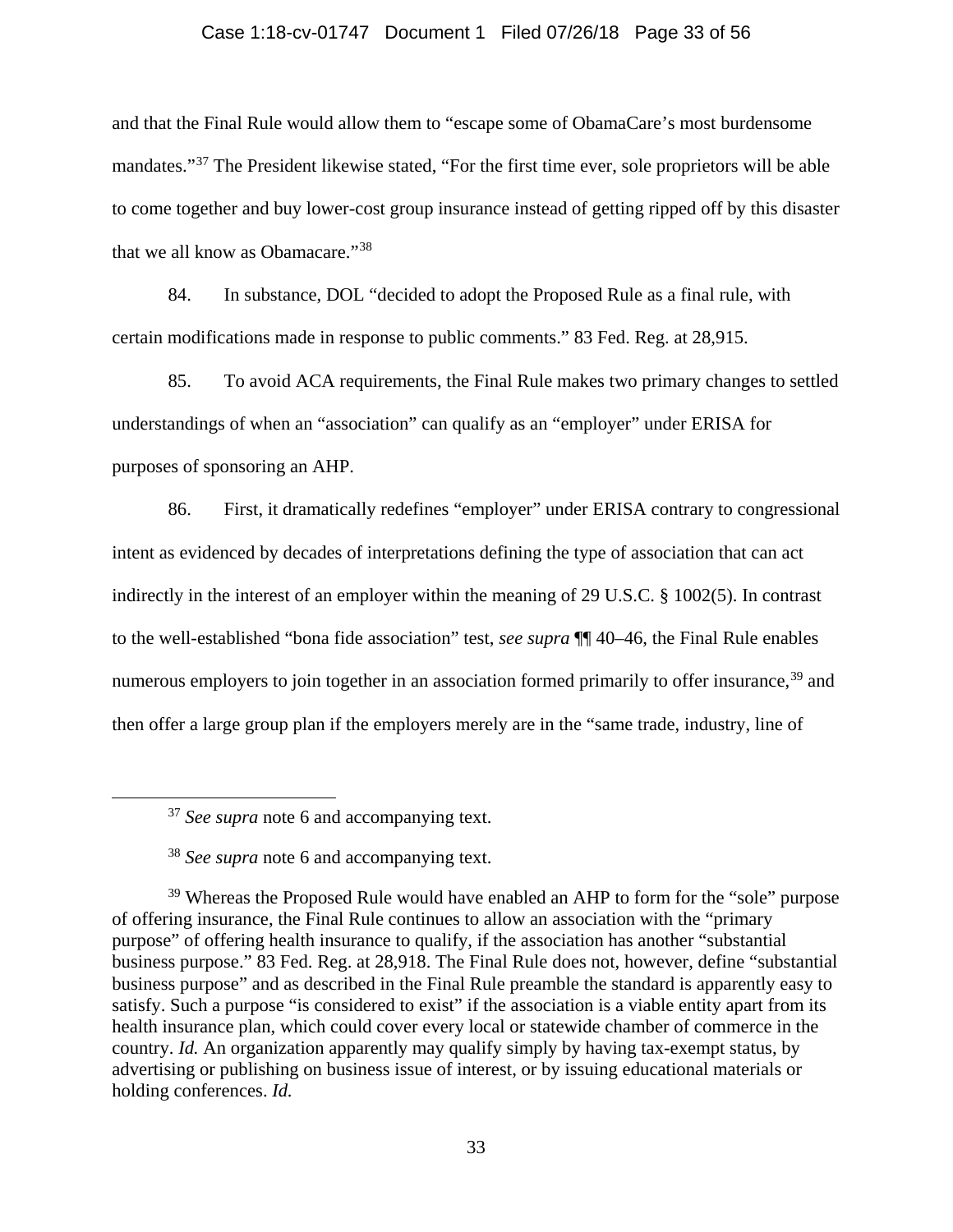and that the Final Rule would allow them to "escape some of ObamaCare's most burdensome mandates."[37] The President likewise stated, "For the first time ever, sole proprietors will be able to come together and buy lower-cost group insurance instead of getting ripped off by this disaster that we all know as Obamacare."[38]

84. In substance, DOL "decided to adopt the Proposed Rule as a final rule, with certain modifications made in response to public comments." 83 Fed. Reg. at 28,915.

85. To avoid ACA requirements, the Final Rule makes two primary changes to settled understandings of when an "association" can qualify as an "employer" under ERISA for purposes of sponsoring an AHP.

86. First, it dramatically redefines "employer" under ERISA contrary to congressional intent as evidenced by decades of interpretations defining the type of association that can act indirectly in the interest of an employer within the meaning of 29 U.S.C. § 1002(5). In contrast to the well-established "bona fide association" test, *see supra* ¶¶ 40–46, the Final Rule enables numerous employers to join together in an association formed primarily to offer insurance,[39] and then offer a large group plan if the employers merely are in the "same trade, industry, line of

---

[37] *See supra* note 6 and accompanying text.

[38] *See supra* note 6 and accompanying text.

[39] Whereas the Proposed Rule would have enabled an AHP to form for the "sole" purpose of offering insurance, the Final Rule continues to allow an association with the "primary purpose" of offering health insurance to qualify, if the association has another "substantial business purpose." 83 Fed. Reg. at 28,918. The Final Rule does not, however, define "substantial business purpose" and as described in the Final Rule preamble the standard is apparently easy to satisfy. Such a purpose "is considered to exist" if the association is a viable entity apart from its health insurance plan, which could cover every local or statewide chamber of commerce in the country. *Id.* An organization apparently may qualify simply by having tax-exempt status, by advertising or publishing on business issue of interest, or by issuing educational materials or holding conferences. *Id.*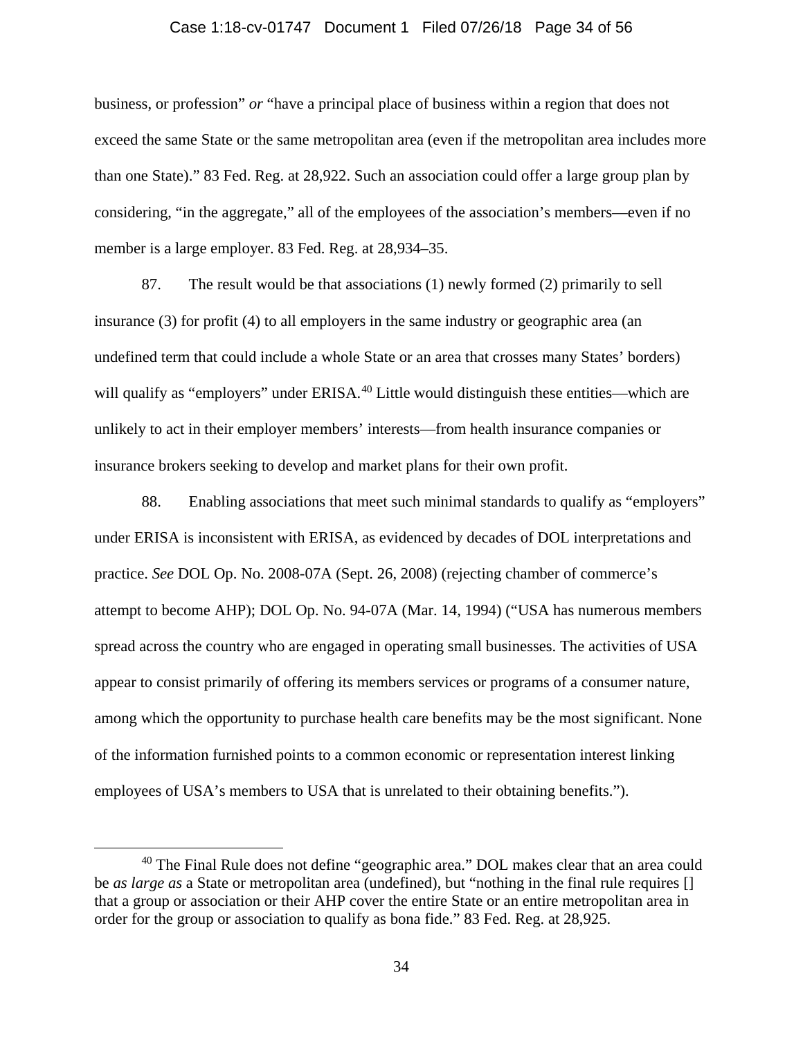business, or profession" *or* "have a principal place of business within a region that does not exceed the same State or the same metropolitan area (even if the metropolitan area includes more than one State)." 83 Fed. Reg. at 28,922. Such an association could offer a large group plan by considering, "in the aggregate," all of the employees of the association's members—even if no member is a large employer. 83 Fed. Reg. at 28,934–35.

87. The result would be that associations (1) newly formed (2) primarily to sell insurance (3) for profit (4) to all employers in the same industry or geographic area (an undefined term that could include a whole State or an area that crosses many States' borders) will qualify as "employers" under ERISA.[40] Little would distinguish these entities—which are unlikely to act in their employer members' interests—from health insurance companies or insurance brokers seeking to develop and market plans for their own profit.

88. Enabling associations that meet such minimal standards to qualify as "employers" under ERISA is inconsistent with ERISA, as evidenced by decades of DOL interpretations and practice. *See* DOL Op. No. 2008-07A (Sept. 26, 2008) (rejecting chamber of commerce's attempt to become AHP); DOL Op. No. 94-07A (Mar. 14, 1994) ("USA has numerous members spread across the country who are engaged in operating small businesses. The activities of USA appear to consist primarily of offering its members services or programs of a consumer nature, among which the opportunity to purchase health care benefits may be the most significant. None of the information furnished points to a common economic or representation interest linking employees of USA's members to USA that is unrelated to their obtaining benefits.").

[40] The Final Rule does not define "geographic area." DOL makes clear that an area could be *as large as* a State or metropolitan area (undefined), but "nothing in the final rule requires [] that a group or association or their AHP cover the entire State or an entire metropolitan area in order for the group or association to qualify as bona fide." 83 Fed. Reg. at 28,925.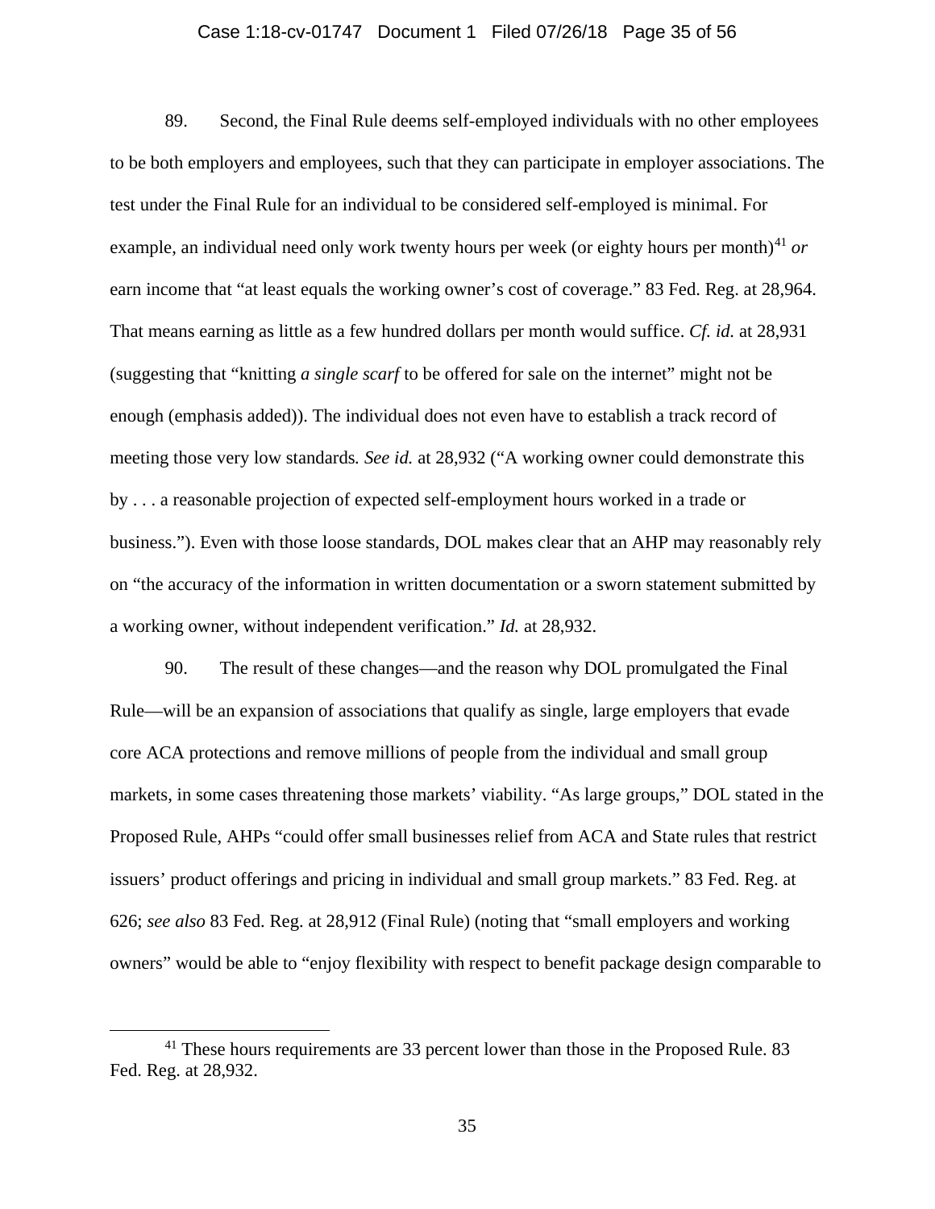89. Second, the Final Rule deems self-employed individuals with no other employees to be both employers and employees, such that they can participate in employer associations. The test under the Final Rule for an individual to be considered self-employed is minimal. For example, an individual need only work twenty hours per week (or eighty hours per month)[41] *or* earn income that "at least equals the working owner's cost of coverage." 83 Fed. Reg. at 28,964. That means earning as little as a few hundred dollars per month would suffice. *Cf. id.* at 28,931 (suggesting that "knitting *a single scarf* to be offered for sale on the internet" might not be enough (emphasis added)). The individual does not even have to establish a track record of meeting those very low standards*. See id.* at 28,932 ("A working owner could demonstrate this by . . . a reasonable projection of expected self-employment hours worked in a trade or business."). Even with those loose standards, DOL makes clear that an AHP may reasonably rely on "the accuracy of the information in written documentation or a sworn statement submitted by a working owner, without independent verification." *Id.* at 28,932.

90. The result of these changes—and the reason why DOL promulgated the Final Rule—will be an expansion of associations that qualify as single, large employers that evade core ACA protections and remove millions of people from the individual and small group markets, in some cases threatening those markets' viability. "As large groups," DOL stated in the Proposed Rule, AHPs "could offer small businesses relief from ACA and State rules that restrict issuers' product offerings and pricing in individual and small group markets." 83 Fed. Reg. at 626; *see also* 83 Fed. Reg. at 28,912 (Final Rule) (noting that "small employers and working owners" would be able to "enjoy flexibility with respect to benefit package design comparable to

---

[41] These hours requirements are 33 percent lower than those in the Proposed Rule. 83 Fed. Reg. at 28,932.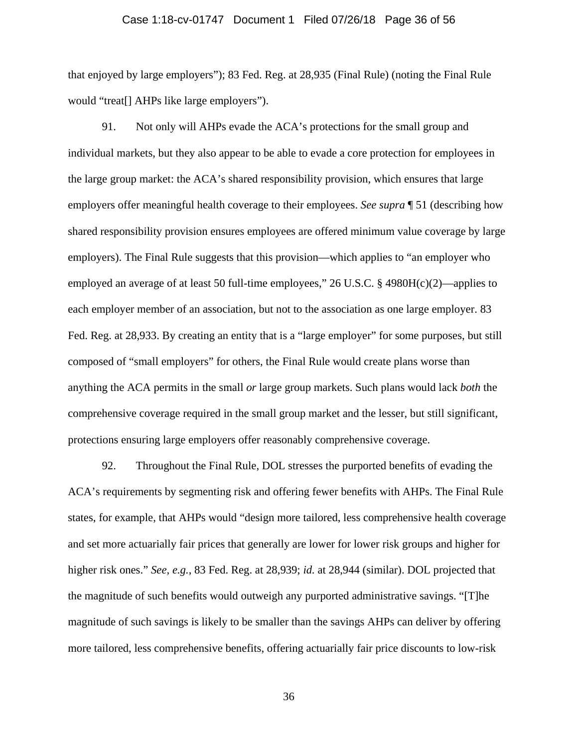that enjoyed by large employers"); 83 Fed. Reg. at 28,935 (Final Rule) (noting the Final Rule would "treat[] AHPs like large employers").

91. Not only will AHPs evade the ACA's protections for the small group and individual markets, but they also appear to be able to evade a core protection for employees in the large group market: the ACA's shared responsibility provision, which ensures that large employers offer meaningful health coverage to their employees. *See supra* ¶ 51 (describing how shared responsibility provision ensures employees are offered minimum value coverage by large employers). The Final Rule suggests that this provision—which applies to "an employer who employed an average of at least 50 full-time employees," 26 U.S.C. § 4980H(c)(2)—applies to each employer member of an association, but not to the association as one large employer. 83 Fed. Reg. at 28,933. By creating an entity that is a "large employer" for some purposes, but still composed of "small employers" for others, the Final Rule would create plans worse than anything the ACA permits in the small *or* large group markets. Such plans would lack *both* the comprehensive coverage required in the small group market and the lesser, but still significant, protections ensuring large employers offer reasonably comprehensive coverage.

92. Throughout the Final Rule, DOL stresses the purported benefits of evading the ACA's requirements by segmenting risk and offering fewer benefits with AHPs. The Final Rule states, for example, that AHPs would "design more tailored, less comprehensive health coverage and set more actuarially fair prices that generally are lower for lower risk groups and higher for higher risk ones." *See, e.g.*, 83 Fed. Reg. at 28,939; *id.* at 28,944 (similar). DOL projected that the magnitude of such benefits would outweigh any purported administrative savings. "[T]he magnitude of such savings is likely to be smaller than the savings AHPs can deliver by offering more tailored, less comprehensive benefits, offering actuarially fair price discounts to low-risk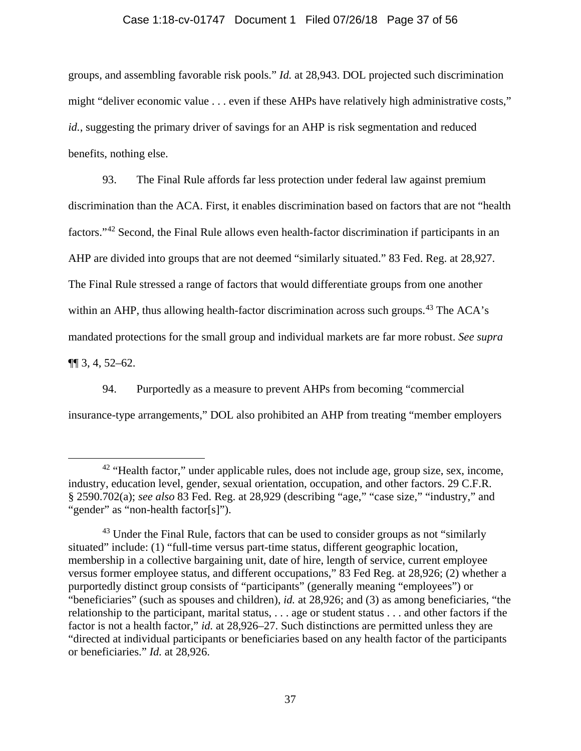groups, and assembling favorable risk pools." *Id.* at 28,943. DOL projected such discrimination might "deliver economic value . . . even if these AHPs have relatively high administrative costs," *id.*, suggesting the primary driver of savings for an AHP is risk segmentation and reduced benefits, nothing else.

93. The Final Rule affords far less protection under federal law against premium discrimination than the ACA. First, it enables discrimination based on factors that are not "health factors."[42] Second, the Final Rule allows even health-factor discrimination if participants in an AHP are divided into groups that are not deemed "similarly situated." 83 Fed. Reg. at 28,927. The Final Rule stressed a range of factors that would differentiate groups from one another within an AHP, thus allowing health-factor discrimination across such groups.[43] The ACA's mandated protections for the small group and individual markets are far more robust. *See supra* ¶¶ 3, 4, 52–62.

94. Purportedly as a measure to prevent AHPs from becoming "commercial insurance-type arrangements," DOL also prohibited an AHP from treating "member employers

---

[42] "Health factor," under applicable rules, does not include age, group size, sex, income, industry, education level, gender, sexual orientation, occupation, and other factors. 29 C.F.R. § 2590.702(a); *see also* 83 Fed. Reg. at 28,929 (describing "age," "case size," "industry," and "gender" as "non-health factor[s]").

[43] Under the Final Rule, factors that can be used to consider groups as not "similarly situated" include: (1) "full-time versus part-time status, different geographic location, membership in a collective bargaining unit, date of hire, length of service, current employee versus former employee status, and different occupations," 83 Fed Reg. at 28,926; (2) whether a purportedly distinct group consists of "participants" (generally meaning "employees") or "beneficiaries" (such as spouses and children), *id.* at 28,926; and (3) as among beneficiaries, "the relationship to the participant, marital status, . . . age or student status . . . and other factors if the factor is not a health factor," *id.* at 28,926–27. Such distinctions are permitted unless they are "directed at individual participants or beneficiaries based on any health factor of the participants or beneficiaries." *Id.* at 28,926.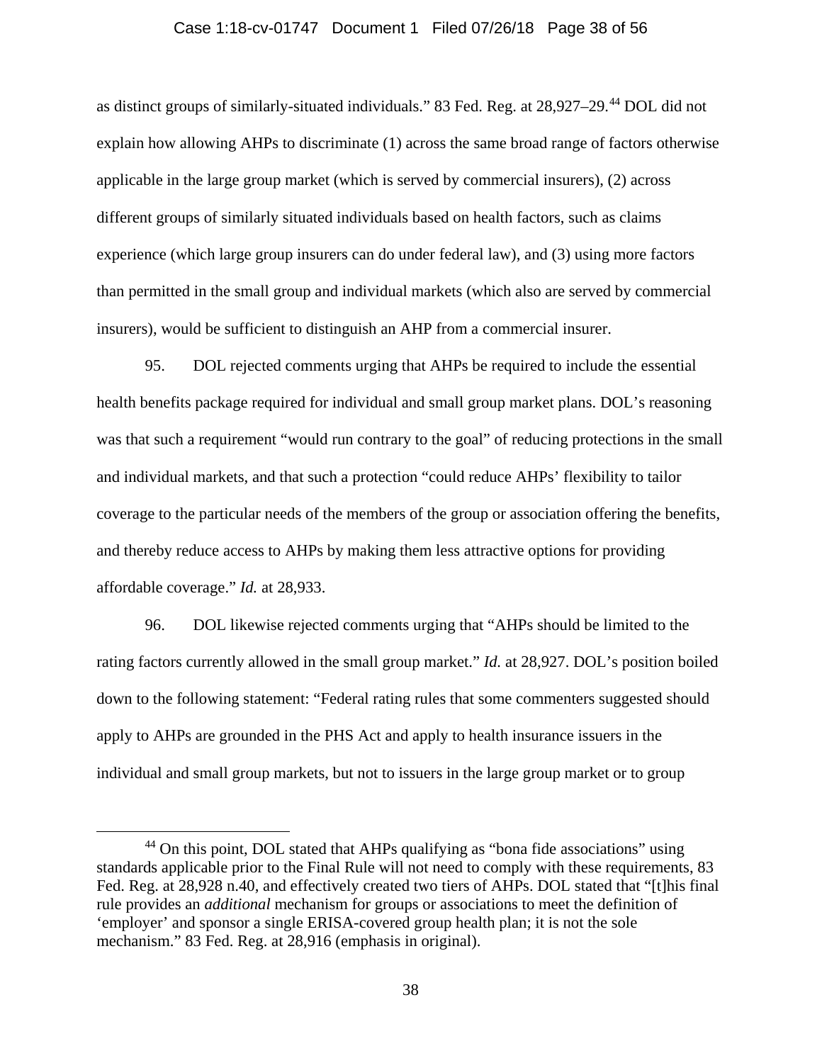as distinct groups of similarly-situated individuals." 83 Fed. Reg. at 28,927–29.[44] DOL did not explain how allowing AHPs to discriminate (1) across the same broad range of factors otherwise applicable in the large group market (which is served by commercial insurers), (2) across different groups of similarly situated individuals based on health factors, such as claims experience (which large group insurers can do under federal law), and (3) using more factors than permitted in the small group and individual markets (which also are served by commercial insurers), would be sufficient to distinguish an AHP from a commercial insurer.

95. DOL rejected comments urging that AHPs be required to include the essential health benefits package required for individual and small group market plans. DOL's reasoning was that such a requirement "would run contrary to the goal" of reducing protections in the small and individual markets, and that such a protection "could reduce AHPs' flexibility to tailor coverage to the particular needs of the members of the group or association offering the benefits, and thereby reduce access to AHPs by making them less attractive options for providing affordable coverage." *Id.* at 28,933.

96. DOL likewise rejected comments urging that "AHPs should be limited to the rating factors currently allowed in the small group market." *Id.* at 28,927. DOL's position boiled down to the following statement: "Federal rating rules that some commenters suggested should apply to AHPs are grounded in the PHS Act and apply to health insurance issuers in the individual and small group markets, but not to issuers in the large group market or to group

[44] On this point, DOL stated that AHPs qualifying as "bona fide associations" using standards applicable prior to the Final Rule will not need to comply with these requirements, 83 Fed. Reg. at 28,928 n.40, and effectively created two tiers of AHPs. DOL stated that "[t]his final rule provides an *additional* mechanism for groups or associations to meet the definition of 'employer' and sponsor a single ERISA-covered group health plan; it is not the sole mechanism." 83 Fed. Reg. at 28,916 (emphasis in original).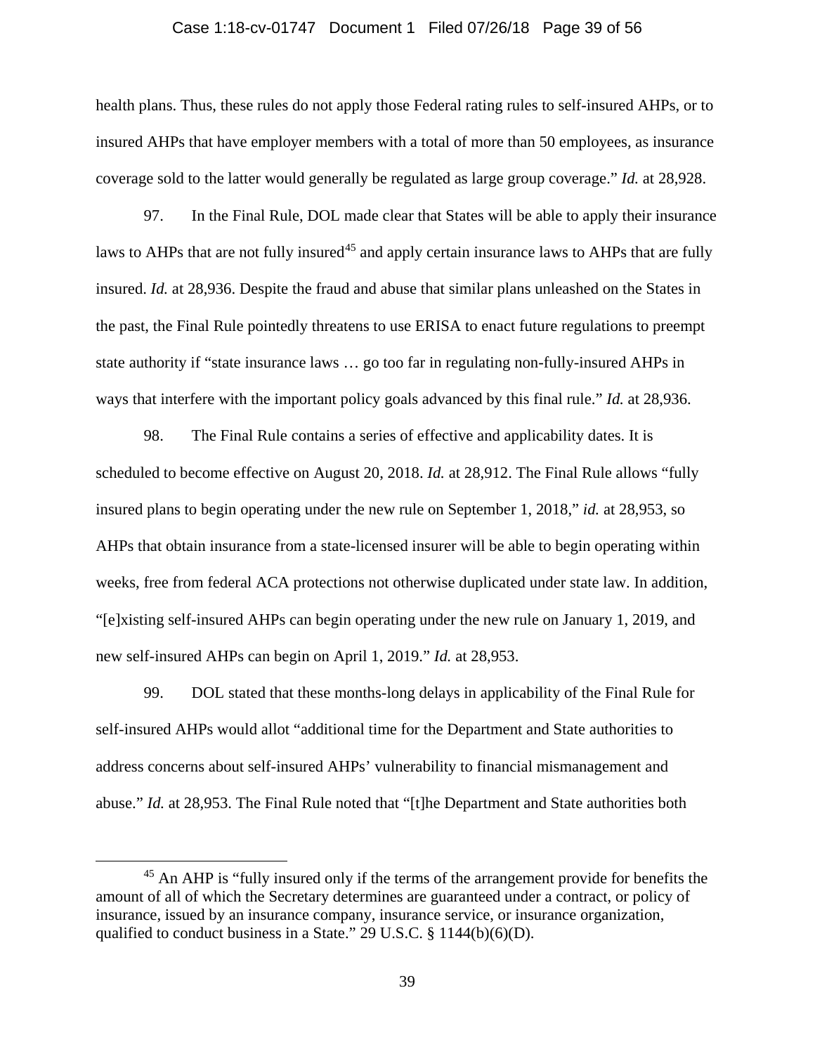health plans. Thus, these rules do not apply those Federal rating rules to self-insured AHPs, or to insured AHPs that have employer members with a total of more than 50 employees, as insurance coverage sold to the latter would generally be regulated as large group coverage." *Id.* at 28,928.

97. In the Final Rule, DOL made clear that States will be able to apply their insurance laws to AHPs that are not fully insured[45] and apply certain insurance laws to AHPs that are fully insured. *Id.* at 28,936. Despite the fraud and abuse that similar plans unleashed on the States in the past, the Final Rule pointedly threatens to use ERISA to enact future regulations to preempt state authority if "state insurance laws … go too far in regulating non-fully-insured AHPs in ways that interfere with the important policy goals advanced by this final rule." *Id.* at 28,936.

98. The Final Rule contains a series of effective and applicability dates. It is scheduled to become effective on August 20, 2018. *Id.* at 28,912. The Final Rule allows "fully insured plans to begin operating under the new rule on September 1, 2018," *id.* at 28,953, so AHPs that obtain insurance from a state-licensed insurer will be able to begin operating within weeks, free from federal ACA protections not otherwise duplicated under state law. In addition, "[e]xisting self-insured AHPs can begin operating under the new rule on January 1, 2019, and new self-insured AHPs can begin on April 1, 2019." *Id.* at 28,953.

99. DOL stated that these months-long delays in applicability of the Final Rule for self-insured AHPs would allot "additional time for the Department and State authorities to address concerns about self-insured AHPs' vulnerability to financial mismanagement and abuse." *Id.* at 28,953. The Final Rule noted that "[t]he Department and State authorities both

---

[45] An AHP is "fully insured only if the terms of the arrangement provide for benefits the amount of all of which the Secretary determines are guaranteed under a contract, or policy of insurance, issued by an insurance company, insurance service, or insurance organization, qualified to conduct business in a State." 29 U.S.C. § 1144(b)(6)(D).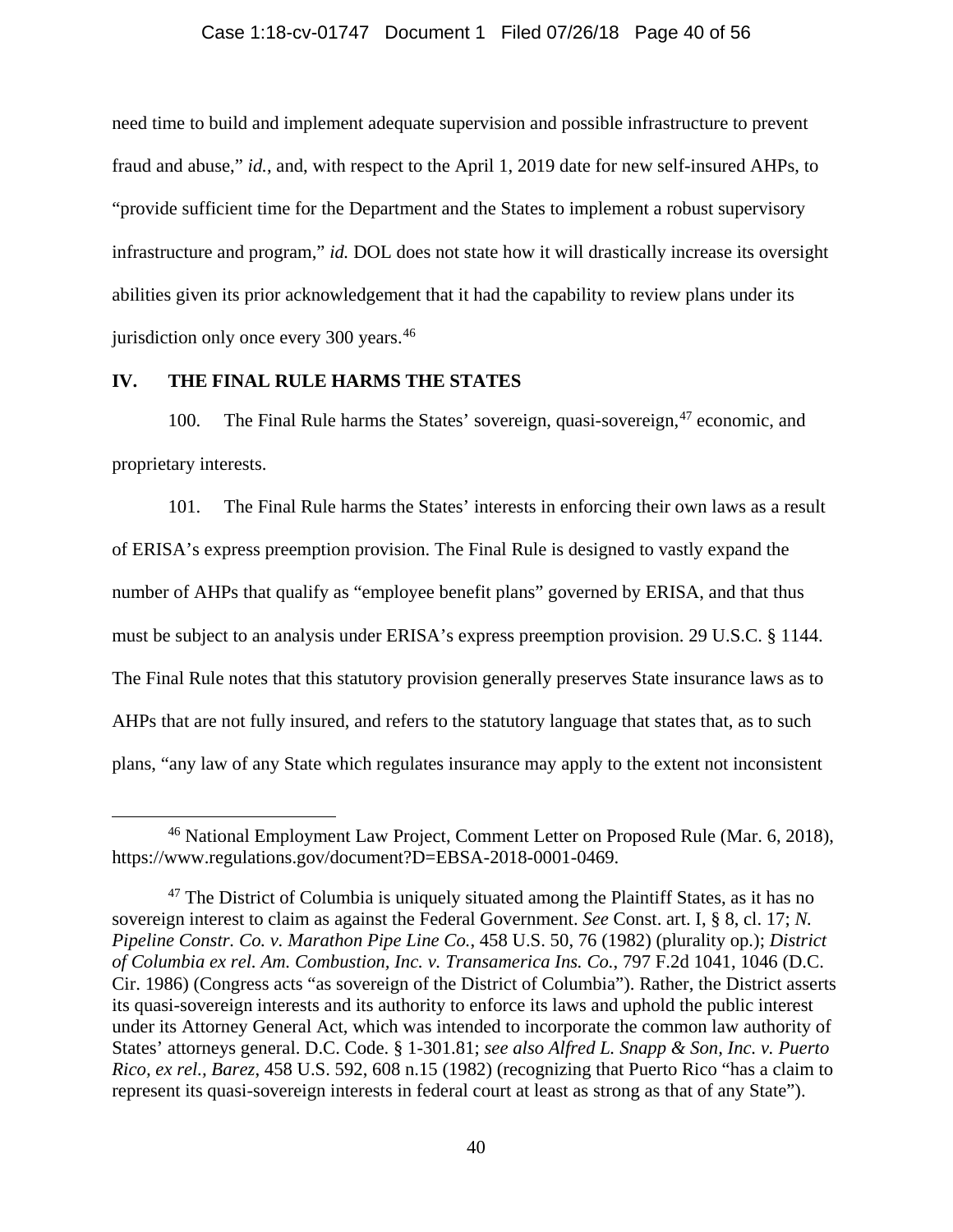need time to build and implement adequate supervision and possible infrastructure to prevent fraud and abuse," *id.*, and, with respect to the April 1, 2019 date for new self-insured AHPs, to "provide sufficient time for the Department and the States to implement a robust supervisory infrastructure and program," *id.* DOL does not state how it will drastically increase its oversight abilities given its prior acknowledgement that it had the capability to review plans under its jurisdiction only once every 300 years.[46]

## IV. THE FINAL RULE HARMS THE STATES

100. The Final Rule harms the States' sovereign, quasi-sovereign,[47] economic, and proprietary interests.

101. The Final Rule harms the States' interests in enforcing their own laws as a result of ERISA's express preemption provision. The Final Rule is designed to vastly expand the number of AHPs that qualify as "employee benefit plans" governed by ERISA, and that thus must be subject to an analysis under ERISA's express preemption provision. 29 U.S.C. § 1144. The Final Rule notes that this statutory provision generally preserves State insurance laws as to AHPs that are not fully insured, and refers to the statutory language that states that, as to such plans, "any law of any State which regulates insurance may apply to the extent not inconsistent

---

[46] National Employment Law Project, Comment Letter on Proposed Rule (Mar. 6, 2018), https://www.regulations.gov/document?D=EBSA-2018-0001-0469.

[47] The District of Columbia is uniquely situated among the Plaintiff States, as it has no sovereign interest to claim as against the Federal Government. *See* Const. art. I, § 8, cl. 17; *N. Pipeline Constr. Co. v. Marathon Pipe Line Co.*, 458 U.S. 50, 76 (1982) (plurality op.); *District of Columbia ex rel. Am. Combustion, Inc. v. Transamerica Ins. Co.*, 797 F.2d 1041, 1046 (D.C. Cir. 1986) (Congress acts "as sovereign of the District of Columbia"). Rather, the District asserts its quasi-sovereign interests and its authority to enforce its laws and uphold the public interest under its Attorney General Act, which was intended to incorporate the common law authority of States' attorneys general. D.C. Code. § 1-301.81; *see also Alfred L. Snapp & Son, Inc. v. Puerto Rico, ex rel., Barez*, 458 U.S. 592, 608 n.15 (1982) (recognizing that Puerto Rico "has a claim to represent its quasi-sovereign interests in federal court at least as strong as that of any State").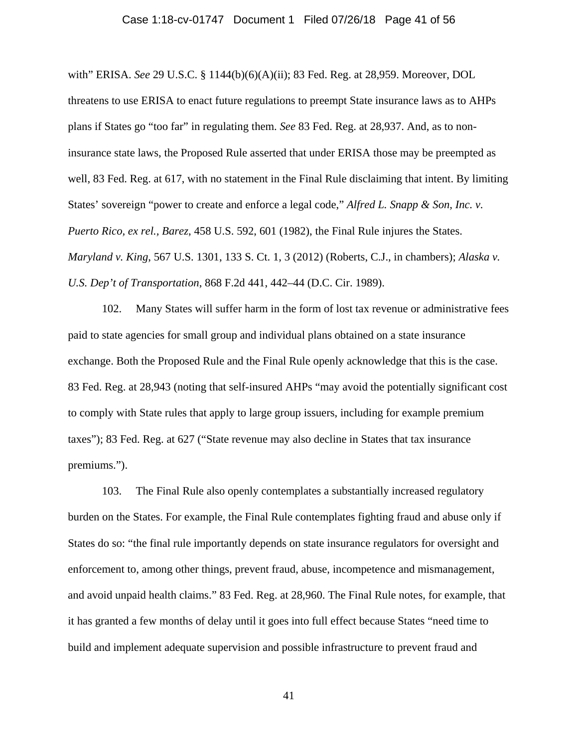with" ERISA. *See* 29 U.S.C. § 1144(b)(6)(A)(ii); 83 Fed. Reg. at 28,959. Moreover, DOL threatens to use ERISA to enact future regulations to preempt State insurance laws as to AHPs plans if States go "too far" in regulating them. *See* 83 Fed. Reg. at 28,937. And, as to non-insurance state laws, the Proposed Rule asserted that under ERISA those may be preempted as well, 83 Fed. Reg. at 617, with no statement in the Final Rule disclaiming that intent. By limiting States' sovereign "power to create and enforce a legal code," *Alfred L. Snapp & Son, Inc. v. Puerto Rico, ex rel., Barez*, 458 U.S. 592, 601 (1982), the Final Rule injures the States. *Maryland v. King*, 567 U.S. 1301, 133 S. Ct. 1, 3 (2012) (Roberts, C.J., in chambers); *Alaska v. U.S. Dep't of Transportation*, 868 F.2d 441, 442–44 (D.C. Cir. 1989).

102. Many States will suffer harm in the form of lost tax revenue or administrative fees paid to state agencies for small group and individual plans obtained on a state insurance exchange. Both the Proposed Rule and the Final Rule openly acknowledge that this is the case. 83 Fed. Reg. at 28,943 (noting that self-insured AHPs "may avoid the potentially significant cost to comply with State rules that apply to large group issuers, including for example premium taxes"); 83 Fed. Reg. at 627 ("State revenue may also decline in States that tax insurance premiums.").

103. The Final Rule also openly contemplates a substantially increased regulatory burden on the States. For example, the Final Rule contemplates fighting fraud and abuse only if States do so: "the final rule importantly depends on state insurance regulators for oversight and enforcement to, among other things, prevent fraud, abuse, incompetence and mismanagement, and avoid unpaid health claims." 83 Fed. Reg. at 28,960. The Final Rule notes, for example, that it has granted a few months of delay until it goes into full effect because States "need time to build and implement adequate supervision and possible infrastructure to prevent fraud and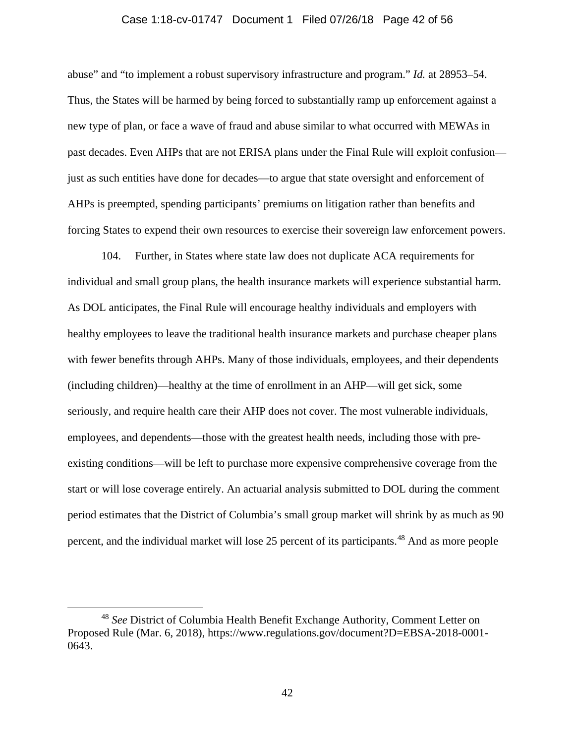abuse" and "to implement a robust supervisory infrastructure and program." *Id.* at 28953–54. Thus, the States will be harmed by being forced to substantially ramp up enforcement against a new type of plan, or face a wave of fraud and abuse similar to what occurred with MEWAs in past decades. Even AHPs that are not ERISA plans under the Final Rule will exploit confusion—just as such entities have done for decades—to argue that state oversight and enforcement of AHPs is preempted, spending participants' premiums on litigation rather than benefits and forcing States to expend their own resources to exercise their sovereign law enforcement powers.

104. Further, in States where state law does not duplicate ACA requirements for individual and small group plans, the health insurance markets will experience substantial harm. As DOL anticipates, the Final Rule will encourage healthy individuals and employers with healthy employees to leave the traditional health insurance markets and purchase cheaper plans with fewer benefits through AHPs. Many of those individuals, employees, and their dependents (including children)—healthy at the time of enrollment in an AHP—will get sick, some seriously, and require health care their AHP does not cover. The most vulnerable individuals, employees, and dependents—those with the greatest health needs, including those with pre-existing conditions—will be left to purchase more expensive comprehensive coverage from the start or will lose coverage entirely. An actuarial analysis submitted to DOL during the comment period estimates that the District of Columbia's small group market will shrink by as much as 90 percent, and the individual market will lose 25 percent of its participants.[48] And as more people

[48] *See* District of Columbia Health Benefit Exchange Authority, Comment Letter on Proposed Rule (Mar. 6, 2018), https://www.regulations.gov/document?D=EBSA-2018-0001-0643.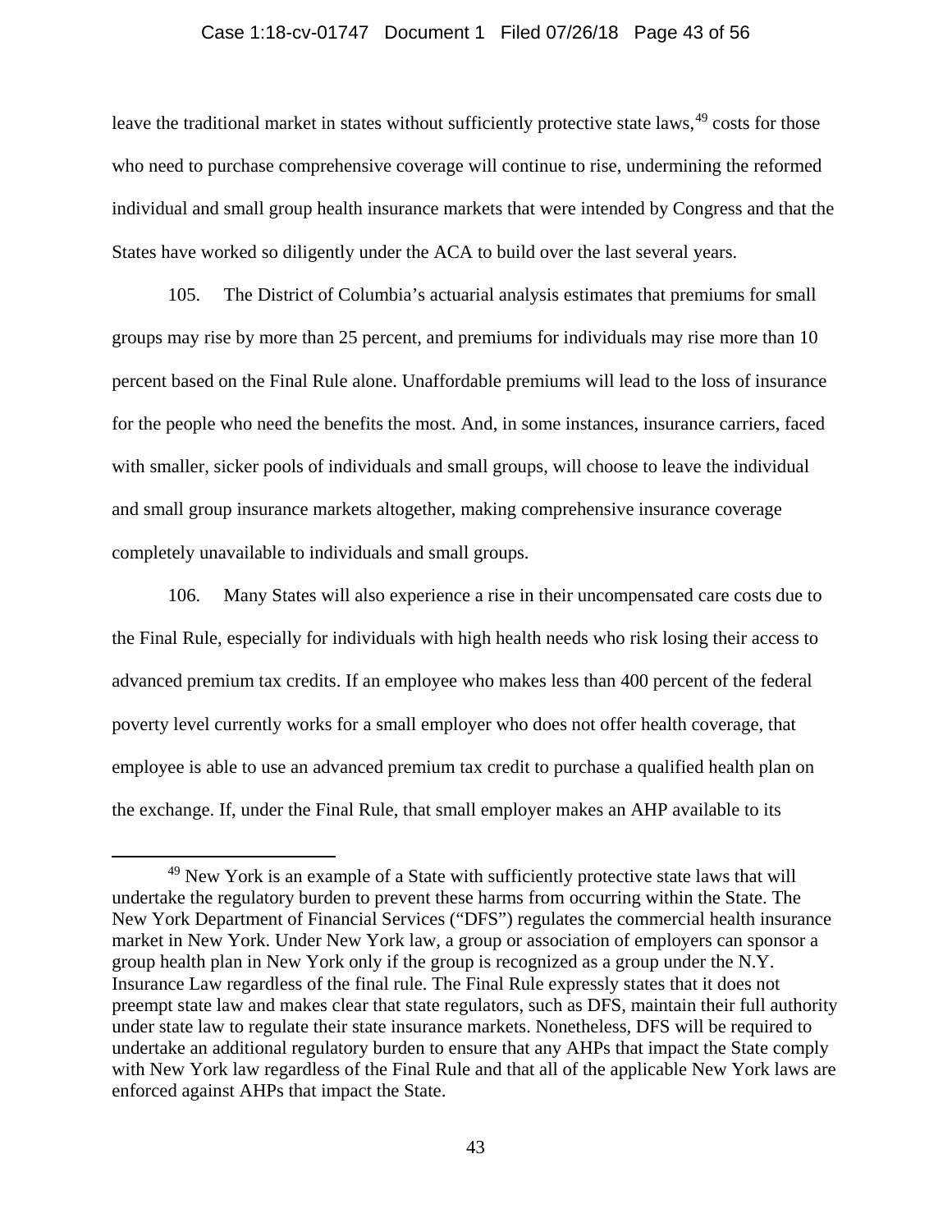leave the traditional market in states without sufficiently protective state laws,[49] costs for those who need to purchase comprehensive coverage will continue to rise, undermining the reformed individual and small group health insurance markets that were intended by Congress and that the States have worked so diligently under the ACA to build over the last several years.

105. The District of Columbia's actuarial analysis estimates that premiums for small groups may rise by more than 25 percent, and premiums for individuals may rise more than 10 percent based on the Final Rule alone. Unaffordable premiums will lead to the loss of insurance for the people who need the benefits the most. And, in some instances, insurance carriers, faced with smaller, sicker pools of individuals and small groups, will choose to leave the individual and small group insurance markets altogether, making comprehensive insurance coverage completely unavailable to individuals and small groups.

106. Many States will also experience a rise in their uncompensated care costs due to the Final Rule, especially for individuals with high health needs who risk losing their access to advanced premium tax credits. If an employee who makes less than 400 percent of the federal poverty level currently works for a small employer who does not offer health coverage, that employee is able to use an advanced premium tax credit to purchase a qualified health plan on the exchange. If, under the Final Rule, that small employer makes an AHP available to its

---

[49] New York is an example of a State with sufficiently protective state laws that will undertake the regulatory burden to prevent these harms from occurring within the State. The New York Department of Financial Services ("DFS") regulates the commercial health insurance market in New York. Under New York law, a group or association of employers can sponsor a group health plan in New York only if the group is recognized as a group under the N.Y. Insurance Law regardless of the final rule. The Final Rule expressly states that it does not preempt state law and makes clear that state regulators, such as DFS, maintain their full authority under state law to regulate their state insurance markets. Nonetheless, DFS will be required to undertake an additional regulatory burden to ensure that any AHPs that impact the State comply with New York law regardless of the Final Rule and that all of the applicable New York laws are enforced against AHPs that impact the State.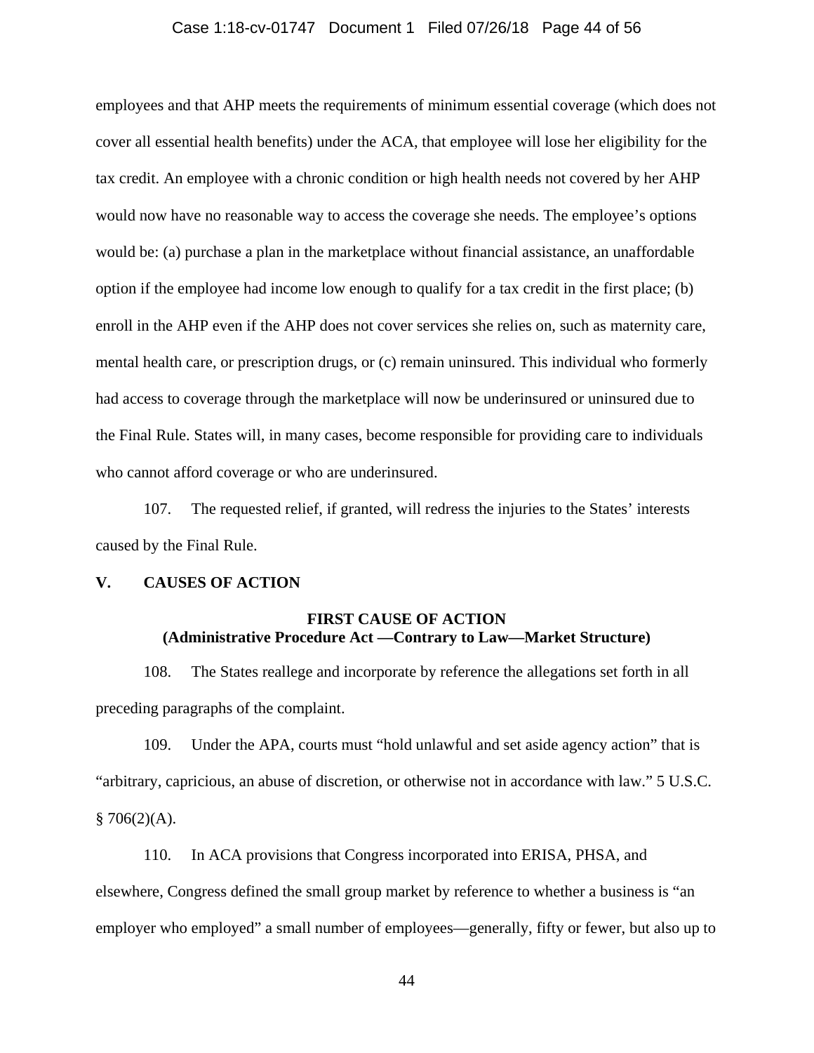employees and that AHP meets the requirements of minimum essential coverage (which does not cover all essential health benefits) under the ACA, that employee will lose her eligibility for the tax credit. An employee with a chronic condition or high health needs not covered by her AHP would now have no reasonable way to access the coverage she needs. The employee's options would be: (a) purchase a plan in the marketplace without financial assistance, an unaffordable option if the employee had income low enough to qualify for a tax credit in the first place; (b) enroll in the AHP even if the AHP does not cover services she relies on, such as maternity care, mental health care, or prescription drugs, or (c) remain uninsured. This individual who formerly had access to coverage through the marketplace will now be underinsured or uninsured due to the Final Rule. States will, in many cases, become responsible for providing care to individuals who cannot afford coverage or who are underinsured.

107. The requested relief, if granted, will redress the injuries to the States' interests caused by the Final Rule.

## V. CAUSES OF ACTION

### FIRST CAUSE OF ACTION
### (Administrative Procedure Act —Contrary to Law—Market Structure)

108. The States reallege and incorporate by reference the allegations set forth in all preceding paragraphs of the complaint.

109. Under the APA, courts must "hold unlawful and set aside agency action" that is "arbitrary, capricious, an abuse of discretion, or otherwise not in accordance with law." 5 U.S.C. § 706(2)(A).

110. In ACA provisions that Congress incorporated into ERISA, PHSA, and elsewhere, Congress defined the small group market by reference to whether a business is "an employer who employed" a small number of employees—generally, fifty or fewer, but also up to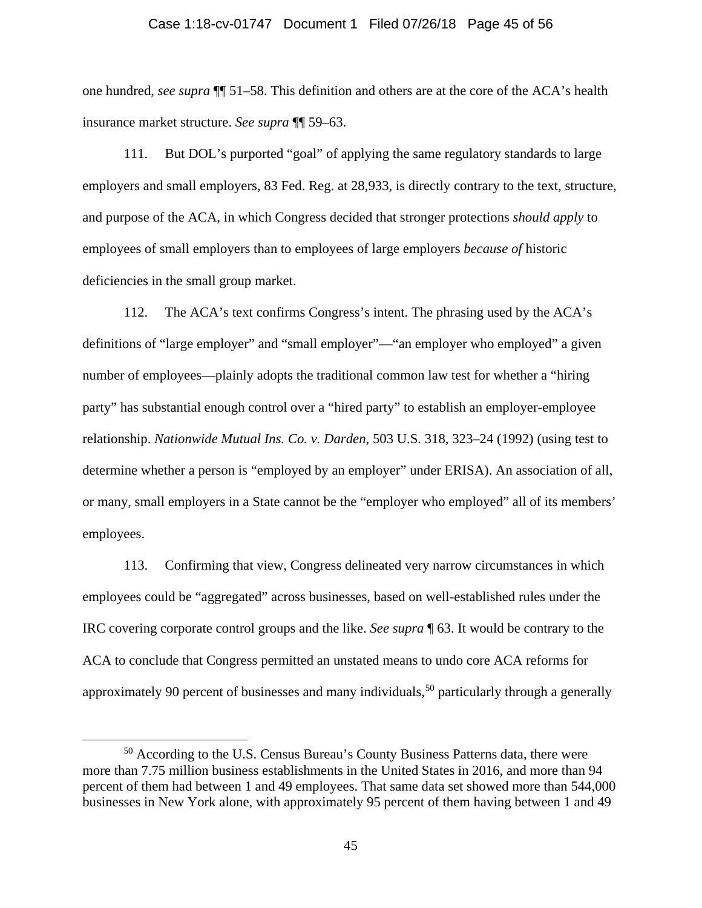one hundred, *see supra* ¶¶ 51–58. This definition and others are at the core of the ACA's health insurance market structure. *See supra* ¶¶ 59–63.

111. But DOL's purported "goal" of applying the same regulatory standards to large employers and small employers, 83 Fed. Reg. at 28,933, is directly contrary to the text, structure, and purpose of the ACA, in which Congress decided that stronger protections *should apply* to employees of small employers than to employees of large employers *because of* historic deficiencies in the small group market.

112. The ACA's text confirms Congress's intent. The phrasing used by the ACA's definitions of "large employer" and "small employer"—"an employer who employed" a given number of employees—plainly adopts the traditional common law test for whether a "hiring party" has substantial enough control over a "hired party" to establish an employer-employee relationship. *Nationwide Mutual Ins. Co. v. Darden*, 503 U.S. 318, 323–24 (1992) (using test to determine whether a person is "employed by an employer" under ERISA). An association of all, or many, small employers in a State cannot be the "employer who employed" all of its members' employees.

113. Confirming that view, Congress delineated very narrow circumstances in which employees could be "aggregated" across businesses, based on well-established rules under the IRC covering corporate control groups and the like. *See supra* ¶ 63. It would be contrary to the ACA to conclude that Congress permitted an unstated means to undo core ACA reforms for approximately 90 percent of businesses and many individuals,[50] particularly through a generally

[50] According to the U.S. Census Bureau's County Business Patterns data, there were more than 7.75 million business establishments in the United States in 2016, and more than 94 percent of them had between 1 and 49 employees. That same data set showed more than 544,000 businesses in New York alone, with approximately 95 percent of them having between 1 and 49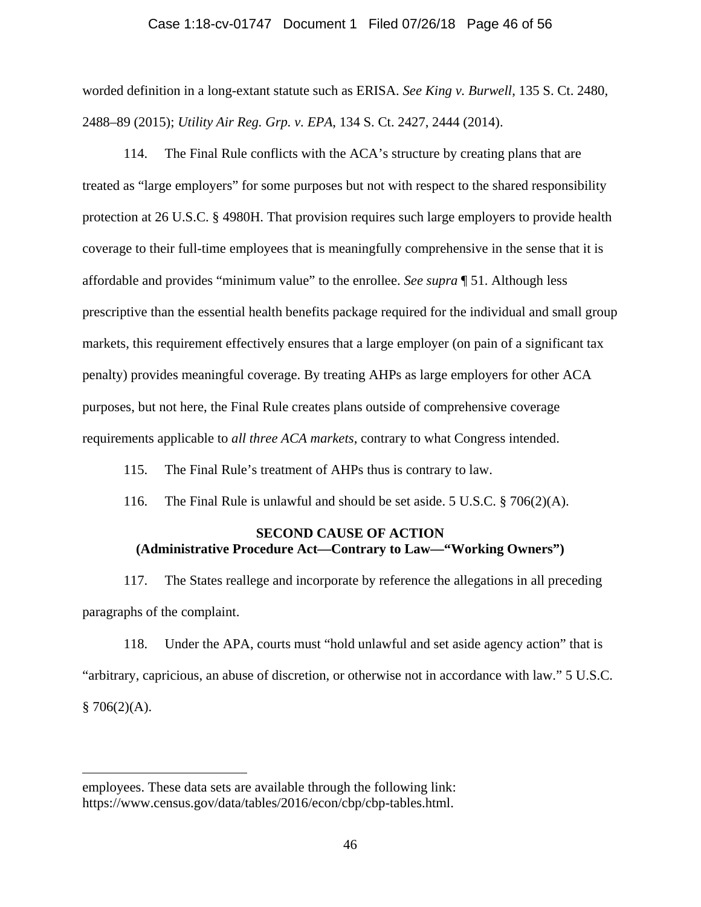worded definition in a long-extant statute such as ERISA. *See King v. Burwell*, 135 S. Ct. 2480, 2488–89 (2015); *Utility Air Reg. Grp. v. EPA*, 134 S. Ct. 2427, 2444 (2014).

114. The Final Rule conflicts with the ACA's structure by creating plans that are treated as "large employers" for some purposes but not with respect to the shared responsibility protection at 26 U.S.C. § 4980H. That provision requires such large employers to provide health coverage to their full-time employees that is meaningfully comprehensive in the sense that it is affordable and provides "minimum value" to the enrollee. *See supra* ¶ 51. Although less prescriptive than the essential health benefits package required for the individual and small group markets, this requirement effectively ensures that a large employer (on pain of a significant tax penalty) provides meaningful coverage. By treating AHPs as large employers for other ACA purposes, but not here, the Final Rule creates plans outside of comprehensive coverage requirements applicable to *all three ACA markets*, contrary to what Congress intended.

115. The Final Rule's treatment of AHPs thus is contrary to law.

116. The Final Rule is unlawful and should be set aside. 5 U.S.C. § 706(2)(A).

## SECOND CAUSE OF ACTION
## (Administrative Procedure Act—Contrary to Law—"Working Owners")

117. The States reallege and incorporate by reference the allegations in all preceding paragraphs of the complaint.

118. Under the APA, courts must "hold unlawful and set aside agency action" that is "arbitrary, capricious, an abuse of discretion, or otherwise not in accordance with law." 5 U.S.C. § 706(2)(A).

---

employees. These data sets are available through the following link: https://www.census.gov/data/tables/2016/econ/cbp/cbp-tables.html.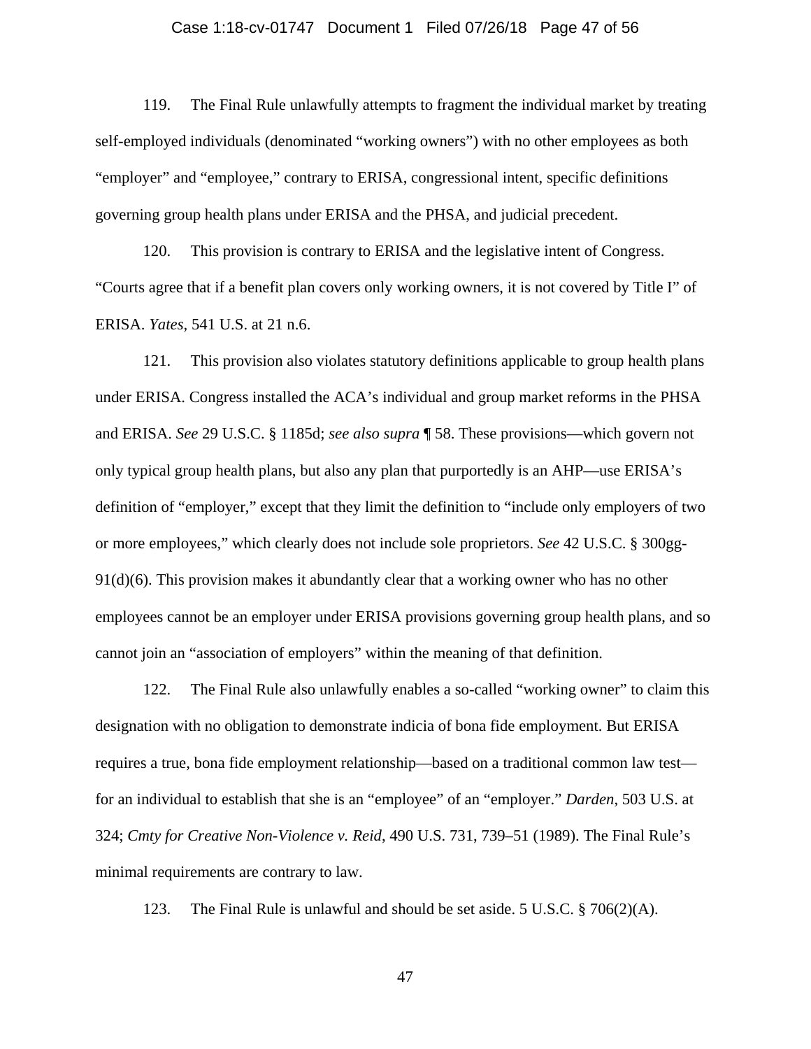119. The Final Rule unlawfully attempts to fragment the individual market by treating self-employed individuals (denominated "working owners") with no other employees as both "employer" and "employee," contrary to ERISA, congressional intent, specific definitions governing group health plans under ERISA and the PHSA, and judicial precedent.

120. This provision is contrary to ERISA and the legislative intent of Congress. "Courts agree that if a benefit plan covers only working owners, it is not covered by Title I" of ERISA. *Yates*, 541 U.S. at 21 n.6.

121. This provision also violates statutory definitions applicable to group health plans under ERISA. Congress installed the ACA's individual and group market reforms in the PHSA and ERISA. *See* 29 U.S.C. § 1185d; *see also supra* ¶ 58. These provisions—which govern not only typical group health plans, but also any plan that purportedly is an AHP—use ERISA's definition of "employer," except that they limit the definition to "include only employers of two or more employees," which clearly does not include sole proprietors. *See* 42 U.S.C. § 300gg-91(d)(6). This provision makes it abundantly clear that a working owner who has no other employees cannot be an employer under ERISA provisions governing group health plans, and so cannot join an "association of employers" within the meaning of that definition.

122. The Final Rule also unlawfully enables a so-called "working owner" to claim this designation with no obligation to demonstrate indicia of bona fide employment. But ERISA requires a true, bona fide employment relationship—based on a traditional common law test—for an individual to establish that she is an "employee" of an "employer." *Darden*, 503 U.S. at 324; *Cmty for Creative Non-Violence v. Reid*, 490 U.S. 731, 739–51 (1989). The Final Rule's minimal requirements are contrary to law.

123. The Final Rule is unlawful and should be set aside. 5 U.S.C. § 706(2)(A).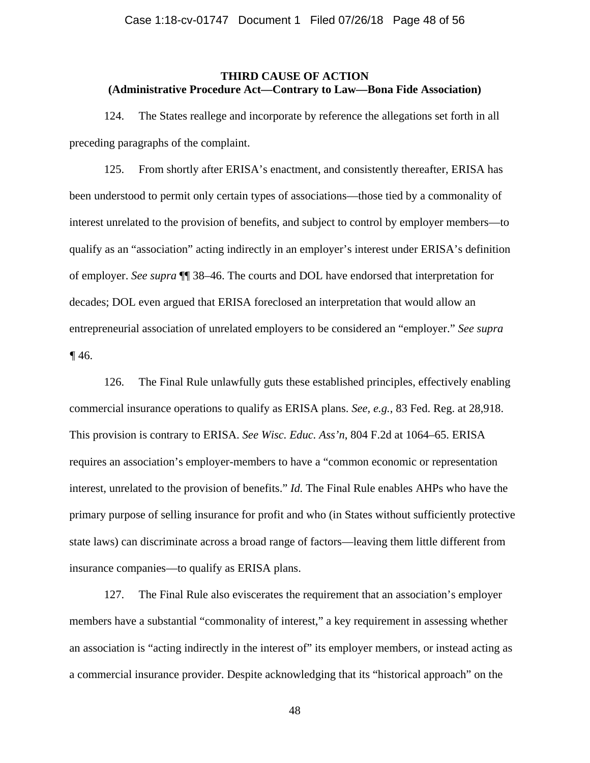**THIRD CAUSE OF ACTION**
**(Administrative Procedure Act—Contrary to Law—Bona Fide Association)**

124. The States reallege and incorporate by reference the allegations set forth in all preceding paragraphs of the complaint.

125. From shortly after ERISA's enactment, and consistently thereafter, ERISA has been understood to permit only certain types of associations—those tied by a commonality of interest unrelated to the provision of benefits, and subject to control by employer members—to qualify as an "association" acting indirectly in an employer's interest under ERISA's definition of employer. *See supra* ¶¶ 38–46. The courts and DOL have endorsed that interpretation for decades; DOL even argued that ERISA foreclosed an interpretation that would allow an entrepreneurial association of unrelated employers to be considered an "employer." *See supra* ¶ 46.

126. The Final Rule unlawfully guts these established principles, effectively enabling commercial insurance operations to qualify as ERISA plans. *See, e.g.*, 83 Fed. Reg. at 28,918. This provision is contrary to ERISA. *See Wisc. Educ. Ass'n*, 804 F.2d at 1064–65. ERISA requires an association's employer-members to have a "common economic or representation interest, unrelated to the provision of benefits." *Id.* The Final Rule enables AHPs who have the primary purpose of selling insurance for profit and who (in States without sufficiently protective state laws) can discriminate across a broad range of factors—leaving them little different from insurance companies—to qualify as ERISA plans.

127. The Final Rule also eviscerates the requirement that an association's employer members have a substantial "commonality of interest," a key requirement in assessing whether an association is "acting indirectly in the interest of" its employer members, or instead acting as a commercial insurance provider. Despite acknowledging that its "historical approach" on the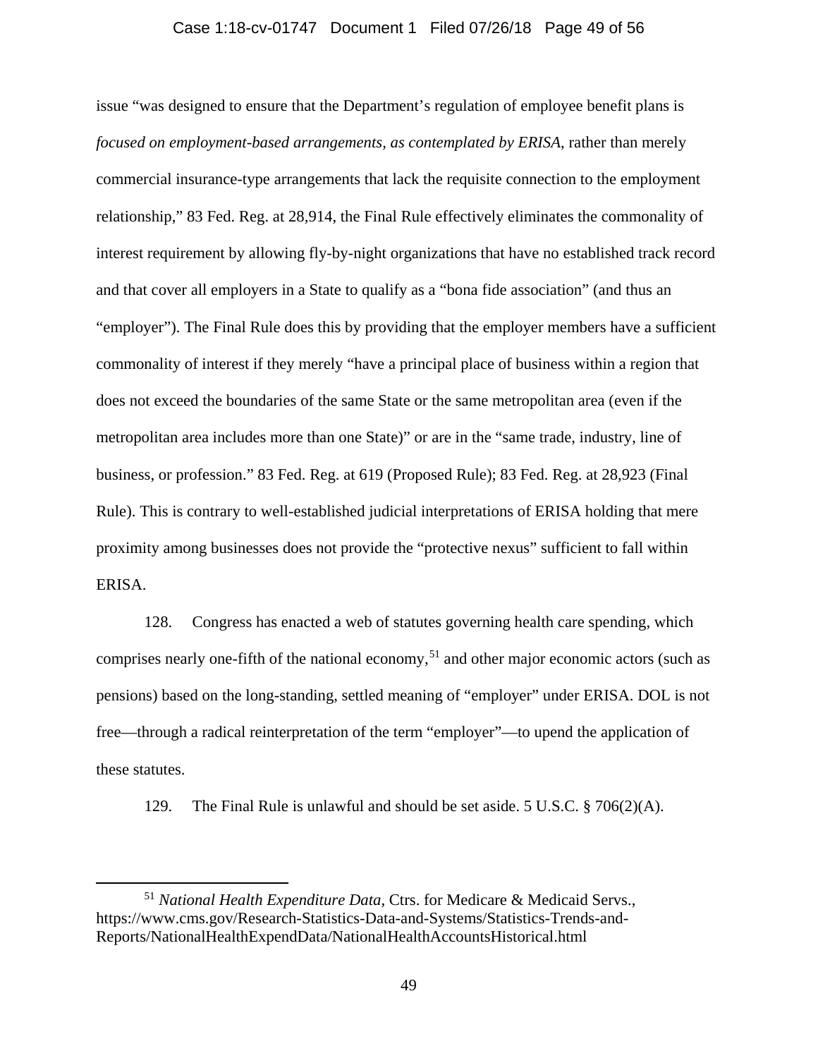issue "was designed to ensure that the Department's regulation of employee benefit plans is *focused on employment-based arrangements, as contemplated by ERISA*, rather than merely commercial insurance-type arrangements that lack the requisite connection to the employment relationship," 83 Fed. Reg. at 28,914, the Final Rule effectively eliminates the commonality of interest requirement by allowing fly-by-night organizations that have no established track record and that cover all employers in a State to qualify as a "bona fide association" (and thus an "employer"). The Final Rule does this by providing that the employer members have a sufficient commonality of interest if they merely "have a principal place of business within a region that does not exceed the boundaries of the same State or the same metropolitan area (even if the metropolitan area includes more than one State)" or are in the "same trade, industry, line of business, or profession." 83 Fed. Reg. at 619 (Proposed Rule); 83 Fed. Reg. at 28,923 (Final Rule). This is contrary to well-established judicial interpretations of ERISA holding that mere proximity among businesses does not provide the "protective nexus" sufficient to fall within ERISA.

128. Congress has enacted a web of statutes governing health care spending, which comprises nearly one-fifth of the national economy,[51] and other major economic actors (such as pensions) based on the long-standing, settled meaning of "employer" under ERISA. DOL is not free—through a radical reinterpretation of the term "employer"—to upend the application of these statutes.

129. The Final Rule is unlawful and should be set aside. 5 U.S.C. § 706(2)(A).

---

[51] *National Health Expenditure Data*, Ctrs. for Medicare & Medicaid Servs., https://www.cms.gov/Research-Statistics-Data-and-Systems/Statistics-Trends-and-Reports/NationalHealthExpendData/NationalHealthAccountsHistorical.html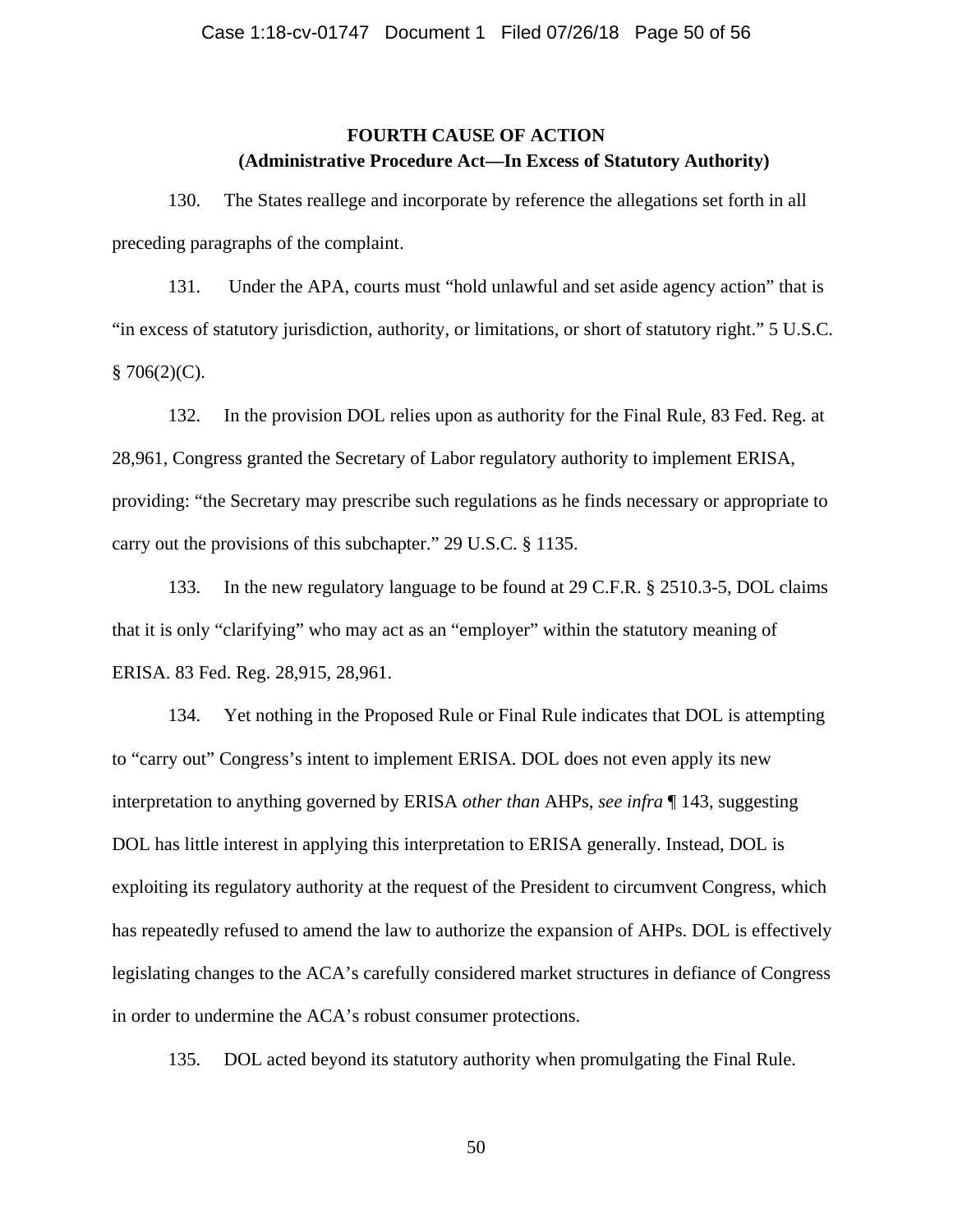**FOURTH CAUSE OF ACTION**
**(Administrative Procedure Act—In Excess of Statutory Authority)**

130. The States reallege and incorporate by reference the allegations set forth in all preceding paragraphs of the complaint.

131. Under the APA, courts must "hold unlawful and set aside agency action" that is "in excess of statutory jurisdiction, authority, or limitations, or short of statutory right." 5 U.S.C. § 706(2)(C).

132. In the provision DOL relies upon as authority for the Final Rule, 83 Fed. Reg. at 28,961, Congress granted the Secretary of Labor regulatory authority to implement ERISA, providing: "the Secretary may prescribe such regulations as he finds necessary or appropriate to carry out the provisions of this subchapter." 29 U.S.C. § 1135.

133. In the new regulatory language to be found at 29 C.F.R. § 2510.3-5, DOL claims that it is only "clarifying" who may act as an "employer" within the statutory meaning of ERISA. 83 Fed. Reg. 28,915, 28,961.

134. Yet nothing in the Proposed Rule or Final Rule indicates that DOL is attempting to "carry out" Congress's intent to implement ERISA. DOL does not even apply its new interpretation to anything governed by ERISA *other than* AHPs, *see infra* ¶ 143, suggesting DOL has little interest in applying this interpretation to ERISA generally. Instead, DOL is exploiting its regulatory authority at the request of the President to circumvent Congress, which has repeatedly refused to amend the law to authorize the expansion of AHPs. DOL is effectively legislating changes to the ACA's carefully considered market structures in defiance of Congress in order to undermine the ACA's robust consumer protections.

135. DOL acted beyond its statutory authority when promulgating the Final Rule.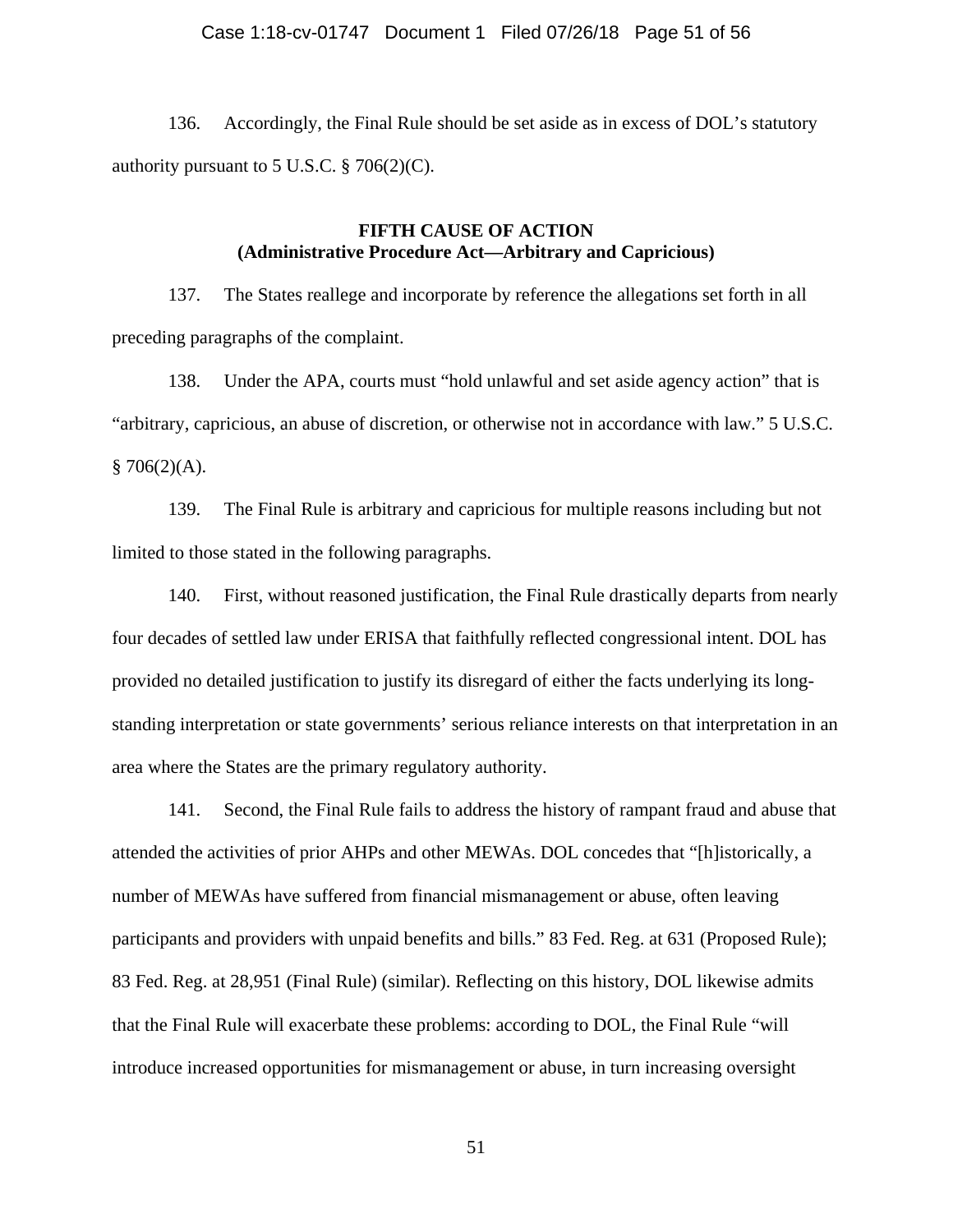136. Accordingly, the Final Rule should be set aside as in excess of DOL's statutory authority pursuant to 5 U.S.C. § 706(2)(C).

## FIFTH CAUSE OF ACTION
## (Administrative Procedure Act—Arbitrary and Capricious)

137. The States reallege and incorporate by reference the allegations set forth in all preceding paragraphs of the complaint.

138. Under the APA, courts must "hold unlawful and set aside agency action" that is "arbitrary, capricious, an abuse of discretion, or otherwise not in accordance with law." 5 U.S.C. § 706(2)(A).

139. The Final Rule is arbitrary and capricious for multiple reasons including but not limited to those stated in the following paragraphs.

140. First, without reasoned justification, the Final Rule drastically departs from nearly four decades of settled law under ERISA that faithfully reflected congressional intent. DOL has provided no detailed justification to justify its disregard of either the facts underlying its long-standing interpretation or state governments' serious reliance interests on that interpretation in an area where the States are the primary regulatory authority.

141. Second, the Final Rule fails to address the history of rampant fraud and abuse that attended the activities of prior AHPs and other MEWAs. DOL concedes that "[h]istorically, a number of MEWAs have suffered from financial mismanagement or abuse, often leaving participants and providers with unpaid benefits and bills." 83 Fed. Reg. at 631 (Proposed Rule); 83 Fed. Reg. at 28,951 (Final Rule) (similar). Reflecting on this history, DOL likewise admits that the Final Rule will exacerbate these problems: according to DOL, the Final Rule "will introduce increased opportunities for mismanagement or abuse, in turn increasing oversight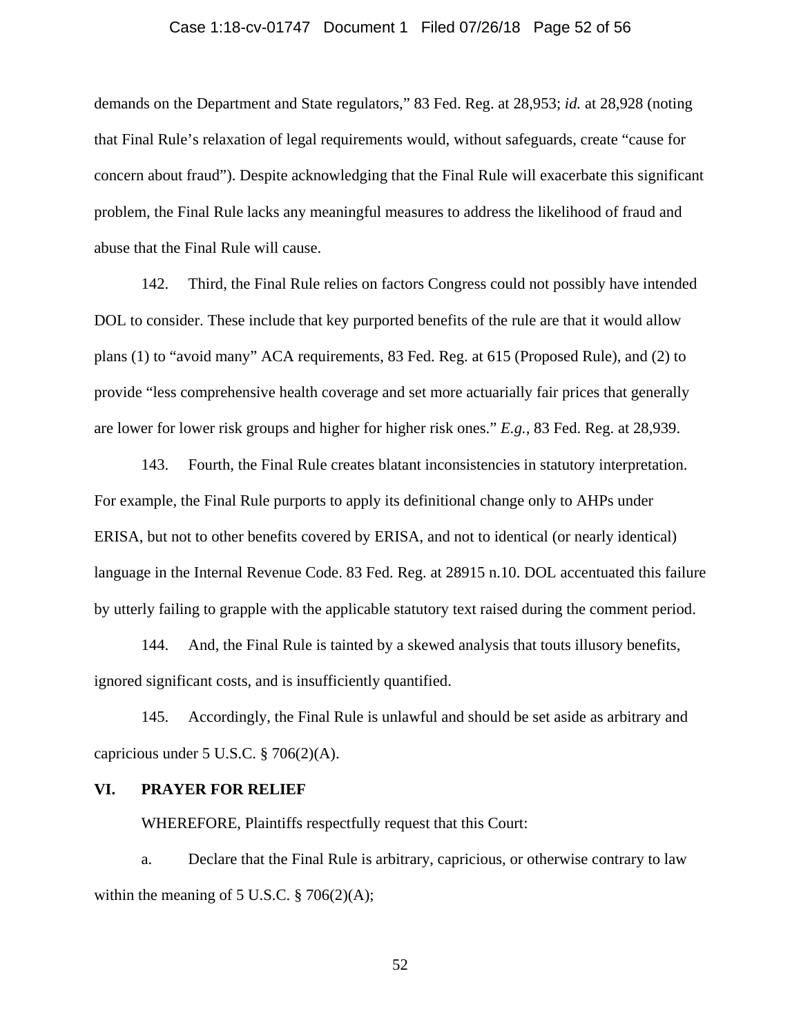demands on the Department and State regulators," 83 Fed. Reg. at 28,953; *id.* at 28,928 (noting that Final Rule's relaxation of legal requirements would, without safeguards, create "cause for concern about fraud"). Despite acknowledging that the Final Rule will exacerbate this significant problem, the Final Rule lacks any meaningful measures to address the likelihood of fraud and abuse that the Final Rule will cause.

142. Third, the Final Rule relies on factors Congress could not possibly have intended DOL to consider. These include that key purported benefits of the rule are that it would allow plans (1) to "avoid many" ACA requirements, 83 Fed. Reg. at 615 (Proposed Rule), and (2) to provide "less comprehensive health coverage and set more actuarially fair prices that generally are lower for lower risk groups and higher for higher risk ones." *E.g.*, 83 Fed. Reg. at 28,939.

143. Fourth, the Final Rule creates blatant inconsistencies in statutory interpretation. For example, the Final Rule purports to apply its definitional change only to AHPs under ERISA, but not to other benefits covered by ERISA, and not to identical (or nearly identical) language in the Internal Revenue Code. 83 Fed. Reg. at 28915 n.10. DOL accentuated this failure by utterly failing to grapple with the applicable statutory text raised during the comment period.

144. And, the Final Rule is tainted by a skewed analysis that touts illusory benefits, ignored significant costs, and is insufficiently quantified.

145. Accordingly, the Final Rule is unlawful and should be set aside as arbitrary and capricious under 5 U.S.C. § 706(2)(A).

## VI. PRAYER FOR RELIEF

WHEREFORE, Plaintiffs respectfully request that this Court:

a. Declare that the Final Rule is arbitrary, capricious, or otherwise contrary to law within the meaning of 5 U.S.C. § 706(2)(A);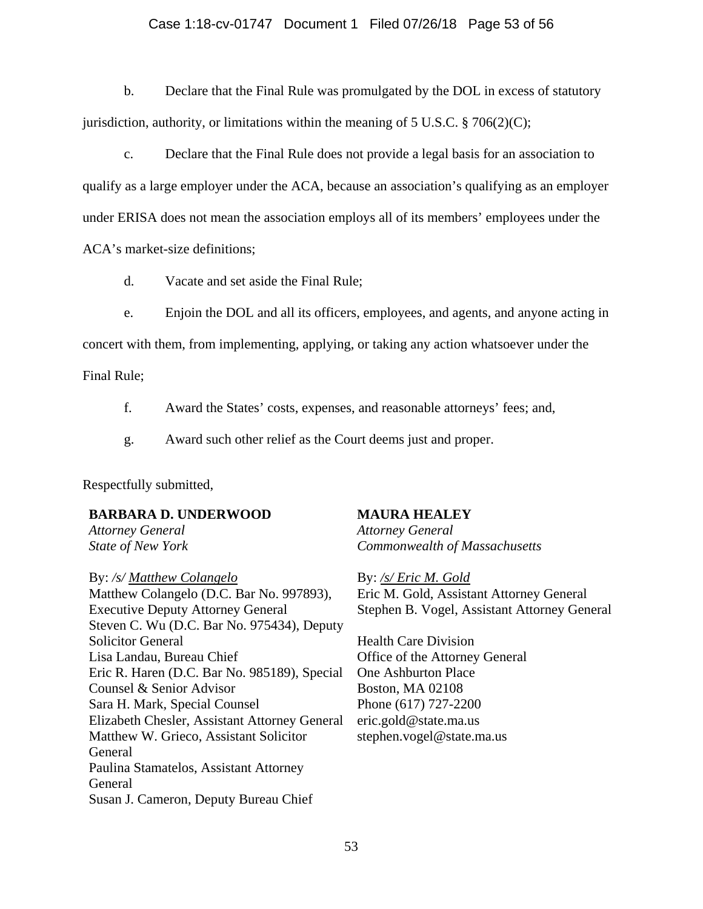b. Declare that the Final Rule was promulgated by the DOL in excess of statutory jurisdiction, authority, or limitations within the meaning of 5 U.S.C. § 706(2)(C);

c. Declare that the Final Rule does not provide a legal basis for an association to qualify as a large employer under the ACA, because an association's qualifying as an employer under ERISA does not mean the association employs all of its members' employees under the ACA's market-size definitions;

d. Vacate and set aside the Final Rule;

e. Enjoin the DOL and all its officers, employees, and agents, and anyone acting in concert with them, from implementing, applying, or taking any action whatsoever under the Final Rule;

f. Award the States' costs, expenses, and reasonable attorneys' fees; and,

g. Award such other relief as the Court deems just and proper.

Respectfully submitted,

**BARBARA D. UNDERWOOD**
*Attorney General*
*State of New York*

By: */s/ Matthew Colangelo*
Matthew Colangelo (D.C. Bar No. 997893), Executive Deputy Attorney General
Steven C. Wu (D.C. Bar No. 975434), Deputy Solicitor General
Lisa Landau, Bureau Chief
Eric R. Haren (D.C. Bar No. 985189), Special Counsel & Senior Advisor
Sara H. Mark, Special Counsel
Elizabeth Chesler, Assistant Attorney General
Matthew W. Grieco, Assistant Solicitor General
Paulina Stamatelos, Assistant Attorney General
Susan J. Cameron, Deputy Bureau Chief

**MAURA HEALEY**
*Attorney General*
*Commonwealth of Massachusetts*

By: */s/ Eric M. Gold*
Eric M. Gold, Assistant Attorney General
Stephen B. Vogel, Assistant Attorney General

Health Care Division
Office of the Attorney General
One Ashburton Place
Boston, MA 02108
Phone (617) 727-2200
eric.gold@state.ma.us
stephen.vogel@state.ma.us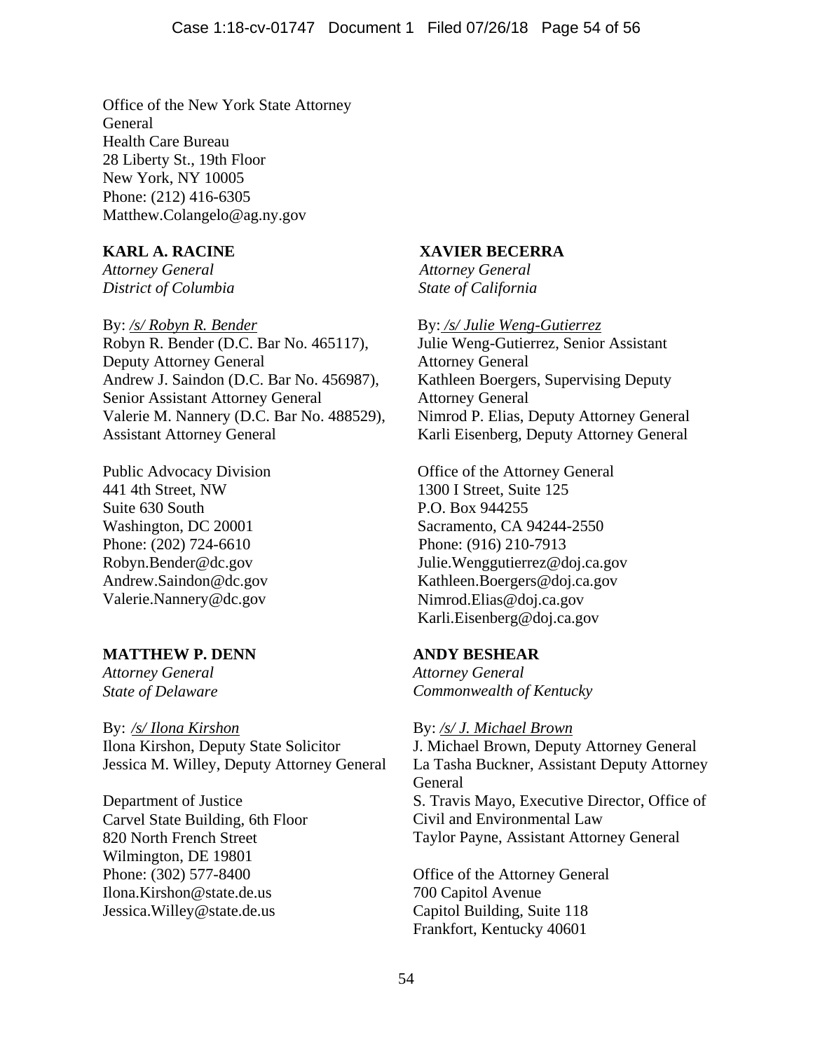Office of the New York State Attorney
General
Health Care Bureau
28 Liberty St., 19th Floor
New York, NY 10005
Phone: (212) 416-6305
Matthew.Colangelo@ag.ny.gov

**KARL A. RACINE**
*Attorney General*
*District of Columbia*

By: */s/ Robyn R. Bender*
Robyn R. Bender (D.C. Bar No. 465117), Deputy Attorney General
Andrew J. Saindon (D.C. Bar No. 456987), Senior Assistant Attorney General
Valerie M. Nannery (D.C. Bar No. 488529), Assistant Attorney General

Public Advocacy Division
441 4th Street, NW
Suite 630 South
Washington, DC 20001
Phone: (202) 724-6610
Robyn.Bender@dc.gov
Andrew.Saindon@dc.gov
Valerie.Nannery@dc.gov

**XAVIER BECERRA**
*Attorney General*
*State of California*

By: */s/ Julie Weng-Gutierrez*
Julie Weng-Gutierrez, Senior Assistant Attorney General
Kathleen Boergers, Supervising Deputy Attorney General
Nimrod P. Elias, Deputy Attorney General
Karli Eisenberg, Deputy Attorney General

Office of the Attorney General
1300 I Street, Suite 125
P.O. Box 944255
Sacramento, CA 94244-2550
Phone: (916) 210-7913
Julie.Wenggutierrez@doj.ca.gov
Kathleen.Boergers@doj.ca.gov
Nimrod.Elias@doj.ca.gov
Karli.Eisenberg@doj.ca.gov

**MATTHEW P. DENN**
*Attorney General*
*State of Delaware*

By: */s/ Ilona Kirshon*
Ilona Kirshon, Deputy State Solicitor
Jessica M. Willey, Deputy Attorney General

Department of Justice
Carvel State Building, 6th Floor
820 North French Street
Wilmington, DE 19801
Phone: (302) 577-8400
Ilona.Kirshon@state.de.us
Jessica.Willey@state.de.us

**ANDY BESHEAR**
*Attorney General*
*Commonwealth of Kentucky*

By: */s/ J. Michael Brown*
J. Michael Brown, Deputy Attorney General
La Tasha Buckner, Assistant Deputy Attorney General
S. Travis Mayo, Executive Director, Office of Civil and Environmental Law
Taylor Payne, Assistant Attorney General

Office of the Attorney General
700 Capitol Avenue
Capitol Building, Suite 118
Frankfort, Kentucky 40601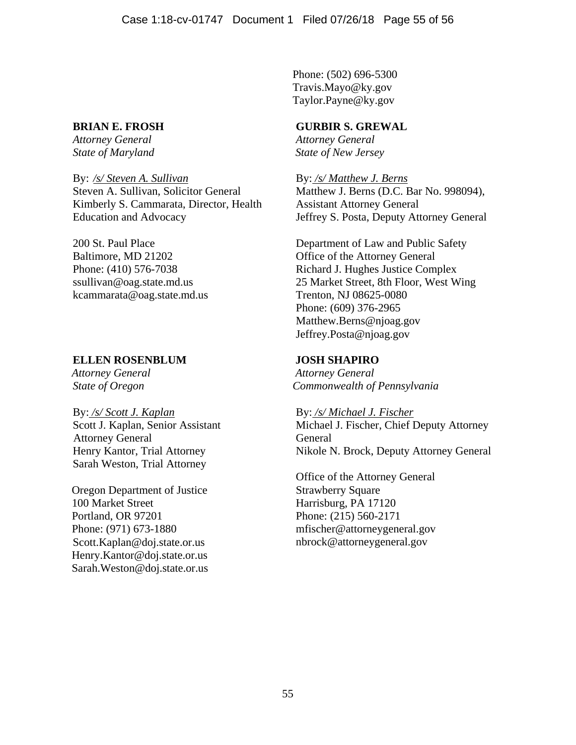Phone: (502) 696-5300
Travis.Mayo@ky.gov
Taylor.Payne@ky.gov

**BRIAN E. FROSH**
*Attorney General*
*State of Maryland*

By: /s/ Steven A. Sullivan
Steven A. Sullivan, Solicitor General
Kimberly S. Cammarata, Director, Health Education and Advocacy

200 St. Paul Place
Baltimore, MD 21202
Phone: (410) 576-7038
ssullivan@oag.state.md.us
kcammarata@oag.state.md.us

**GURBIR S. GREWAL**
*Attorney General*
*State of New Jersey*

By: /s/ Matthew J. Berns
Matthew J. Berns (D.C. Bar No. 998094), Assistant Attorney General
Jeffrey S. Posta, Deputy Attorney General

Department of Law and Public Safety
Office of the Attorney General
Richard J. Hughes Justice Complex
25 Market Street, 8th Floor, West Wing
Trenton, NJ 08625-0080
Phone: (609) 376-2965
Matthew.Berns@njoag.gov
Jeffrey.Posta@njoag.gov

**ELLEN ROSENBLUM**
*Attorney General*
*State of Oregon*

By: /s/ Scott J. Kaplan
Scott J. Kaplan, Senior Assistant Attorney General
Henry Kantor, Trial Attorney
Sarah Weston, Trial Attorney

Oregon Department of Justice
100 Market Street
Portland, OR 97201
Phone: (971) 673-1880
Scott.Kaplan@doj.state.or.us
Henry.Kantor@doj.state.or.us
Sarah.Weston@doj.state.or.us

**JOSH SHAPIRO**
*Attorney General*
*Commonwealth of Pennsylvania*

By: /s/ Michael J. Fischer
Michael J. Fischer, Chief Deputy Attorney General
Nikole N. Brock, Deputy Attorney General

Office of the Attorney General
Strawberry Square
Harrisburg, PA 17120
Phone: (215) 560-2171
mfischer@attorneygeneral.gov
nbrock@attorneygeneral.gov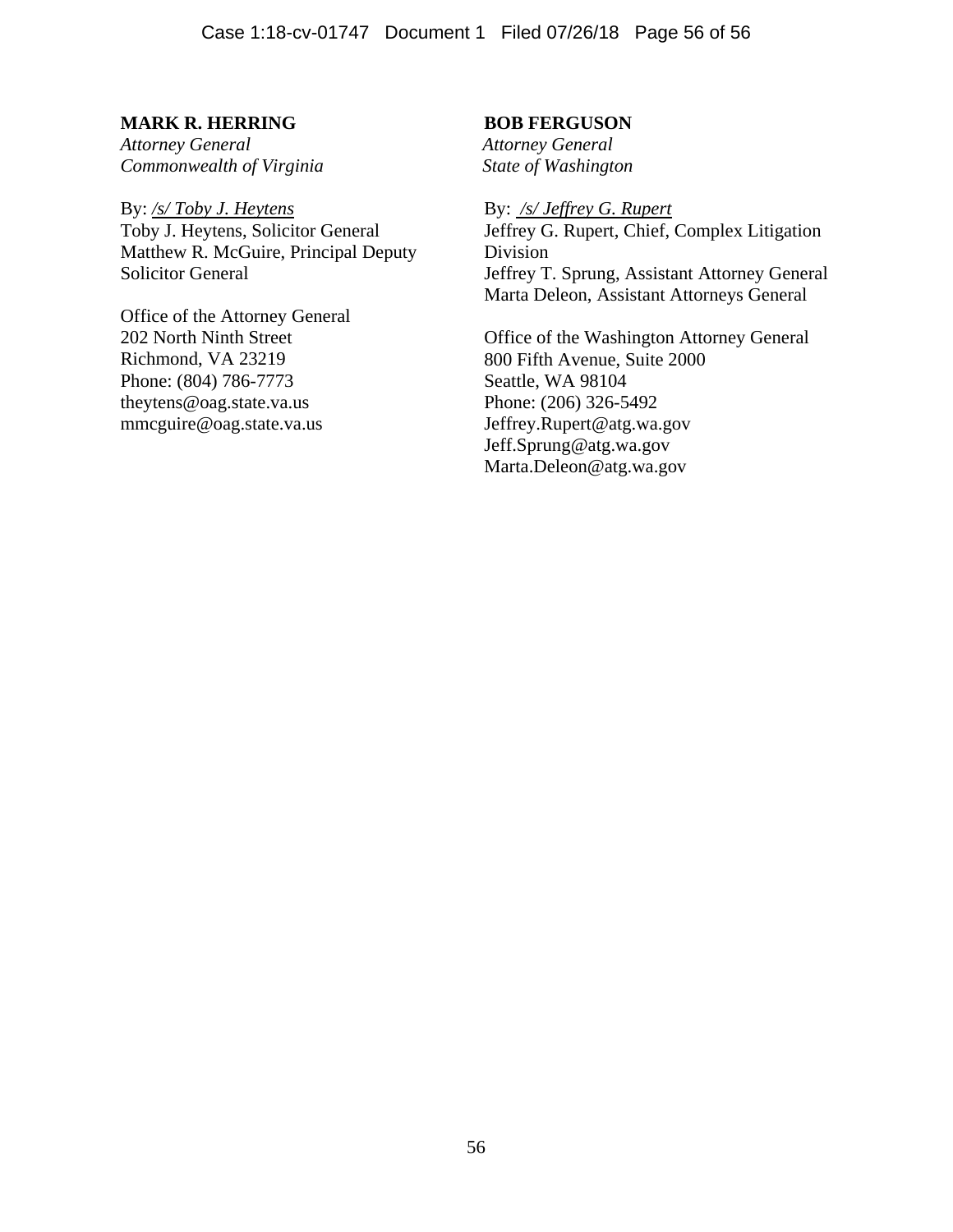**MARK R. HERRING**
*Attorney General*
*Commonwealth of Virginia*

By: /s/ Toby J. Heytens
Toby J. Heytens, Solicitor General
Matthew R. McGuire, Principal Deputy Solicitor General

Office of the Attorney General
202 North Ninth Street
Richmond, VA 23219
Phone: (804) 786-7773
theytens@oag.state.va.us
mmcguire@oag.state.va.us

**BOB FERGUSON**
*Attorney General*
*State of Washington*

By: /s/ Jeffrey G. Rupert
Jeffrey G. Rupert, Chief, Complex Litigation Division
Jeffrey T. Sprung, Assistant Attorney General
Marta Deleon, Assistant Attorneys General

Office of the Washington Attorney General
800 Fifth Avenue, Suite 2000
Seattle, WA 98104
Phone: (206) 326-5492
Jeffrey.Rupert@atg.wa.gov
Jeff.Sprung@atg.wa.gov
Marta.Deleon@atg.wa.gov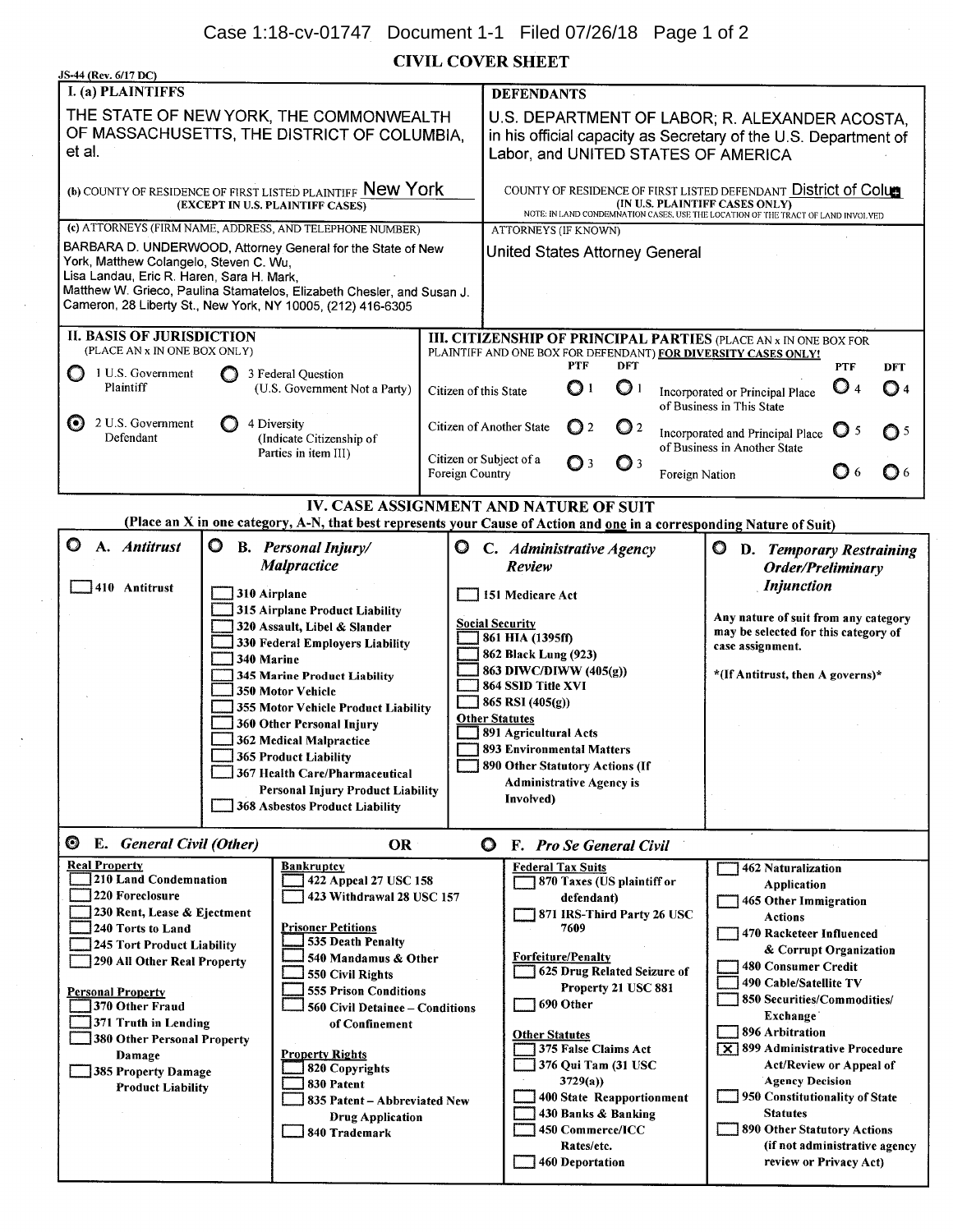# CIVIL COVER SHEET

JS-44 (Rev. 6/17 DC)

| I. (a) PLAINTIFFS | DEFENDANTS |
|---|---|
| THE STATE OF NEW YORK, THE COMMONWEALTH OF MASSACHUSETTS, THE DISTRICT OF COLUMBIA, et al. | U.S. DEPARTMENT OF LABOR; R. ALEXANDER ACOSTA, in his official capacity as Secretary of the U.S. Department of Labor, and UNITED STATES OF AMERICA |
| (b) COUNTY OF RESIDENCE OF FIRST LISTED PLAINTIFF New York (EXCEPT IN U.S. PLAINTIFF CASES) | COUNTY OF RESIDENCE OF FIRST LISTED DEFENDANT District of Colu (IN U.S. PLAINTIFF CASES ONLY) NOTE: IN LAND CONDEMNATION CASES, USE THE LOCATION OF THE TRACT OF LAND INVOLVED |
| (c) ATTORNEYS (FIRM NAME, ADDRESS, AND TELEPHONE NUMBER) BARBARA D. UNDERWOOD, Attorney General for the State of New York, Matthew Colangelo, Steven C. Wu, Lisa Landau, Eric R. Haren, Sara H. Mark, Matthew W. Grieco, Paulina Stamatelos, Elizabeth Chesler, and Susan J. Cameron, 28 Liberty St., New York, NY 10005, (212) 416-6305 | ATTORNEYS (IF KNOWN) United States Attorney General |

**II. BASIS OF JURISDICTION** (PLACE AN x IN ONE BOX ONLY)

- ○ 1 U.S. Government Plaintiff
- ○ 3 Federal Question (U.S. Government Not a Party)
- ◉ 2 U.S. Government Defendant
- ○ 4 Diversity (Indicate Citizenship of Parties in item III)

**III. CITIZENSHIP OF PRINCIPAL PARTIES** (PLACE AN x IN ONE BOX FOR PLAINTIFF AND ONE BOX FOR DEFENDANT) **FOR DIVERSITY CASES ONLY!**

| | PTF | DFT | | PTF | DFT |
|---|---|---|---|---|---|
| Citizen of this State | ○ 1 | ○ 1 | Incorporated or Principal Place of Business in This State | ○ 4 | ○ 4 |
| Citizen of Another State | ○ 2 | ○ 2 | Incorporated and Principal Place of Business in Another State | ○ 5 | ○ 5 |
| Citizen or Subject of a Foreign Country | ○ 3 | ○ 3 | Foreign Nation | ○ 6 | ○ 6 |

## IV. CASE ASSIGNMENT AND NATURE OF SUIT

**(Place an X in one category, A-N, that best represents your Cause of Action and one in a corresponding Nature of Suit)**

○ **A. *Antitrust***
- ☐ 410 Antitrust

○ **B. *Personal Injury/ Malpractice***
- ☐ 310 Airplane
- ☐ 315 Airplane Product Liability
- ☐ 320 Assault, Libel & Slander
- ☐ 330 Federal Employers Liability
- ☐ 340 Marine
- ☐ 345 Marine Product Liability
- ☐ 350 Motor Vehicle
- ☐ 355 Motor Vehicle Product Liability
- ☐ 360 Other Personal Injury
- ☐ 362 Medical Malpractice
- ☐ 365 Product Liability
- ☐ 367 Health Care/Pharmaceutical Personal Injury Product Liability
- ☐ 368 Asbestos Product Liability

○ **C. *Administrative Agency Review***
- ☐ 151 Medicare Act

Social Security
- ☐ 861 HIA (1395ff)
- ☐ 862 Black Lung (923)
- ☐ 863 DIWC/DIWW (405(g))
- ☐ 864 SSID Title XVI
- ☐ 865 RSI (405(g))

Other Statutes
- ☐ 891 Agricultural Acts
- ☐ 893 Environmental Matters
- ☐ 890 Other Statutory Actions (If Administrative Agency is Involved)

○ **D. *Temporary Restraining Order/Preliminary Injunction***

Any nature of suit from any category may be selected for this category of case assignment.

*(If Antitrust, then A governs)*

◉ **E. *General Civil (Other)*** OR ○ **F. *Pro Se General Civil***

Real Property
- ☐ 210 Land Condemnation
- ☐ 220 Foreclosure
- ☐ 230 Rent, Lease & Ejectment
- ☐ 240 Torts to Land
- ☐ 245 Tort Product Liability
- ☐ 290 All Other Real Property

Personal Property
- ☐ 370 Other Fraud
- ☐ 371 Truth in Lending
- ☐ 380 Other Personal Property Damage
- ☐ 385 Property Damage Product Liability

Bankruptcy
- ☐ 422 Appeal 27 USC 158
- ☐ 423 Withdrawal 28 USC 157

Prisoner Petitions
- ☐ 535 Death Penalty
- ☐ 540 Mandamus & Other
- ☐ 550 Civil Rights
- ☐ 555 Prison Conditions
- ☐ 560 Civil Detainee – Conditions of Confinement

Property Rights
- ☐ 820 Copyrights
- ☐ 830 Patent
- ☐ 835 Patent – Abbreviated New Drug Application
- ☐ 840 Trademark

Federal Tax Suits
- ☐ 870 Taxes (US plaintiff or defendant)
- ☐ 871 IRS-Third Party 26 USC 7609

Forfeiture/Penalty
- ☐ 625 Drug Related Seizure of Property 21 USC 881
- ☐ 690 Other

Other Statutes
- ☐ 375 False Claims Act
- ☐ 376 Qui Tam (31 USC 3729(a))
- ☐ 400 State Reapportionment
- ☐ 430 Banks & Banking
- ☐ 450 Commerce/ICC Rates/etc.
- ☐ 460 Deportation
- ☐ 462 Naturalization Application
- ☐ 465 Other Immigration Actions
- ☐ 470 Racketeer Influenced & Corrupt Organization
- ☐ 480 Consumer Credit
- ☐ 490 Cable/Satellite TV
- ☐ 850 Securities/Commodities/ Exchange
- ☐ 896 Arbitration
- ☒ 899 Administrative Procedure Act/Review or Appeal of Agency Decision
- ☐ 950 Constitutionality of State Statutes
- ☐ 890 Other Statutory Actions (if not administrative agency review or Privacy Act)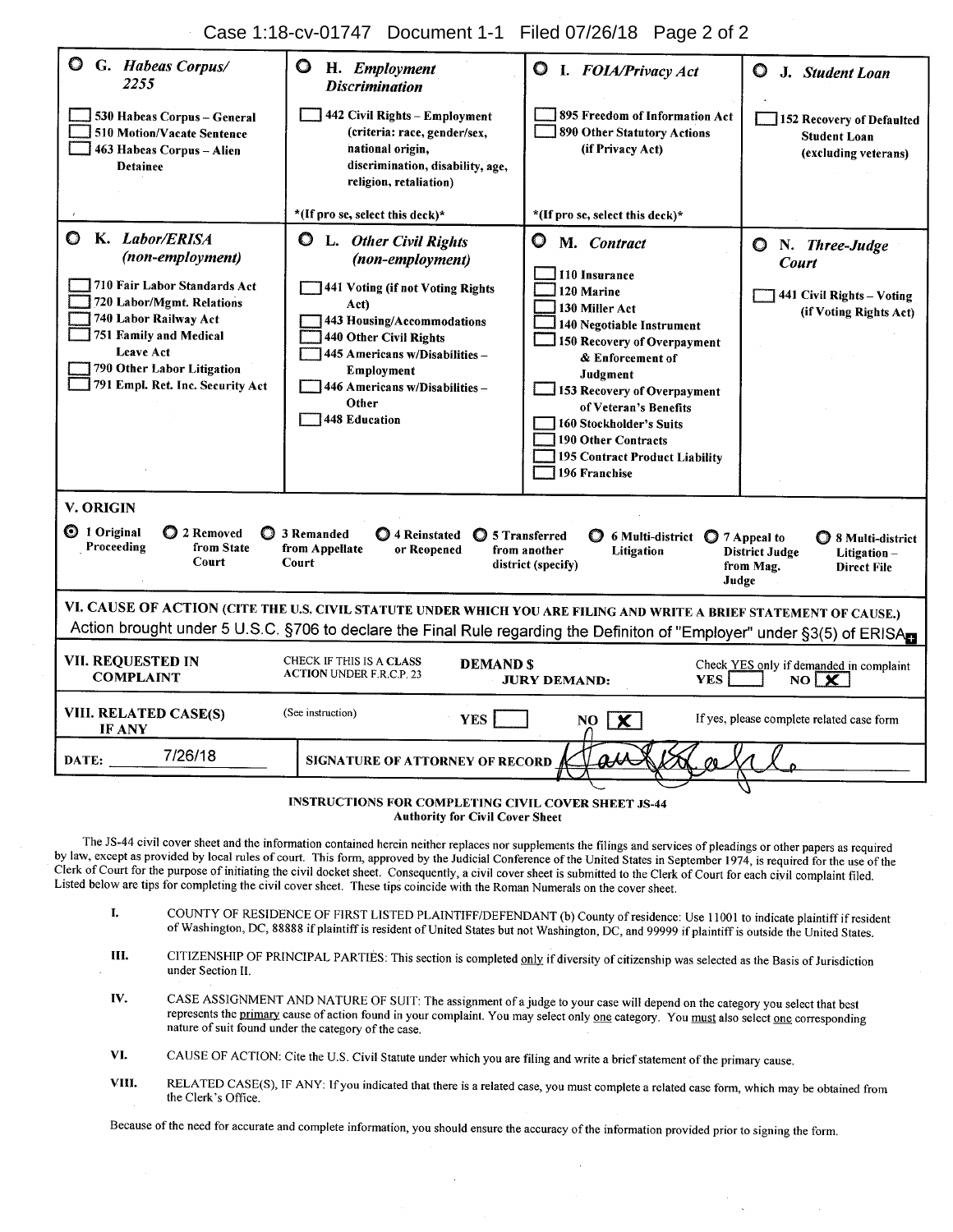| ○ G. *Habeas Corpus/ 2255* | ○ H. *Employment Discrimination* | ○ I. *FOIA/Privacy Act* | ○ J. *Student Loan* |
|---|---|---|---|
| ☐ 530 Habeas Corpus – General<br>☐ 510 Motion/Vacate Sentence<br>☐ 463 Habeas Corpus – Alien Detainee | ☐ 442 Civil Rights – Employment (criteria: race, gender/sex, national origin, discrimination, disability, age, religion, retaliation)<br><br>*(If pro se, select this deck)* | ☐ 895 Freedom of Information Act<br>☐ 890 Other Statutory Actions (if Privacy Act)<br><br>*(If pro se, select this deck)* | ☐ 152 Recovery of Defaulted Student Loan (excluding veterans) |
| ○ K. *Labor/ERISA (non-employment)* | ○ L. *Other Civil Rights (non-employment)* | ○ M. *Contract* | ○ N. *Three-Judge Court* |
| ☐ 710 Fair Labor Standards Act<br>☐ 720 Labor/Mgmt. Relations<br>☐ 740 Labor Railway Act<br>☐ 751 Family and Medical Leave Act<br>☐ 790 Other Labor Litigation<br>☐ 791 Empl. Ret. Inc. Security Act | ☐ 441 Voting (if not Voting Rights Act)<br>☐ 443 Housing/Accommodations<br>☐ 440 Other Civil Rights<br>☐ 445 Americans w/Disabilities – Employment<br>☐ 446 Americans w/Disabilities – Other<br>☐ 448 Education | ☐ 110 Insurance<br>☐ 120 Marine<br>☐ 130 Miller Act<br>☐ 140 Negotiable Instrument<br>☐ 150 Recovery of Overpayment & Enforcement of Judgment<br>☐ 153 Recovery of Overpayment of Veteran's Benefits<br>☐ 160 Stockholder's Suits<br>☐ 190 Other Contracts<br>☐ 195 Contract Product Liability<br>☐ 196 Franchise | ☐ 441 Civil Rights – Voting (if Voting Rights Act) |

**V. ORIGIN**

◉ 1 Original Proceeding ○ 2 Removed from State Court ○ 3 Remanded from Appellate Court ○ 4 Reinstated or Reopened ○ 5 Transferred from another district (specify) ○ 6 Multi-district Litigation ○ 7 Appeal to District Judge from Mag. Judge ○ 8 Multi-district Litigation – Direct File

**VI. CAUSE OF ACTION (CITE THE U.S. CIVIL STATUTE UNDER WHICH YOU ARE FILING AND WRITE A BRIEF STATEMENT OF CAUSE.)**

Action brought under 5 U.S.C. §706 to declare the Final Rule regarding the Definiton of "Employer" under §3(5) of ERISA

| | | | |
|---|---|---|---|
| **VII. REQUESTED IN COMPLAINT** | CHECK IF THIS IS A CLASS ACTION UNDER F.R.C.P. 23 ☐ | **DEMAND $** **JURY DEMAND:** | Check YES only if demanded in complaint YES ☐ NO ☒ |
| **VIII. RELATED CASE(S) IF ANY** | (See instruction) | YES ☐ NO ☒ | If yes, please complete related case form |
| **DATE:** 7/26/18 | **SIGNATURE OF ATTORNEY OF RECORD** [signature] | | |

**INSTRUCTIONS FOR COMPLETING CIVIL COVER SHEET JS-44**
**Authority for Civil Cover Sheet**

The JS-44 civil cover sheet and the information contained herein neither replaces nor supplements the filings and services of pleadings or other papers as required by law, except as provided by local rules of court. This form, approved by the Judicial Conference of the United States in September 1974, is required for the use of the Clerk of Court for the purpose of initiating the civil docket sheet. Consequently, a civil cover sheet is submitted to the Clerk of Court for each civil complaint filed. Listed below are tips for completing the civil cover sheet. These tips coincide with the Roman Numerals on the cover sheet.

I. COUNTY OF RESIDENCE OF FIRST LISTED PLAINTIFF/DEFENDANT (b) County of residence: Use 11001 to indicate plaintiff if resident of Washington, DC, 88888 if plaintiff is resident of United States but not Washington, DC, and 99999 if plaintiff is outside the United States.

III. CITIZENSHIP OF PRINCIPAL PARTIES: This section is completed only if diversity of citizenship was selected as the Basis of Jurisdiction under Section II.

IV. CASE ASSIGNMENT AND NATURE OF SUIT: The assignment of a judge to your case will depend on the category you select that best represents the primary cause of action found in your complaint. You may select only one category. You must also select one corresponding nature of suit found under the category of the case.

VI. CAUSE OF ACTION: Cite the U.S. Civil Statute under which you are filing and write a brief statement of the primary cause.

VIII. RELATED CASE(S), IF ANY: If you indicated that there is a related case, you must complete a related case form, which may be obtained from the Clerk's Office.

Because of the need for accurate and complete information, you should ensure the accuracy of the information provided prior to signing the form.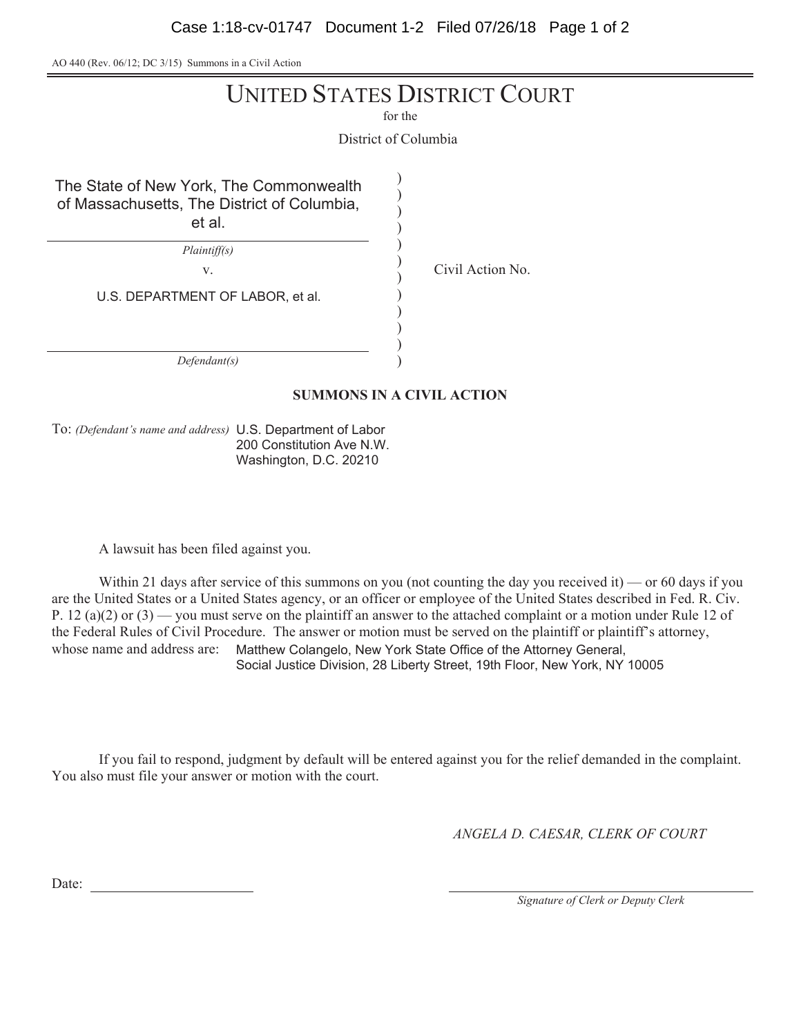AO 440 (Rev. 06/12; DC 3/15) Summons in a Civil Action

# UNITED STATES DISTRICT COURT

for the

District of Columbia

| | | |
|---|---|---|
| The State of New York, The Commonwealth of Massachusetts, The District of Columbia, et al. | ) | |
| *Plaintiff(s)* | ) | |
| v. | ) | Civil Action No. |
| U.S. DEPARTMENT OF LABOR, et al. | ) | |
| *Defendant(s)* | ) | |

**SUMMONS IN A CIVIL ACTION**

To: *(Defendant's name and address)* U.S. Department of Labor
200 Constitution Ave N.W.
Washington, D.C. 20210

A lawsuit has been filed against you.

Within 21 days after service of this summons on you (not counting the day you received it) — or 60 days if you are the United States or a United States agency, or an officer or employee of the United States described in Fed. R. Civ. P. 12 (a)(2) or (3) — you must serve on the plaintiff an answer to the attached complaint or a motion under Rule 12 of the Federal Rules of Civil Procedure. The answer or motion must be served on the plaintiff or plaintiff's attorney, whose name and address are: Matthew Colangelo, New York State Office of the Attorney General, Social Justice Division, 28 Liberty Street, 19th Floor, New York, NY 10005

If you fail to respond, judgment by default will be entered against you for the relief demanded in the complaint. You also must file your answer or motion with the court.

*ANGELA D. CAESAR, CLERK OF COURT*

Date: ____________________

____________________
*Signature of Clerk or Deputy Clerk*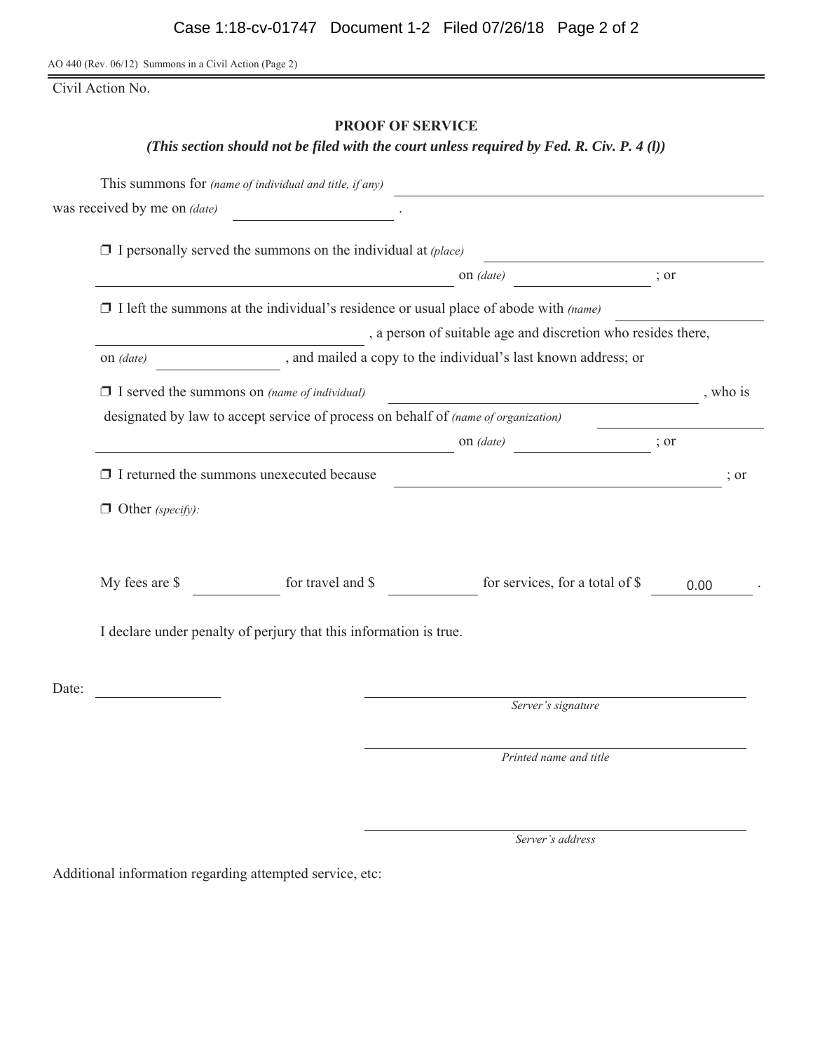AO 440 (Rev. 06/12) Summons in a Civil Action (Page 2)

Civil Action No.

## PROOF OF SERVICE

***(This section should not be filed with the court unless required by Fed. R. Civ. P. 4 (l))***

This summons for *(name of individual and title, if any)* \_\_\_\_\_\_\_\_\_\_\_\_\_\_\_\_\_\_\_\_\_\_\_\_\_\_\_\_\_\_

was received by me on *(date)* \_\_\_\_\_\_\_\_\_\_\_\_\_\_\_\_ .

❒ I personally served the summons on the individual at *(place)* \_\_\_\_\_\_\_\_\_\_\_\_\_\_\_\_\_\_\_\_\_\_\_\_

\_\_\_\_\_\_\_\_\_\_\_\_\_\_\_\_\_\_\_\_\_\_\_\_\_\_\_\_\_\_\_\_\_\_ on *(date)* \_\_\_\_\_\_\_\_\_\_\_\_\_\_ ; or

❒ I left the summons at the individual's residence or usual place of abode with *(name)* \_\_\_\_\_\_\_\_\_\_\_\_\_\_

\_\_\_\_\_\_\_\_\_\_\_\_\_\_\_\_\_\_\_\_\_\_\_\_\_\_\_\_ , a person of suitable age and discretion who resides there,

on *(date)* \_\_\_\_\_\_\_\_\_\_\_\_\_\_ , and mailed a copy to the individual's last known address; or

❒ I served the summons on *(name of individual)* \_\_\_\_\_\_\_\_\_\_\_\_\_\_\_\_\_\_\_\_\_\_\_\_\_\_\_\_ , who is

designated by law to accept service of process on behalf of *(name of organization)* \_\_\_\_\_\_\_\_\_\_\_\_\_\_

\_\_\_\_\_\_\_\_\_\_\_\_\_\_\_\_\_\_\_\_\_\_\_\_\_\_\_\_\_\_\_\_\_\_ on *(date)* \_\_\_\_\_\_\_\_\_\_\_\_\_\_ ; or

❒ I returned the summons unexecuted because \_\_\_\_\_\_\_\_\_\_\_\_\_\_\_\_\_\_\_\_\_\_\_\_\_\_\_\_\_\_ ; or

❒ Other *(specify)*:

My fees are $ \_\_\_\_\_\_\_\_\_\_ for travel and $ \_\_\_\_\_\_\_\_\_\_ for services, for a total of $ 0.00 .

I declare under penalty of perjury that this information is true.

Date: \_\_\_\_\_\_\_\_\_\_\_\_\_\_

\_\_\_\_\_\_\_\_\_\_\_\_\_\_\_\_\_\_\_\_\_\_\_\_\_\_\_\_\_\_\_\_\_\_
*Server's signature*

\_\_\_\_\_\_\_\_\_\_\_\_\_\_\_\_\_\_\_\_\_\_\_\_\_\_\_\_\_\_\_\_\_\_
*Printed name and title*

\_\_\_\_\_\_\_\_\_\_\_\_\_\_\_\_\_\_\_\_\_\_\_\_\_\_\_\_\_\_\_\_\_\_
*Server's address*

Additional information regarding attempted service, etc: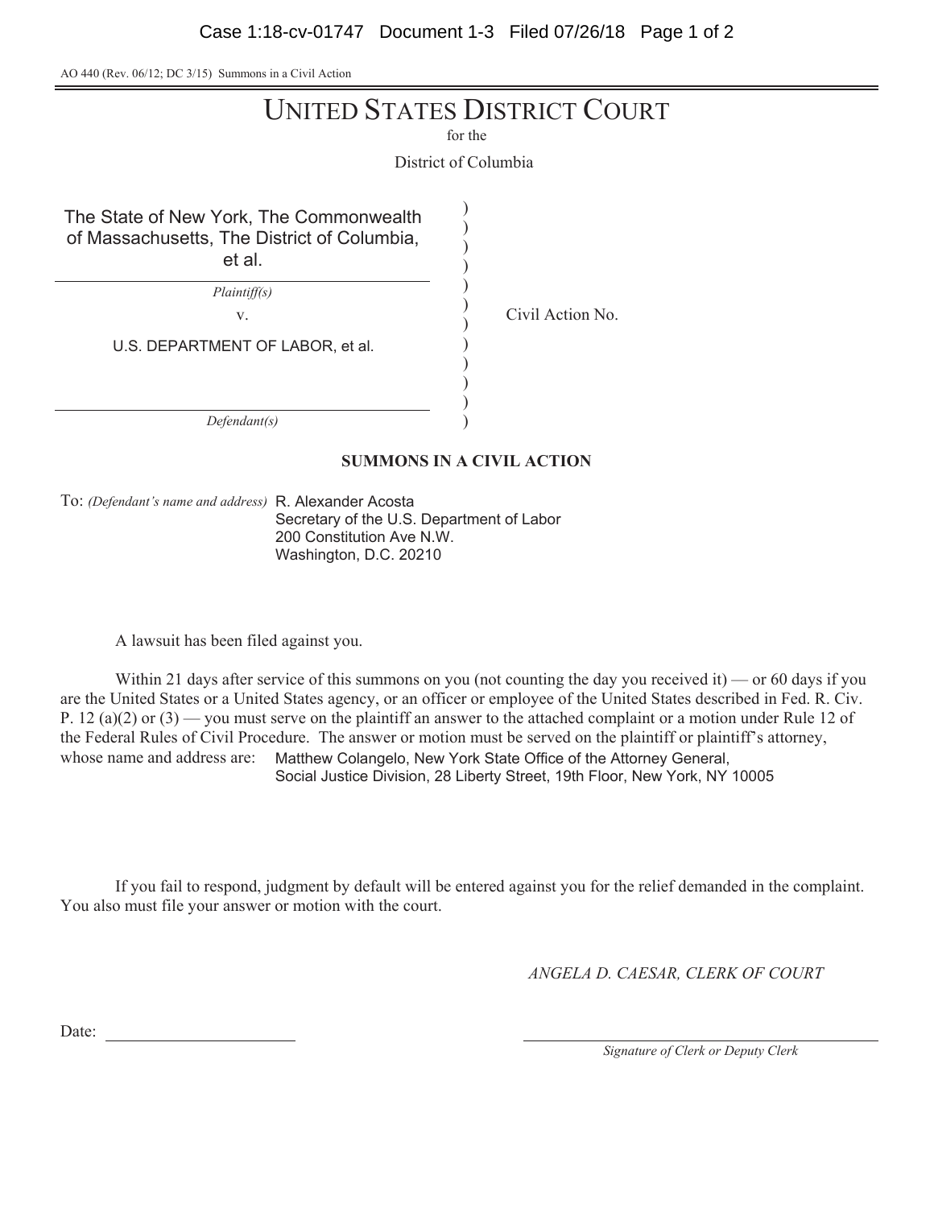AO 440 (Rev. 06/12; DC 3/15) Summons in a Civil Action

# UNITED STATES DISTRICT COURT

for the

District of Columbia

| | |
|---|---|
| The State of New York, The Commonwealth of Massachusetts, The District of Columbia, et al. | |
| *Plaintiff(s)* | |
| v. | Civil Action No. |
| U.S. DEPARTMENT OF LABOR, et al. | |
| *Defendant(s)* | |

**SUMMONS IN A CIVIL ACTION**

To: *(Defendant's name and address)* R. Alexander Acosta
Secretary of the U.S. Department of Labor
200 Constitution Ave N.W.
Washington, D.C. 20210

A lawsuit has been filed against you.

Within 21 days after service of this summons on you (not counting the day you received it) — or 60 days if you are the United States or a United States agency, or an officer or employee of the United States described in Fed. R. Civ. P. 12 (a)(2) or (3) — you must serve on the plaintiff an answer to the attached complaint or a motion under Rule 12 of the Federal Rules of Civil Procedure. The answer or motion must be served on the plaintiff or plaintiff's attorney, whose name and address are: Matthew Colangelo, New York State Office of the Attorney General, Social Justice Division, 28 Liberty Street, 19th Floor, New York, NY 10005

If you fail to respond, judgment by default will be entered against you for the relief demanded in the complaint. You also must file your answer or motion with the court.

*ANGELA D. CAESAR, CLERK OF COURT*

Date: ______________________

______________________
*Signature of Clerk or Deputy Clerk*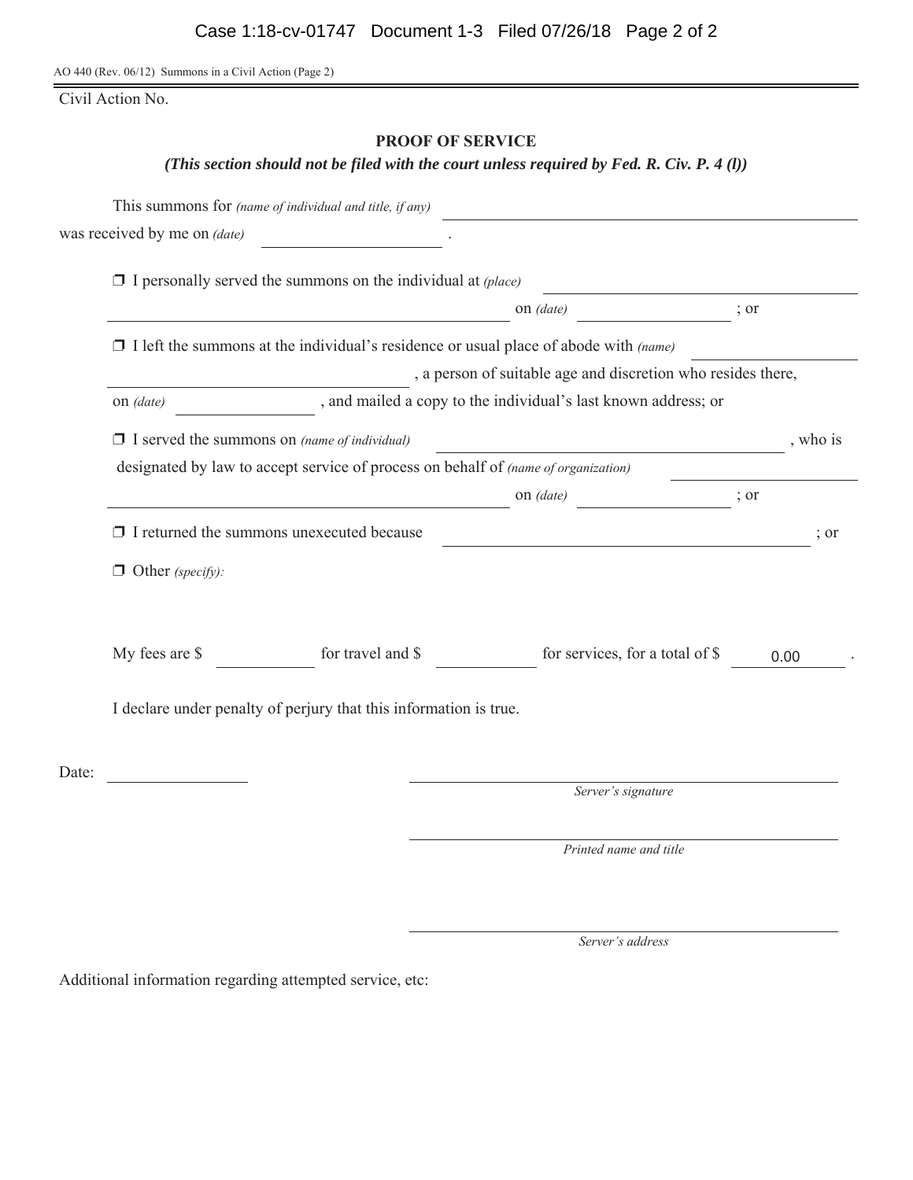AO 440 (Rev. 06/12) Summons in a Civil Action (Page 2)

Civil Action No.

## PROOF OF SERVICE

***(This section should not be filed with the court unless required by Fed. R. Civ. P. 4 (l))***

This summons for *(name of individual and title, if any)* ______________________________
was received by me on *(date)* ______________ .

❒ I personally served the summons on the individual at *(place)* ______________________________
______________________________ on *(date)* ______________ ; or

❒ I left the summons at the individual's residence or usual place of abode with *(name)* ______________
______________________________ , a person of suitable age and discretion who resides there,
on *(date)* ______________ , and mailed a copy to the individual's last known address; or

❒ I served the summons on *(name of individual)* ______________________________ , who is
designated by law to accept service of process on behalf of *(name of organization)* ______________
______________________________ on *(date)* ______________ ; or

❒ I returned the summons unexecuted because ______________________________ ; or

❒ Other *(specify):*

My fees are $ ________ for travel and $ ________ for services, for a total of $ 0.00 .

I declare under penalty of perjury that this information is true.

Date: ______________

______________________________
*Server's signature*

______________________________
*Printed name and title*

______________________________
*Server's address*

Additional information regarding attempted service, etc: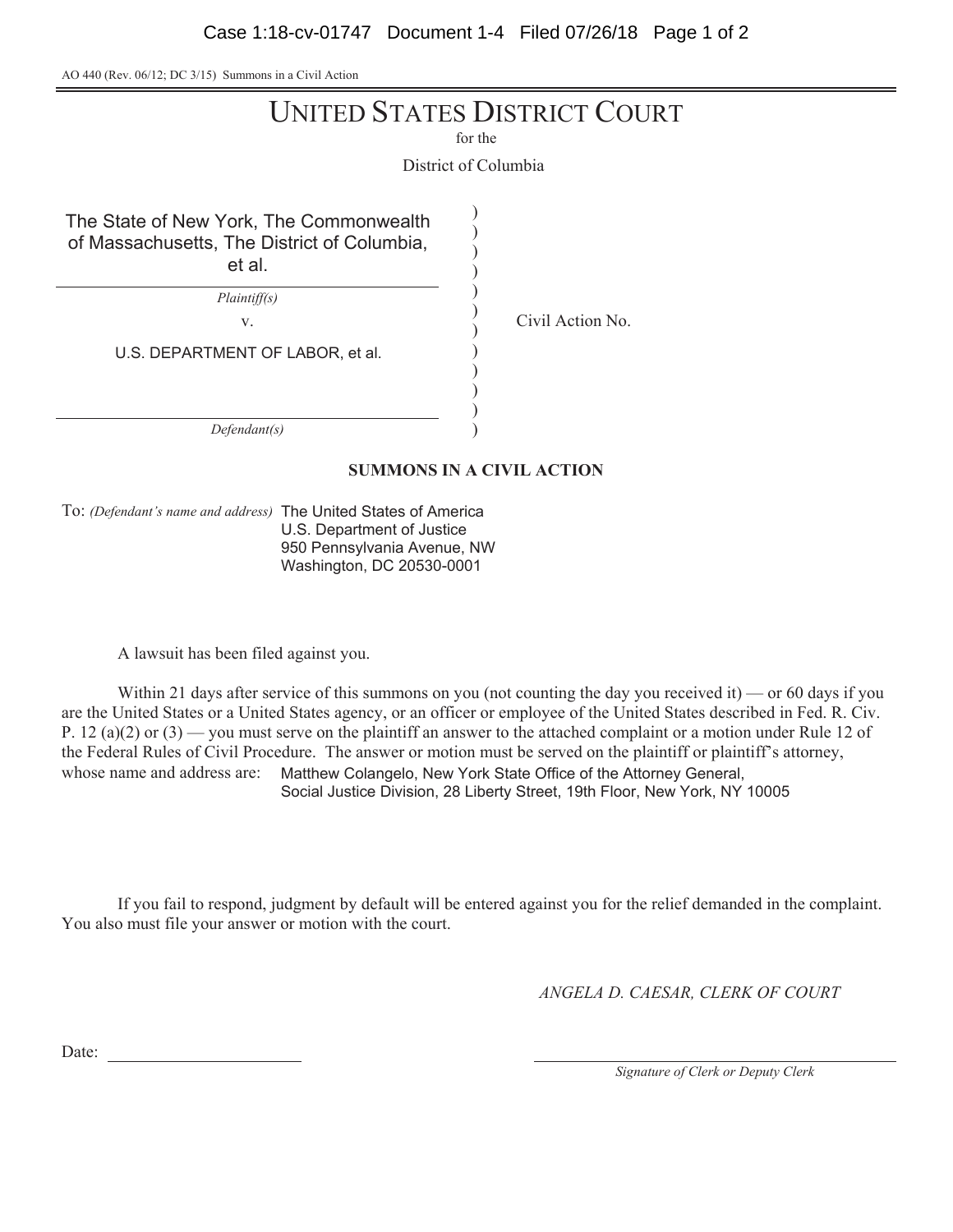AO 440 (Rev. 06/12; DC 3/15) Summons in a Civil Action

# UNITED STATES DISTRICT COURT

for the

District of Columbia

| | | |
|---|---|---|
| The State of New York, The Commonwealth of Massachusetts, The District of Columbia, et al. | ) | |
| *Plaintiff(s)* | ) | |
| v. | ) | Civil Action No. |
| U.S. DEPARTMENT OF LABOR, et al. | ) | |
| *Defendant(s)* | ) | |

**SUMMONS IN A CIVIL ACTION**

To: *(Defendant's name and address)* The United States of America
U.S. Department of Justice
950 Pennsylvania Avenue, NW
Washington, DC 20530-0001

A lawsuit has been filed against you.

Within 21 days after service of this summons on you (not counting the day you received it) — or 60 days if you are the United States or a United States agency, or an officer or employee of the United States described in Fed. R. Civ. P. 12 (a)(2) or (3) — you must serve on the plaintiff an answer to the attached complaint or a motion under Rule 12 of the Federal Rules of Civil Procedure. The answer or motion must be served on the plaintiff or plaintiff's attorney, whose name and address are: Matthew Colangelo, New York State Office of the Attorney General, Social Justice Division, 28 Liberty Street, 19th Floor, New York, NY 10005

If you fail to respond, judgment by default will be entered against you for the relief demanded in the complaint. You also must file your answer or motion with the court.

*ANGELA D. CAESAR, CLERK OF COURT*

Date: ____________________

____________________
*Signature of Clerk or Deputy Clerk*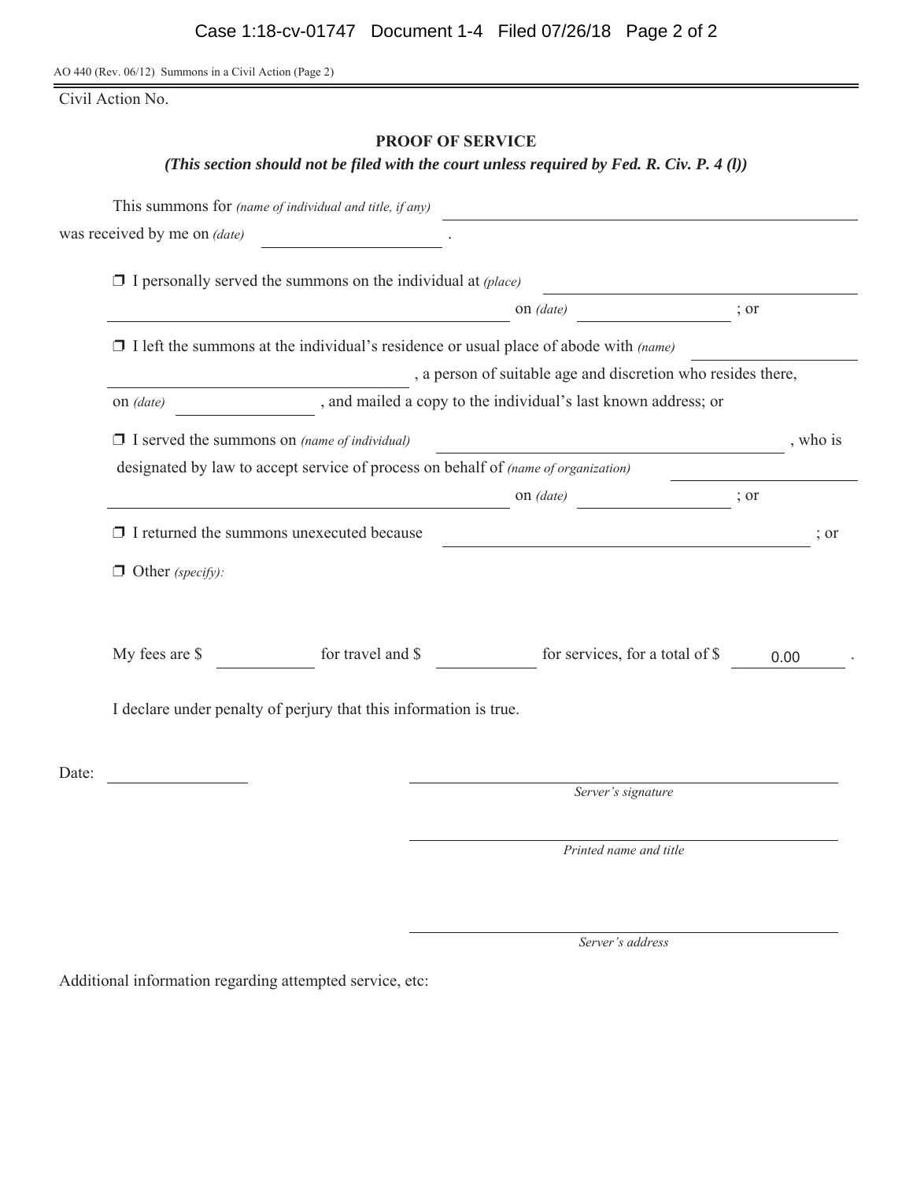AO 440 (Rev. 06/12) Summons in a Civil Action (Page 2)

Civil Action No.

## PROOF OF SERVICE

***(This section should not be filed with the court unless required by Fed. R. Civ. P. 4 (l))***

This summons for *(name of individual and title, if any)* ____________________

was received by me on *(date)* ____________ .

☐ I personally served the summons on the individual at *(place)* ____________________ on *(date)* ____________ ; or

☐ I left the summons at the individual's residence or usual place of abode with *(name)* ____________________ , a person of suitable age and discretion who resides there, on *(date)* ____________ , and mailed a copy to the individual's last known address; or

☐ I served the summons on *(name of individual)* ____________________ , who is designated by law to accept service of process on behalf of *(name of organization)* ____________________ on *(date)* ____________ ; or

☐ I returned the summons unexecuted because ____________________ ; or

☐ Other *(specify)*:

My fees are $ ________ for travel and $ ________ for services, for a total of $ 0.00 .

I declare under penalty of perjury that this information is true.

Date: ____________

____________________
*Server's signature*

____________________
*Printed name and title*

____________________
*Server's address*

Additional information regarding attempted service, etc: